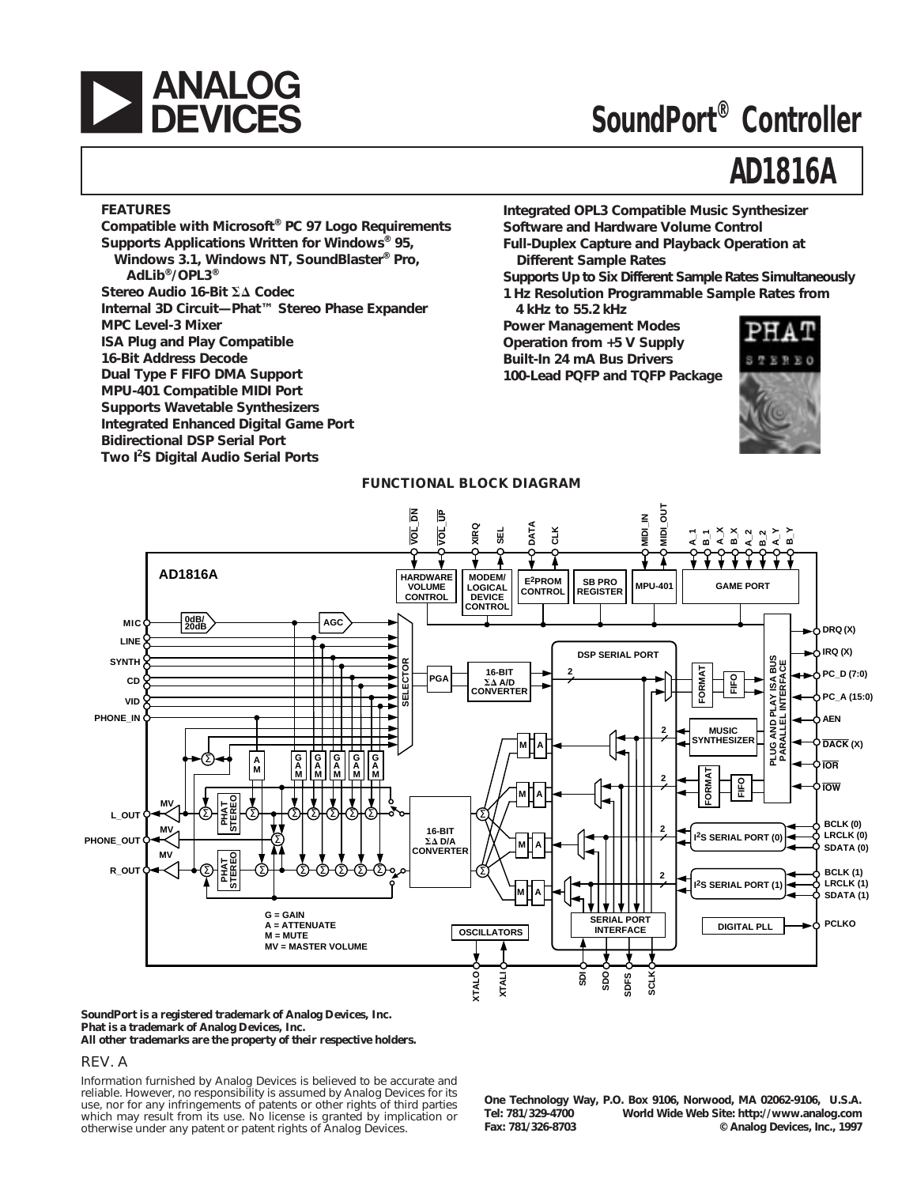# ANALOG DEVICES

# SoundPort® Controller

# AD1816A

## FEATURES

- Compatible with Microsoft® PC 97 Logo Requirements
- Supports Applications Written for Windows® 95, Windows 3.1, Windows NT, SoundBlaster® Pro, AdLib®/OPL3®
- Stereo Audio 16-Bit ΣΔ Codec
- Internal 3D Circuit—Phat™ Stereo Phase Expander
- MPC Level-3 Mixer
- ISA Plug and Play Compatible
- 16-Bit Address Decode
- Dual Type F FIFO DMA Support
- MPU-401 Compatible MIDI Port
- Supports Wavetable Synthesizers
- Integrated Enhanced Digital Game Port
- Bidirectional DSP Serial Port
- Two I²S Digital Audio Serial Ports
- Integrated OPL3 Compatible Music Synthesizer
- Software and Hardware Volume Control
- Full-Duplex Capture and Playback Operation at Different Sample Rates
- Supports Up to Six Different Sample Rates Simultaneously
- 1 Hz Resolution Programmable Sample Rates from 4 kHz to 55.2 kHz
- Power Management Modes
- Operation from +5 V Supply
- Built-In 24 mA Bus Drivers
- 100-Lead PQFP and TQFP Package

## FUNCTIONAL BLOCK DIAGRAM

G = GAIN
A = ATTENUATE
M = MUTE
MV = MASTER VOLUME

SoundPort is a registered trademark of Analog Devices, Inc.
Phat is a trademark of Analog Devices, Inc.
All other trademarks are the property of their respective holders.

REV. A

Information furnished by Analog Devices is believed to be accurate and reliable. However, no responsibility is assumed by Analog Devices for its use, nor for any infringements of patents or other rights of third parties which may result from its use. No license is granted by implication or otherwise under any patent or patent rights of Analog Devices.

One Technology Way, P.O. Box 9106, Norwood, MA 02062-9106, U.S.A.
Tel: 781/329-4700 World Wide Web Site: http://www.analog.com
Fax: 781/326-8703 © Analog Devices, Inc., 1997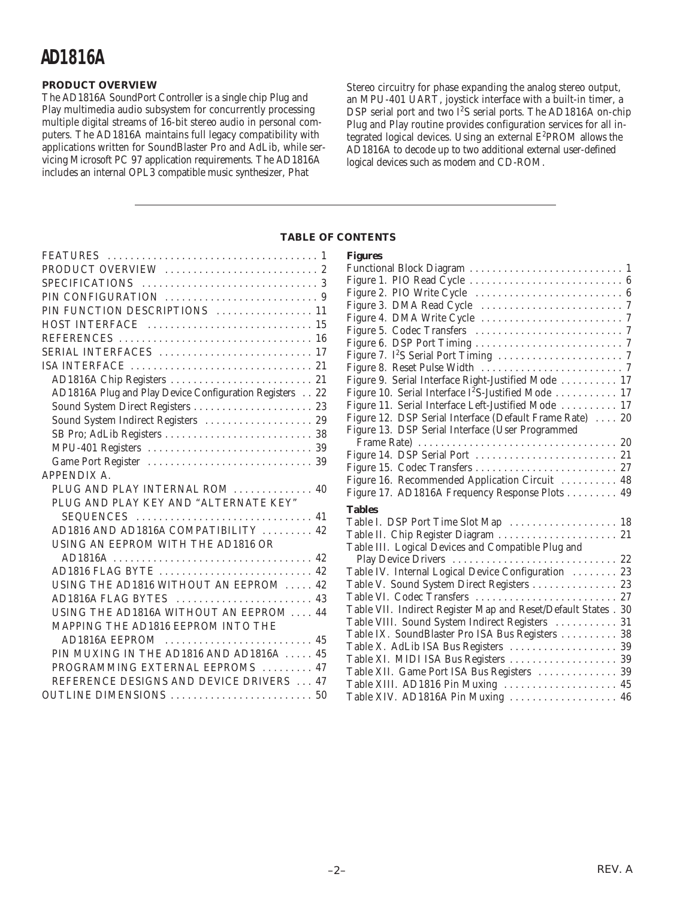## PRODUCT OVERVIEW

The AD1816A SoundPort Controller is a single chip Plug and Play multimedia audio subsystem for concurrently processing multiple digital streams of 16-bit stereo audio in personal computers. The AD1816A maintains full legacy compatibility with applications written for SoundBlaster Pro and AdLib, while servicing Microsoft PC 97 application requirements. The AD1816A includes an internal OPL3 compatible music synthesizer, Phat Stereo circuitry for phase expanding the analog stereo output, an MPU-401 UART, joystick interface with a built-in timer, a DSP serial port and two $I^2S$ serial ports. The AD1816A on-chip Plug and Play routine provides configuration services for all integrated logical devices. Using an external $E^2PROM$ allows the AD1816A to decode up to two additional external user-defined logical devices such as modem and CD-ROM.

## TABLE OF CONTENTS

FEATURES . . . 1
PRODUCT OVERVIEW . . . 2
SPECIFICATIONS . . . 3
PIN CONFIGURATION . . . 9
PIN FUNCTION DESCRIPTIONS . . . 11
HOST INTERFACE . . . 15
REFERENCES . . . 16
SERIAL INTERFACES . . . 17
ISA INTERFACE . . . 21
- AD1816A Chip Registers . . . 21
- AD1816A Plug and Play Device Configuration Registers . . . 22
- Sound System Direct Registers . . . 23
- Sound System Indirect Registers . . . 29
- SB Pro; AdLib Registers . . . 38
- MPU-401 Registers . . . 39
- Game Port Register . . . 39

APPENDIX A.
- PLUG AND PLAY INTERNAL ROM . . . 40
- PLUG AND PLAY KEY AND "ALTERNATE KEY" SEQUENCES . . . 41
- AD1816 AND AD1816A COMPATIBILITY . . . 42
- USING AN EEPROM WITH THE AD1816 OR AD1816A . . . 42
- AD1816 FLAG BYTE . . . 42
- USING THE AD1816 WITHOUT AN EEPROM . . . 42
- AD1816A FLAG BYTES . . . 43
- USING THE AD1816A WITHOUT AN EEPROM . . . 44
- MAPPING THE AD1816 EEPROM INTO THE AD1816A EEPROM . . . 45
- PIN MUXING IN THE AD1816 AND AD1816A . . . 45
- PROGRAMMING EXTERNAL EEPROMS . . . 47
- REFERENCE DESIGNS AND DEVICE DRIVERS . . . 47

OUTLINE DIMENSIONS . . . 50

**Figures**

Functional Block Diagram . . . 1
Figure 1. PIO Read Cycle . . . 6
Figure 2. PIO Write Cycle . . . 6
Figure 3. DMA Read Cycle . . . 7
Figure 4. DMA Write Cycle . . . 7
Figure 5. Codec Transfers . . . 7
Figure 6. DSP Port Timing . . . 7
Figure 7. $I^2S$ Serial Port Timing . . . 7
Figure 8. Reset Pulse Width . . . 7
Figure 9. Serial Interface Right-Justified Mode . . . 17
Figure 10. Serial Interface $I^2S$-Justified Mode . . . 17
Figure 11. Serial Interface Left-Justified Mode . . . 17
Figure 12. DSP Serial Interface (Default Frame Rate) . . . 20
Figure 13. DSP Serial Interface (User Programmed Frame Rate) . . . 20
Figure 14. DSP Serial Port . . . 21
Figure 15. Codec Transfers . . . 27
Figure 16. Recommended Application Circuit . . . 48
Figure 17. AD1816A Frequency Response Plots . . . 49

**Tables**

Table I. DSP Port Time Slot Map . . . 18
Table II. Chip Register Diagram . . . 21
Table III. Logical Devices and Compatible Plug and Play Device Drivers . . . 22
Table IV. Internal Logical Device Configuration . . . 23
Table V. Sound System Direct Registers . . . 23
Table VI. Codec Transfers . . . 27
Table VII. Indirect Register Map and Reset/Default States . 30
Table VIII. Sound System Indirect Registers . . . 31
Table IX. SoundBlaster Pro ISA Bus Registers . . . 38
Table X. AdLib ISA Bus Registers . . . 39
Table XI. MIDI ISA Bus Registers . . . 39
Table XII. Game Port ISA Bus Registers . . . 39
Table XIII. AD1816 Pin Muxing . . . 45
Table XIV. AD1816A Pin Muxing . . . 46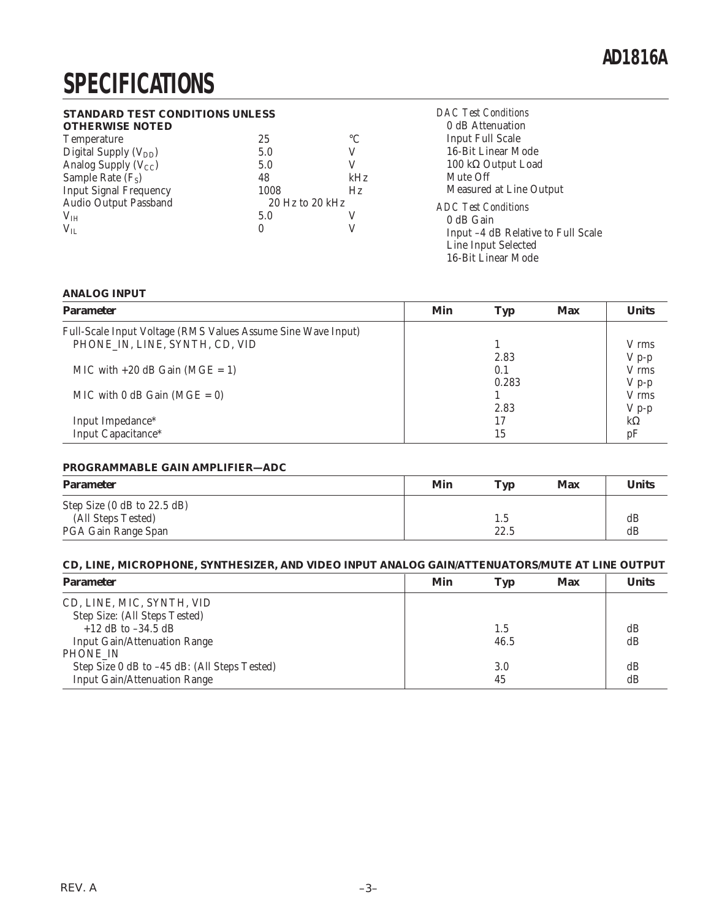# SPECIFICATIONS

**STANDARD TEST CONDITIONS UNLESS OTHERWISE NOTED**

| | | |
|---|---|---|
| Temperature | 25 | °C |
| Digital Supply ($V_{DD}$) | 5.0 | V |
| Analog Supply ($V_{CC}$) | 5.0 | V |
| Sample Rate ($F_S$) | 48 | kHz |
| Input Signal Frequency | 1008 | Hz |
| Audio Output Passband | 20 Hz to 20 kHz | |
| $V_{IH}$ | 5.0 | V |
| $V_{IL}$ | 0 | V |

*DAC Test Conditions*
- 0 dB Attenuation
- Input Full Scale
- 16-Bit Linear Mode
- 100 kΩ Output Load
- Mute Off
- Measured at Line Output

*ADC Test Conditions*
- 0 dB Gain
- Input –4 dB Relative to Full Scale
- Line Input Selected
- 16-Bit Linear Mode

**ANALOG INPUT**

| Parameter | Min | Typ | Max | Units |
|---|---|---|---|---|
| Full-Scale Input Voltage (RMS Values Assume Sine Wave Input) | | | | |
| PHONE_IN, LINE, SYNTH, CD, VID | | 1 | | V rms |
| | | 2.83 | | V p-p |
| MIC with +20 dB Gain (MGE = 1) | | 0.1 | | V rms |
| | | 0.283 | | V p-p |
| MIC with 0 dB Gain (MGE = 0) | | 1 | | V rms |
| | | 2.83 | | V p-p |
| Input Impedance* | | 17 | | kΩ |
| Input Capacitance* | | 15 | | pF |

**PROGRAMMABLE GAIN AMPLIFIER—ADC**

| Parameter | Min | Typ | Max | Units |
|---|---|---|---|---|
| Step Size (0 dB to 22.5 dB) | | | | |
| (All Steps Tested) | | 1.5 | | dB |
| PGA Gain Range Span | | 22.5 | | dB |

**CD, LINE, MICROPHONE, SYNTHESIZER, AND VIDEO INPUT ANALOG GAIN/ATTENUATORS/MUTE AT LINE OUTPUT**

| Parameter | Min | Typ | Max | Units |
|---|---|---|---|---|
| CD, LINE, MIC, SYNTH, VID | | | | |
| Step Size: (All Steps Tested) | | | | |
| +12 dB to –34.5 dB | | 1.5 | | dB |
| Input Gain/Attenuation Range | | 46.5 | | dB |
| PHONE_IN | | | | |
| Step Size 0 dB to –45 dB: (All Steps Tested) | | 3.0 | | dB |
| Input Gain/Attenuation Range | | 45 | | dB |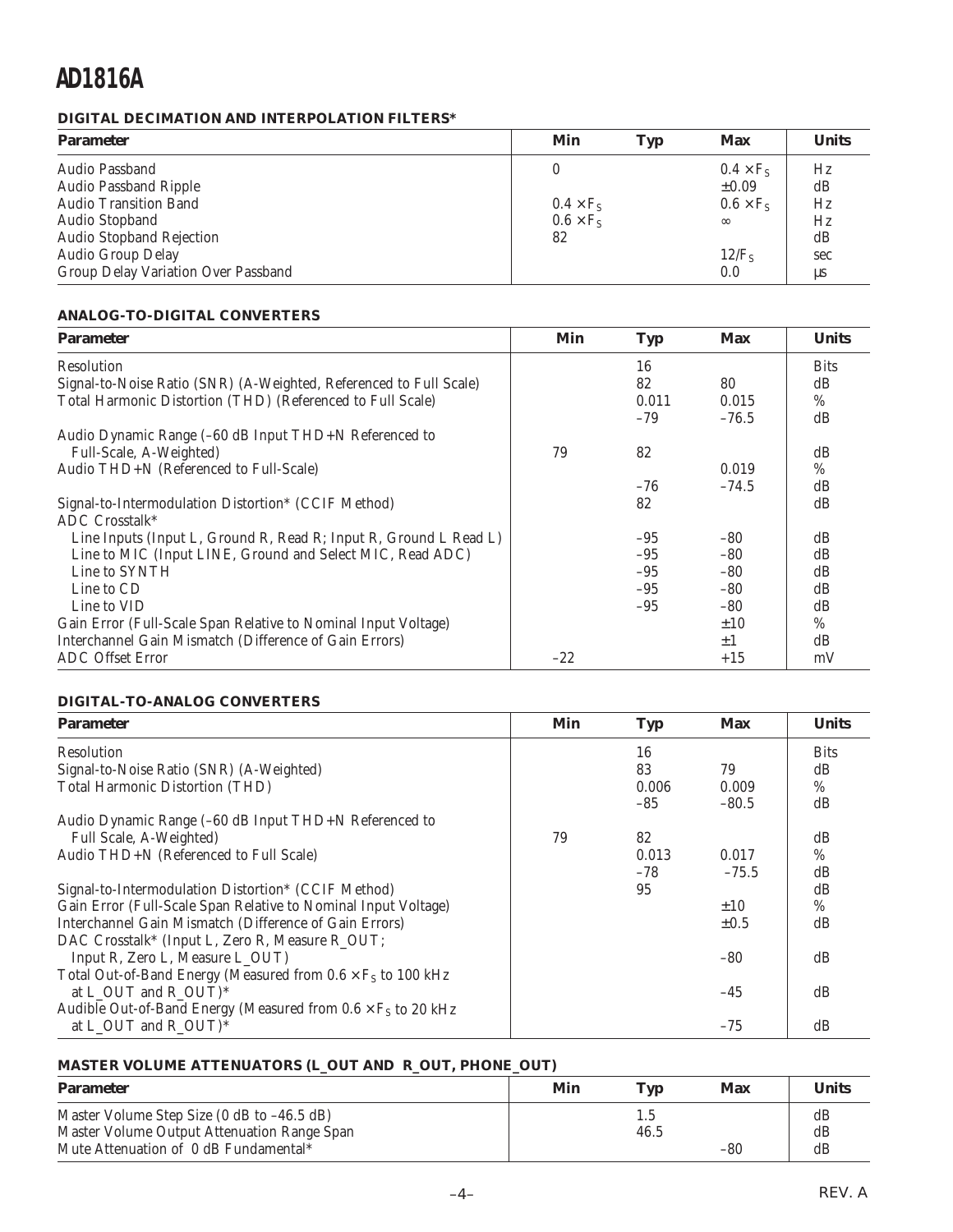### DIGITAL DECIMATION AND INTERPOLATION FILTERS*

| Parameter | Min | Typ | Max | Units |
|---|---|---|---|---|
| Audio Passband | 0 | | $0.4 \times F_S$ | Hz |
| Audio Passband Ripple | | | ±0.09 | dB |
| Audio Transition Band | $0.4 \times F_S$ | | $0.6 \times F_S$ | Hz |
| Audio Stopband | $0.6 \times F_S$ | | ∞ | Hz |
| Audio Stopband Rejection | 82 | | | dB |
| Audio Group Delay | | | $12/F_S$ | sec |
| Group Delay Variation Over Passband | | | 0.0 | µs |

### ANALOG-TO-DIGITAL CONVERTERS

| Parameter | Min | Typ | Max | Units |
|---|---|---|---|---|
| Resolution | | 16 | | Bits |
| Signal-to-Noise Ratio (SNR) (A-Weighted, Referenced to Full Scale) | | 82 | 80 | dB |
| Total Harmonic Distortion (THD) (Referenced to Full Scale) | | 0.011 | 0.015 | % |
| | | –79 | –76.5 | dB |
| Audio Dynamic Range (–60 dB Input THD+N Referenced to Full-Scale, A-Weighted) | 79 | 82 | | dB |
| Audio THD+N (Referenced to Full-Scale) | | | 0.019 | % |
| | | –76 | –74.5 | dB |
| Signal-to-Intermodulation Distortion* (CCIF Method) | | 82 | | dB |
| ADC Crosstalk* | | | | |
| Line Inputs (Input L, Ground R, Read R; Input R, Ground L Read L) | | –95 | –80 | dB |
| Line to MIC (Input LINE, Ground and Select MIC, Read ADC) | | –95 | –80 | dB |
| Line to SYNTH | | –95 | –80 | dB |
| Line to CD | | –95 | –80 | dB |
| Line to VID | | –95 | –80 | dB |
| Gain Error (Full-Scale Span Relative to Nominal Input Voltage) | | | ±10 | % |
| Interchannel Gain Mismatch (Difference of Gain Errors) | | | ±1 | dB |
| ADC Offset Error | –22 | | +15 | mV |

### DIGITAL-TO-ANALOG CONVERTERS

| Parameter | Min | Typ | Max | Units |
|---|---|---|---|---|
| Resolution | | 16 | | Bits |
| Signal-to-Noise Ratio (SNR) (A-Weighted) | | 83 | 79 | dB |
| Total Harmonic Distortion (THD) | | 0.006 | 0.009 | % |
| | | –85 | –80.5 | dB |
| Audio Dynamic Range (–60 dB Input THD+N Referenced to Full Scale, A-Weighted) | 79 | 82 | | dB |
| Audio THD+N (Referenced to Full Scale) | | 0.013 | 0.017 | % |
| | | –78 | –75.5 | dB |
| Signal-to-Intermodulation Distortion* (CCIF Method) | | 95 | | dB |
| Gain Error (Full-Scale Span Relative to Nominal Input Voltage) | | | ±10 | % |
| Interchannel Gain Mismatch (Difference of Gain Errors) | | | ±0.5 | dB |
| DAC Crosstalk* (Input L, Zero R, Measure R_OUT; Input R, Zero L, Measure L_OUT) | | | –80 | dB |
| Total Out-of-Band Energy (Measured from $0.6 \times F_S$ to 100 kHz at L_OUT and R_OUT)* | | | –45 | dB |
| Audible Out-of-Band Energy (Measured from $0.6 \times F_S$ to 20 kHz at L_OUT and R_OUT)* | | | –75 | dB |

### MASTER VOLUME ATTENUATORS (L_OUT AND R_OUT, PHONE_OUT)

| Parameter | Min | Typ | Max | Units |
|---|---|---|---|---|
| Master Volume Step Size (0 dB to –46.5 dB) | | 1.5 | | dB |
| Master Volume Output Attenuation Range Span | | 46.5 | | dB |
| Mute Attenuation of 0 dB Fundamental* | | | –80 | dB |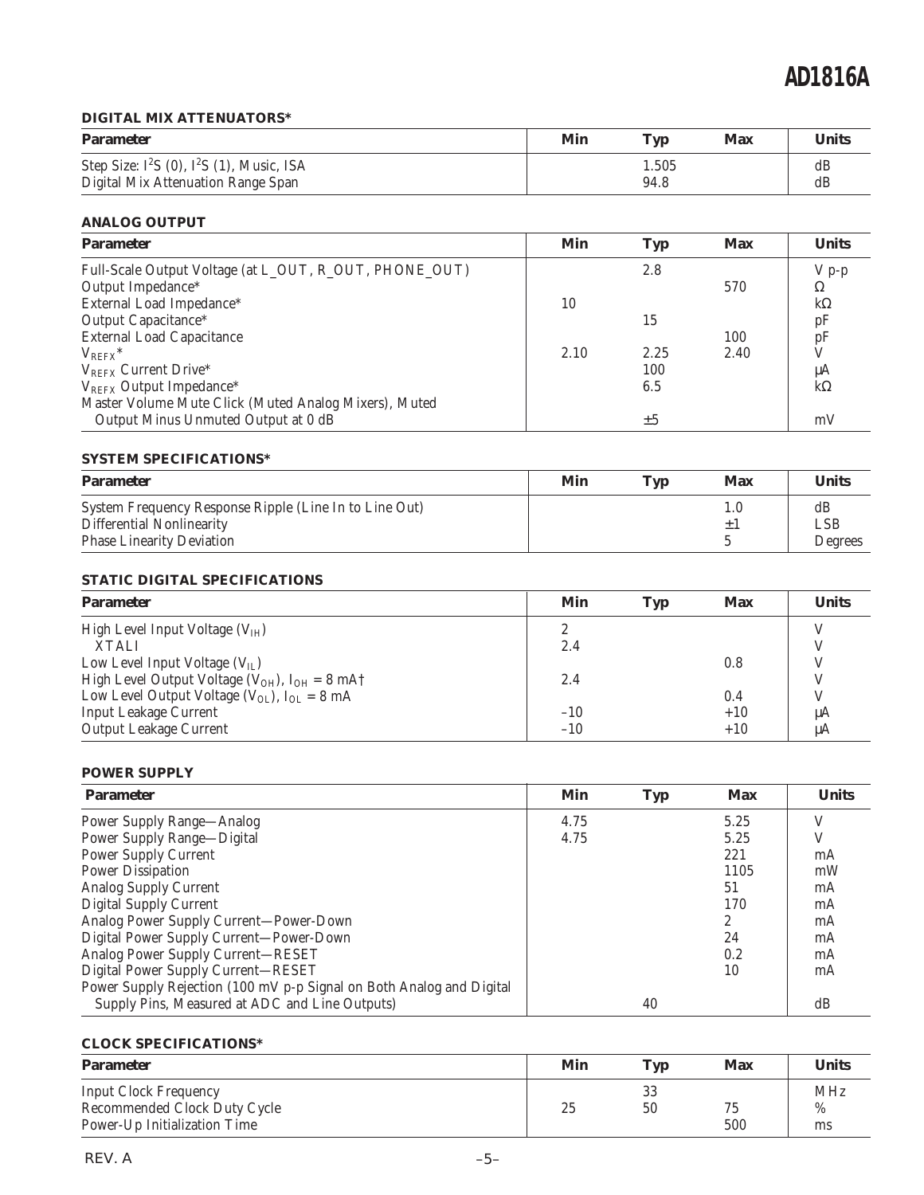### DIGITAL MIX ATTENUATORS*

| Parameter | Min | Typ | Max | Units |
|---|---|---|---|---|
| Step Size: $I^2S$ (0), $I^2S$ (1), Music, ISA | | 1.505 | | dB |
| Digital Mix Attenuation Range Span | | 94.8 | | dB |

### ANALOG OUTPUT

| Parameter | Min | Typ | Max | Units |
|---|---|---|---|---|
| Full-Scale Output Voltage (at L_OUT, R_OUT, PHONE_OUT) | | 2.8 | | V p-p |
| Output Impedance* | | | 570 | Ω |
| External Load Impedance* | 10 | | | kΩ |
| Output Capacitance* | | 15 | | pF |
| External Load Capacitance | | | 100 | pF |
| $V_{REFX}$* | 2.10 | 2.25 | 2.40 | V |
| $V_{REFX}$ Current Drive* | | 100 | | µA |
| $V_{REFX}$ Output Impedance* | | 6.5 | | kΩ |
| Master Volume Mute Click (Muted Analog Mixers), Muted Output Minus Unmuted Output at 0 dB | | ±5 | | mV |

### SYSTEM SPECIFICATIONS*

| Parameter | Min | Typ | Max | Units |
|---|---|---|---|---|
| System Frequency Response Ripple (Line In to Line Out) | | | 1.0 | dB |
| Differential Nonlinearity | | | ±1 | LSB |
| Phase Linearity Deviation | | | 5 | Degrees |

### STATIC DIGITAL SPECIFICATIONS

| Parameter | Min | Typ | Max | Units |
|---|---|---|---|---|
| High Level Input Voltage ($V_{IH}$) | 2 | | | V |
| XTALI | 2.4 | | | V |
| Low Level Input Voltage ($V_{IL}$) | | | 0.8 | V |
| High Level Output Voltage ($V_{OH}$), $I_{OH}$ = 8 mA† | 2.4 | | | V |
| Low Level Output Voltage ($V_{OL}$), $I_{OL}$ = 8 mA | | | 0.4 | V |
| Input Leakage Current | –10 | | +10 | µA |
| Output Leakage Current | –10 | | +10 | µA |

### POWER SUPPLY

| Parameter | Min | Typ | Max | Units |
|---|---|---|---|---|
| Power Supply Range—Analog | 4.75 | | 5.25 | V |
| Power Supply Range—Digital | 4.75 | | 5.25 | V |
| Power Supply Current | | | 221 | mA |
| Power Dissipation | | | 1105 | mW |
| Analog Supply Current | | | 51 | mA |
| Digital Supply Current | | | 170 | mA |
| Analog Power Supply Current—Power-Down | | | 2 | mA |
| Digital Power Supply Current—Power-Down | | | 24 | mA |
| Analog Power Supply Current—RESET | | | 0.2 | mA |
| Digital Power Supply Current—RESET | | | 10 | mA |
| Power Supply Rejection (100 mV p-p Signal on Both Analog and Digital Supply Pins, Measured at ADC and Line Outputs) | | 40 | | dB |

### CLOCK SPECIFICATIONS*

| Parameter | Min | Typ | Max | Units |
|---|---|---|---|---|
| Input Clock Frequency | | 33 | | MHz |
| Recommended Clock Duty Cycle | 25 | 50 | 75 | % |
| Power-Up Initialization Time | | | 500 | ms |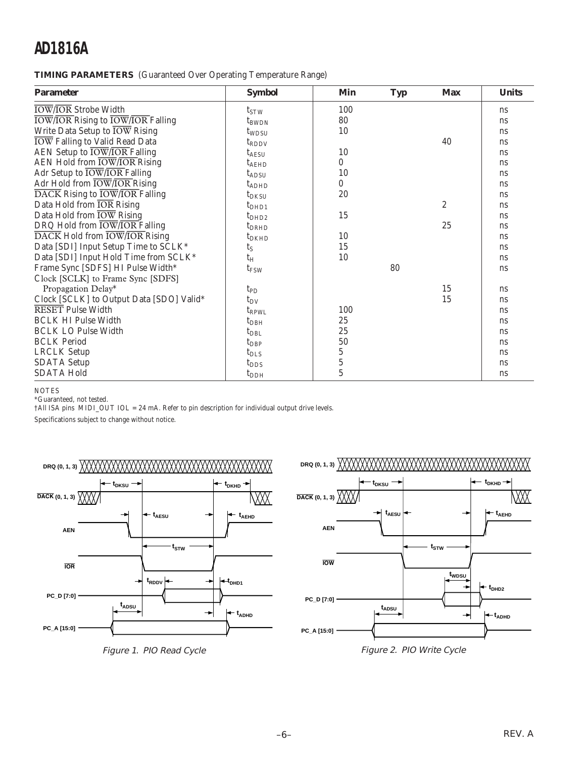**TIMING PARAMETERS** (Guaranteed Over Operating Temperature Range)

| Parameter | Symbol | Min | Typ | Max | Units |
|---|---|---|---|---|---|
| IOW/IOR Strobe Width | $t_{STW}$ | 100 | | | ns |
| IOW/IOR Rising to IOW/IOR Falling | $t_{BWDN}$ | 80 | | | ns |
| Write Data Setup to IOW Rising | $t_{WDSU}$ | 10 | | | ns |
| IOW Falling to Valid Read Data | $t_{RDDV}$ | | | 40 | ns |
| AEN Setup to IOW/IOR Falling | $t_{AESU}$ | 10 | | | ns |
| AEN Hold from IOW/IOR Rising | $t_{AEHD}$ | 0 | | | ns |
| Adr Setup to IOW/IOR Falling | $t_{ADSU}$ | 10 | | | ns |
| Adr Hold from IOW/IOR Rising | $t_{ADHD}$ | 0 | | | ns |
| DACK Rising to IOW/IOR Falling | $t_{DKSU}$ | 20 | | | ns |
| Data Hold from IOR Rising | $t_{DHD1}$ | | | 2 | ns |
| Data Hold from IOW Rising | $t_{DHD2}$ | 15 | | | ns |
| DRQ Hold from IOW/IOR Falling | $t_{DRHD}$ | | | 25 | ns |
| DACK Hold from IOW/IOR Rising | $t_{DKHD}$ | 10 | | | ns |
| Data [SDI] Input Setup Time to SCLK* | $t_S$ | 15 | | | ns |
| Data [SDI] Input Hold Time from SCLK* | $t_H$ | 10 | | | ns |
| Frame Sync [SDFS] HI Pulse Width* | $t_{FSW}$ | | 80 | | ns |
| Clock [SCLK] to Frame Sync [SDFS] Propagation Delay* | $t_{PD}$ | | | 15 | ns |
| Clock [SCLK] to Output Data [SDO] Valid* | $t_{DV}$ | | | 15 | ns |
| RESET Pulse Width | $t_{RPWL}$ | 100 | | | ns |
| BCLK HI Pulse Width | $t_{DBH}$ | 25 | | | ns |
| BCLK LO Pulse Width | $t_{DBL}$ | 25 | | | ns |
| BCLK Period | $t_{DBP}$ | 50 | | | ns |
| LRCLK Setup | $t_{DLS}$ | 5 | | | ns |
| SDATA Setup | $t_{DDS}$ | 5 | | | ns |
| SDATA Hold | $t_{DDH}$ | 5 | | | ns |

NOTES

*Guaranteed, not tested.

†All ISA pins MIDI_OUT IOL = 24 mA. Refer to pin description for individual output drive levels.

Specifications subject to change without notice.

Figure 1. PIO Read Cycle

Figure 2. PIO Write Cycle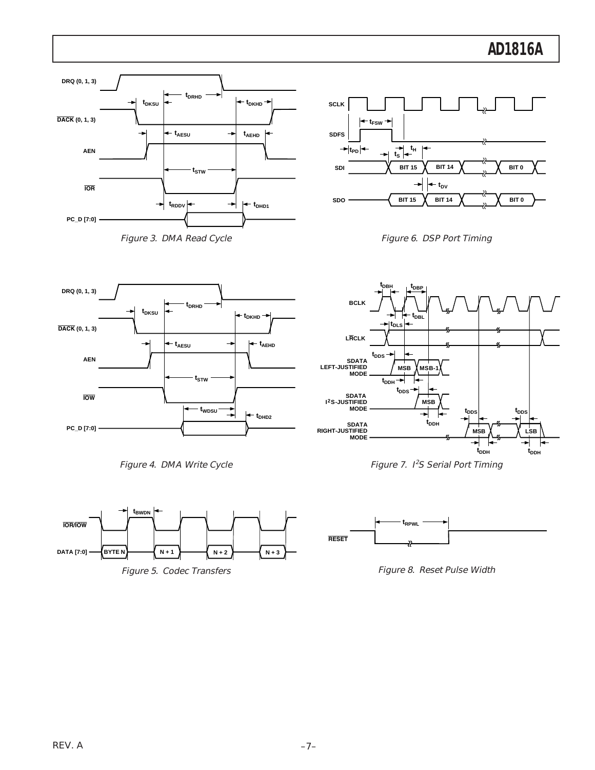Figure 3. DMA Read Cycle

Figure 6. DSP Port Timing

Figure 4. DMA Write Cycle

Figure 7. $I^2S$ Serial Port Timing

Figure 5. Codec Transfers

Figure 8. Reset Pulse Width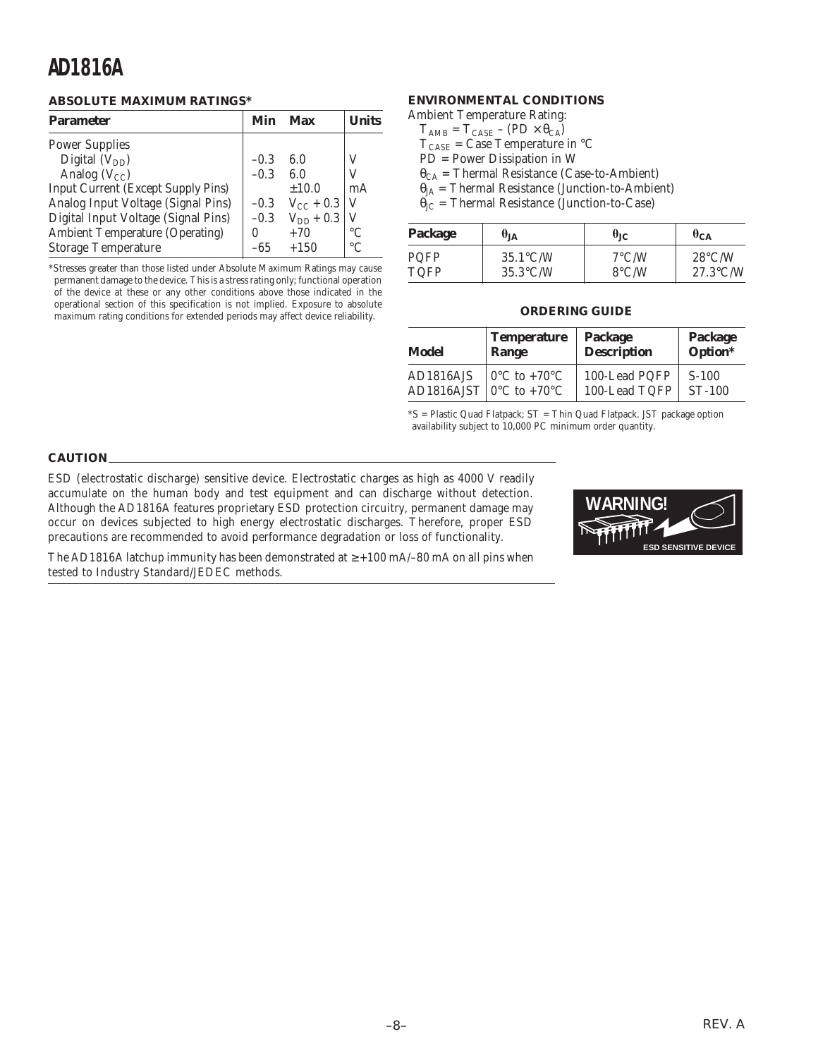## ABSOLUTE MAXIMUM RATINGS*

| Parameter | Min | Max | Units |
|---|---|---|---|
| Power Supplies | | | |
| Digital ($V_{DD}$) | –0.3 | 6.0 | V |
| Analog ($V_{CC}$) | –0.3 | 6.0 | V |
| Input Current (Except Supply Pins) | | ±10.0 | mA |
| Analog Input Voltage (Signal Pins) | –0.3 | $V_{CC}$ + 0.3 | V |
| Digital Input Voltage (Signal Pins) | –0.3 | $V_{DD}$ + 0.3 | V |
| Ambient Temperature (Operating) | 0 | +70 | °C |
| Storage Temperature | –65 | +150 | °C |

*Stresses greater than those listed under Absolute Maximum Ratings may cause permanent damage to the device. This is a stress rating only; functional operation of the device at these or any other conditions above those indicated in the operational section of this specification is not implied. Exposure to absolute maximum rating conditions for extended periods may affect device reliability.

## ENVIRONMENTAL CONDITIONS

Ambient Temperature Rating:

$T_{AMB} = T_{CASE} – (PD \times \theta_{CA})$

$T_{CASE}$ = Case Temperature in °C

PD = Power Dissipation in W

$\theta_{CA}$ = Thermal Resistance (Case-to-Ambient)

$\theta_{JA}$ = Thermal Resistance (Junction-to-Ambient)

$\theta_{JC}$ = Thermal Resistance (Junction-to-Case)

| Package | $\theta_{JA}$ | $\theta_{JC}$ | $\theta_{CA}$ |
|---|---|---|---|
| PQFP | 35.1°C/W | 7°C/W | 28°C/W |
| TQFP | 35.3°C/W | 8°C/W | 27.3°C/W |

## ORDERING GUIDE

| Model | Temperature Range | Package Description | Package Option* |
|---|---|---|---|
| AD1816AJS | 0°C to +70°C | 100-Lead PQFP | S-100 |
| AD1816AJST | 0°C to +70°C | 100-Lead TQFP | ST-100 |

*S = Plastic Quad Flatpack; ST = Thin Quad Flatpack. JST package option availability subject to 10,000 PC minimum order quantity.

## CAUTION

ESD (electrostatic discharge) sensitive device. Electrostatic charges as high as 4000 V readily accumulate on the human body and test equipment and can discharge without detection. Although the AD1816A features proprietary ESD protection circuitry, permanent damage may occur on devices subjected to high energy electrostatic discharges. Therefore, proper ESD precautions are recommended to avoid performance degradation or loss of functionality.

The AD1816A latchup immunity has been demonstrated at ≥ +100 mA/–80 mA on all pins when tested to Industry Standard/JEDEC methods.

WARNING! ESD SENSITIVE DEVICE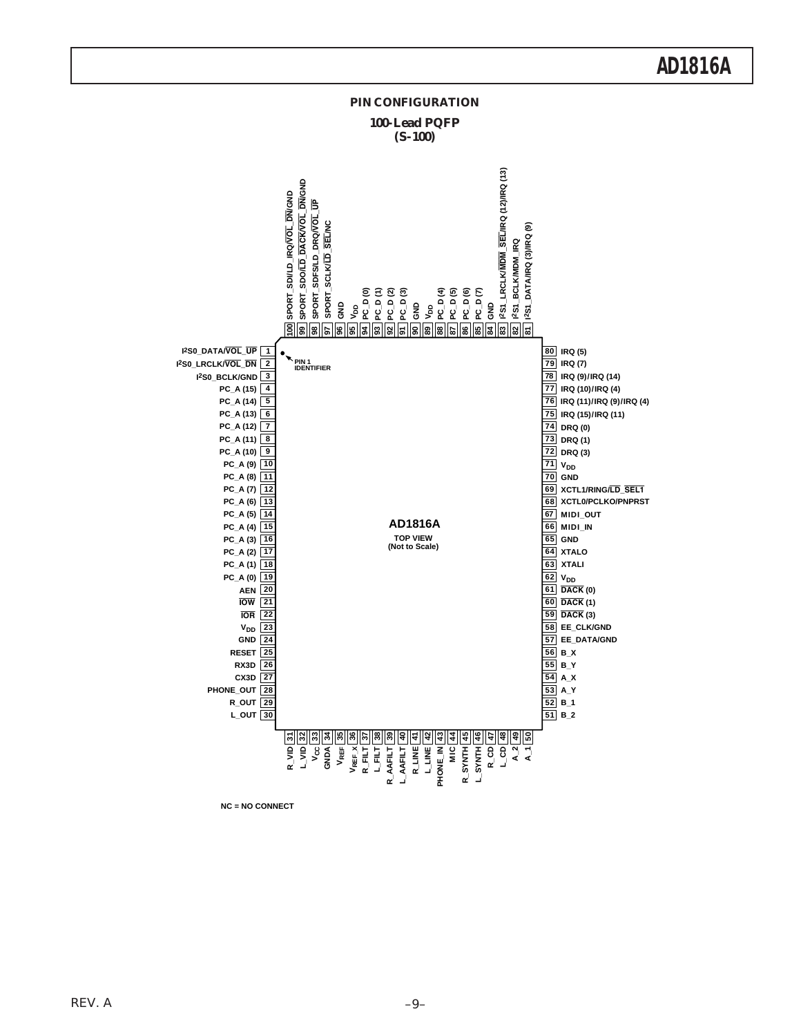## PIN CONFIGURATION

**100-Lead PQFP**
**(S-100)**

| Pin | Name |
|---|---|
| 1 | I2S0_DATA/VOL_UP |
| 2 | I2S0_LRCLK/VOL_DN |
| 3 | I2S0_BCLK/GND |
| 4 | PC_A (15) |
| 5 | PC_A (14) |
| 6 | PC_A (13) |
| 7 | PC_A (12) |
| 8 | PC_A (11) |
| 9 | PC_A (10) |
| 10 | PC_A (9) |
| 11 | PC_A (8) |
| 12 | PC_A (7) |
| 13 | PC_A (6) |
| 14 | PC_A (5) |
| 15 | PC_A (4) |
| 16 | PC_A (3) |
| 17 | PC_A (2) |
| 18 | PC_A (1) |
| 19 | PC_A (0) |
| 20 | AEN |
| 21 | IOW |
| 22 | IOR |
| 23 | $V_{DD}$ |
| 24 | GND |
| 25 | RESET |
| 26 | RX3D |
| 27 | CX3D |
| 28 | PHONE_OUT |
| 29 | R_OUT |
| 30 | L_OUT |
| 31 | R_VID |
| 32 | L_VID |
| 33 | $V_{CC}$ |
| 34 | GNDA |
| 35 | $V_{REF}$ |
| 36 | $V_{REF\_X}$ |
| 37 | R_FILT |
| 38 | L_FILT |
| 39 | R_AAFILT |
| 40 | L_AAFILT |
| 41 | R_LINE |
| 42 | L_LINE |
| 43 | PHONE_IN |
| 44 | MIC |
| 45 | R_SYNTH |
| 46 | L_SYNTH |
| 47 | R_CD |
| 48 | L_CD |
| 49 | A_2 |
| 50 | A_1 |
| 51 | B_2 |
| 52 | B_1 |
| 53 | A_Y |
| 54 | A_X |
| 55 | B_Y |
| 56 | B_X |
| 57 | EE_DATA/GND |
| 58 | EE_CLK/GND |
| 59 | DACK (3) |
| 60 | DACK (1) |
| 61 | DACK (0) |
| 62 | $V_{DD}$ |
| 63 | XTALI |
| 64 | XTALO |
| 65 | GND |
| 66 | MIDI_IN |
| 67 | MIDI_OUT |
| 68 | XCTL0/PCLKO/PNPRST |
| 69 | XCTL1/RING/LD_SEL1 |
| 70 | GND |
| 71 | $V_{DD}$ |
| 72 | DRQ (3) |
| 73 | DRQ (1) |
| 74 | DRQ (0) |
| 75 | IRQ (15)/IRQ (11) |
| 76 | IRQ (11)/IRQ (9)/IRQ (4) |
| 77 | IRQ (10)/IRQ (4) |
| 78 | IRQ (9)/IRQ (14) |
| 79 | IRQ (7) |
| 80 | IRQ (5) |
| 81 | I2S1_DATA/IRQ (3)/IRQ (9) |
| 82 | I2S1_BCLK/MDM_IRQ |
| 83 | I2S1_LRCLK/MDM_SEL/IRQ (12)/IRQ (13) |
| 84 | GND |
| 85 | PC_D (7) |
| 86 | PC_D (6) |
| 87 | PC_D (5) |
| 88 | PC_D (4) |
| 89 | $V_{DD}$ |
| 90 | GND |
| 91 | PC_D (3) |
| 92 | PC_D (2) |
| 93 | PC_D (1) |
| 94 | PC_D (0) |
| 95 | $V_{DD}$ |
| 96 | GND |
| 97 | SPORT_SCLK/LD_SEL/NC |
| 98 | SPORT_SDFS/LD_DRQ/VOL_UP |
| 99 | SPORT_SDO/LD_DACK/VOL_DN/GND |
| 100 | SPORT_SDI/LD_IRQ/VOL_DN/GND |

AD1816A
TOP VIEW
(Not to Scale)

PIN 1 IDENTIFIER

NC = NO CONNECT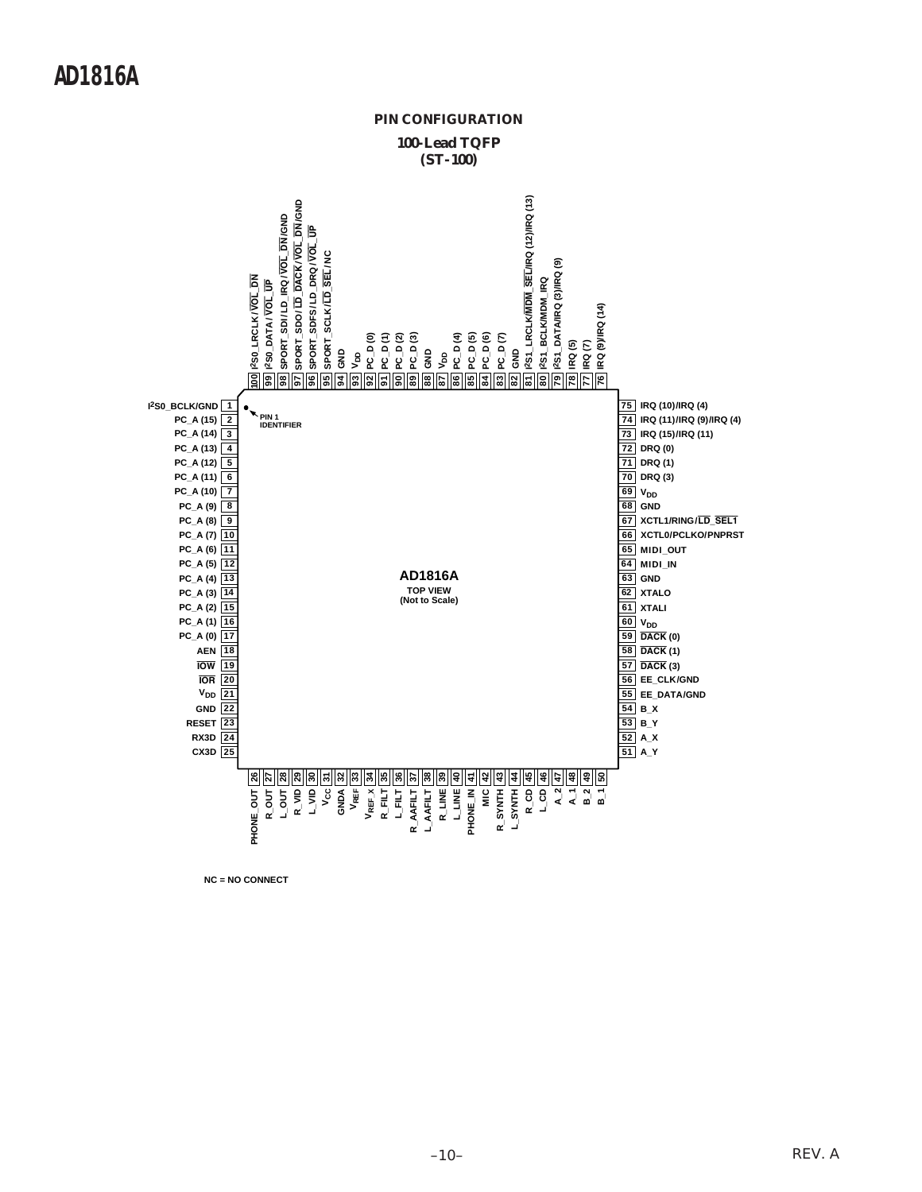## PIN CONFIGURATION

**100-Lead TQFP**
**(ST-100)**

| Pin | Name | Pin | Name |
|---|---|---|---|
| 1 | I2S0_BCLK/GND | 51 | A_Y |
| 2 | PC_A (15) | 52 | A_X |
| 3 | PC_A (14) | 53 | B_Y |
| 4 | PC_A (13) | 54 | B_X |
| 5 | PC_A (12) | 55 | EE_DATA/GND |
| 6 | PC_A (11) | 56 | EE_CLK/GND |
| 7 | PC_A (10) | 57 | DACK (3) (active low) |
| 8 | PC_A (9) | 58 | DACK (1) (active low) |
| 9 | PC_A (8) | 59 | DACK (0) (active low) |
| 10 | PC_A (7) | 60 | $V_{DD}$ |
| 11 | PC_A (6) | 61 | XTALI |
| 12 | PC_A (5) | 62 | XTALO |
| 13 | PC_A (4) | 63 | GND |
| 14 | PC_A (3) | 64 | MIDI_IN |
| 15 | PC_A (2) | 65 | MIDI_OUT |
| 16 | PC_A (1) | 66 | XCTL0/PCLKO/PNPRST |
| 17 | PC_A (0) | 67 | XCTL1/RING/LD_SEL1 (LD_SEL1 active low) |
| 18 | AEN | 68 | GND |
| 19 | IOW (active low) | 69 | $V_{DD}$ |
| 20 | IOR (active low) | 70 | DRQ (3) |
| 21 | $V_{DD}$ | 71 | DRQ (1) |
| 22 | GND | 72 | DRQ (0) |
| 23 | RESET | 73 | IRQ (15)/IRQ (11) |
| 24 | RX3D | 74 | IRQ (11)/IRQ (9)/IRQ (4) |
| 25 | CX3D | 75 | IRQ (10)/IRQ (4) |
| 26 | PHONE_OUT | 76 | IRQ (9)/IRQ (14) |
| 27 | R_OUT | 77 | IRQ (7) |
| 28 | L_OUT | 78 | IRQ (5) |
| 29 | R_VID | 79 | I2S1_DATA/IRQ (3)/IRQ (9) |
| 30 | L_VID | 80 | I2S1_BCLK/MDM_IRQ |
| 31 | $V_{CC}$ | 81 | I2S1_LRCLK/MDM_SEL/IRQ (12)/IRQ (13) (MDM_SEL active low) |
| 32 | GNDA | 82 | GND |
| 33 | $V_{REF}$ | 83 | PC_D (7) |
| 34 | $V_{REF\_X}$ | 84 | PC_D (6) |
| 35 | R_FILT | 85 | PC_D (5) |
| 36 | L_FILT | 86 | PC_D (4) |
| 37 | R_AAFILT | 87 | $V_{DD}$ |
| 38 | L_AAFILT | 88 | GND |
| 39 | R_LINE | 89 | PC_D (3) |
| 40 | L_LINE | 90 | PC_D (2) |
| 41 | PHONE_IN | 91 | PC_D (1) |
| 42 | MIC | 92 | PC_D (0) |
| 43 | R_SYNTH | 93 | $V_{DD}$ |
| 44 | L_SYNTH | 94 | GND |
| 45 | R_CD | 95 | SPORT_SCLK/LD_SEL/NC (LD_SEL active low) |
| 46 | L_CD | 96 | SPORT_SDFS/LD_DRQ/VOL_UP (VOL_UP active low) |
| 47 | A_2 | 97 | SPORT_SDO/LD_DACK/VOL_DN/GND (LD_DACK, VOL_DN active low) |
| 48 | A_1 | 98 | SPORT_SDI/LD_IRQ/VOL_DN/GND (VOL_DN active low) |
| 49 | B_2 | 99 | I2S0_DATA/VOL_UP (VOL_UP active low) |
| 50 | B_1 | 100 | I2S0_LRCLK/VOL_DN (VOL_DN active low) |

AD1816A
TOP VIEW
(Not to Scale)

PIN 1 IDENTIFIER

NC = NO CONNECT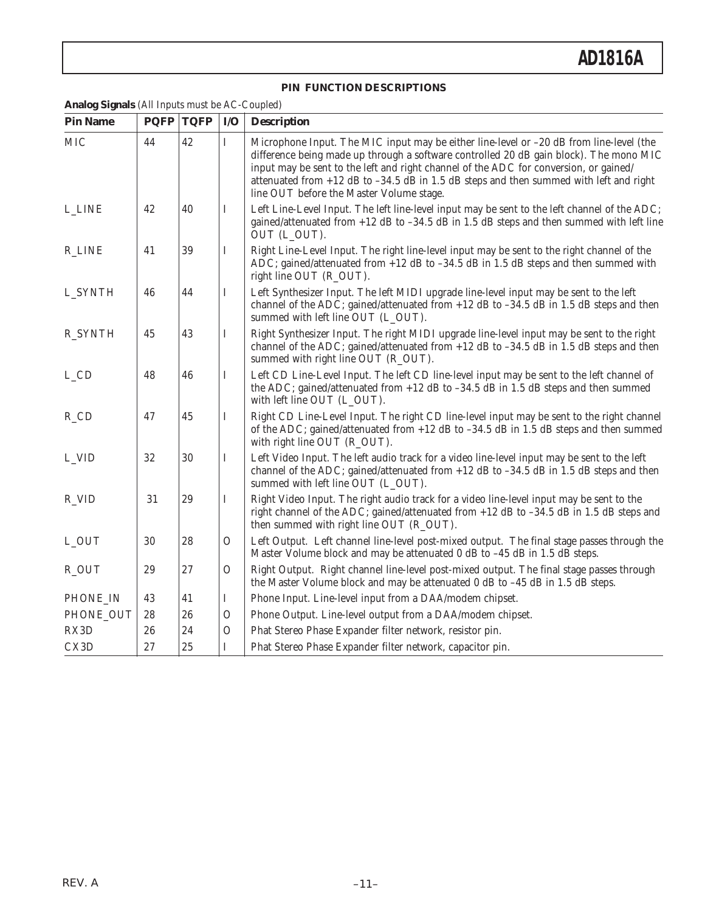## PIN FUNCTION DESCRIPTIONS

**Analog Signals** *(All Inputs must be AC-Coupled)*

| Pin Name | PQFP | TQFP | I/O | Description |
|---|---|---|---|---|
| MIC | 44 | 42 | I | Microphone Input. The MIC input may be either line-level or –20 dB from line-level (the difference being made up through a software controlled 20 dB gain block). The mono MIC input may be sent to the left and right channel of the ADC for conversion, or gained/attenuated from +12 dB to –34.5 dB in 1.5 dB steps and then summed with left and right line OUT before the Master Volume stage. |
| L_LINE | 42 | 40 | I | Left Line-Level Input. The left line-level input may be sent to the left channel of the ADC; gained/attenuated from +12 dB to –34.5 dB in 1.5 dB steps and then summed with left line OUT (L_OUT). |
| R_LINE | 41 | 39 | I | Right Line-Level Input. The right line-level input may be sent to the right channel of the ADC; gained/attenuated from +12 dB to –34.5 dB in 1.5 dB steps and then summed with right line OUT (R_OUT). |
| L_SYNTH | 46 | 44 | I | Left Synthesizer Input. The left MIDI upgrade line-level input may be sent to the left channel of the ADC; gained/attenuated from +12 dB to –34.5 dB in 1.5 dB steps and then summed with left line OUT (L_OUT). |
| R_SYNTH | 45 | 43 | I | Right Synthesizer Input. The right MIDI upgrade line-level input may be sent to the right channel of the ADC; gained/attenuated from +12 dB to –34.5 dB in 1.5 dB steps and then summed with right line OUT (R_OUT). |
| L_CD | 48 | 46 | I | Left CD Line-Level Input. The left CD line-level input may be sent to the left channel of the ADC; gained/attenuated from +12 dB to –34.5 dB in 1.5 dB steps and then summed with left line OUT (L_OUT). |
| R_CD | 47 | 45 | I | Right CD Line-Level Input. The right CD line-level input may be sent to the right channel of the ADC; gained/attenuated from +12 dB to –34.5 dB in 1.5 dB steps and then summed with right line OUT (R_OUT). |
| L_VID | 32 | 30 | I | Left Video Input. The left audio track for a video line-level input may be sent to the left channel of the ADC; gained/attenuated from +12 dB to –34.5 dB in 1.5 dB steps and then summed with left line OUT (L_OUT). |
| R_VID | 31 | 29 | I | Right Video Input. The right audio track for a video line-level input may be sent to the right channel of the ADC; gained/attenuated from +12 dB to –34.5 dB in 1.5 dB steps and then summed with right line OUT (R_OUT). |
| L_OUT | 30 | 28 | O | Left Output. Left channel line-level post-mixed output. The final stage passes through the Master Volume block and may be attenuated 0 dB to –45 dB in 1.5 dB steps. |
| R_OUT | 29 | 27 | O | Right Output. Right channel line-level post-mixed output. The final stage passes through the Master Volume block and may be attenuated 0 dB to –45 dB in 1.5 dB steps. |
| PHONE_IN | 43 | 41 | I | Phone Input. Line-level input from a DAA/modem chipset. |
| PHONE_OUT | 28 | 26 | O | Phone Output. Line-level output from a DAA/modem chipset. |
| RX3D | 26 | 24 | O | Phat Stereo Phase Expander filter network, resistor pin. |
| CX3D | 27 | 25 | I | Phat Stereo Phase Expander filter network, capacitor pin. |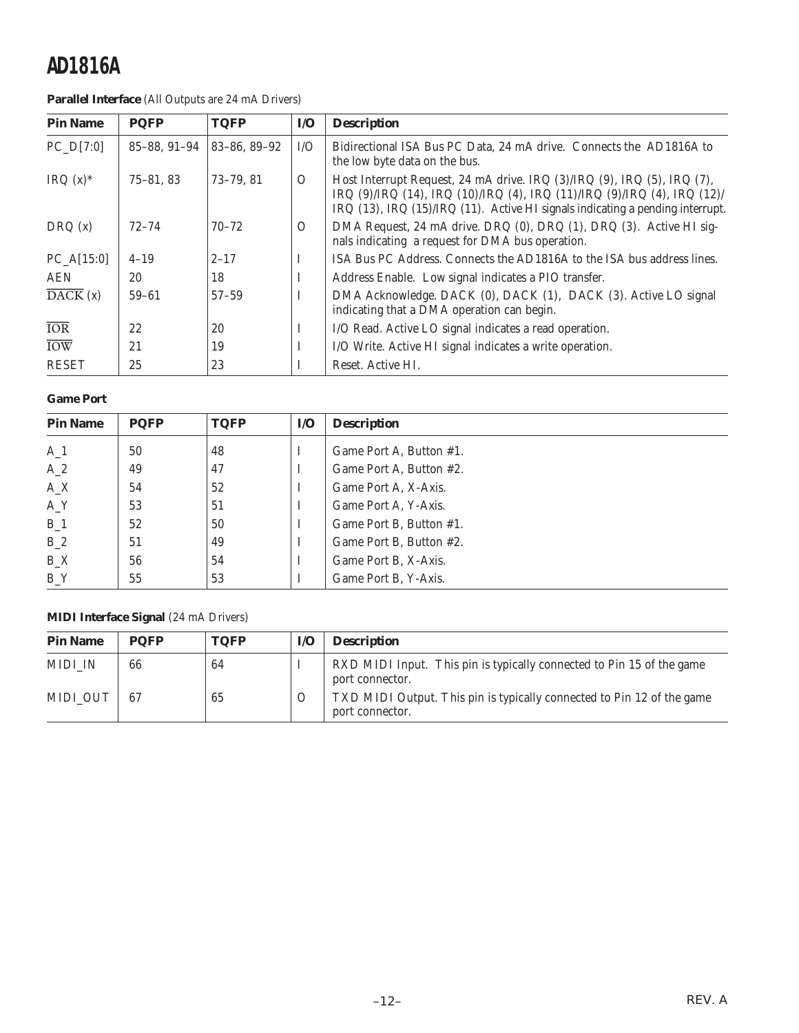**Parallel Interface** (All Outputs are 24 mA Drivers)

| Pin Name | PQFP | TQFP | I/O | Description |
|---|---|---|---|---|
| PC_D[7:0] | 85–88, 91–94 | 83–86, 89–92 | I/O | Bidirectional ISA Bus PC Data, 24 mA drive. Connects the AD1816A to the low byte data on the bus. |
| IRQ (x)* | 75–81, 83 | 73–79, 81 | O | Host Interrupt Request, 24 mA drive. IRQ (3)/IRQ (9), IRQ (5), IRQ (7), IRQ (9)/IRQ (14), IRQ (10)/IRQ (4), IRQ (11)/IRQ (9)/IRQ (4), IRQ (12)/ IRQ (13), IRQ (15)/IRQ (11). Active HI signals indicating a pending interrupt. |
| DRQ (x) | 72–74 | 70–72 | O | DMA Request, 24 mA drive. DRQ (0), DRQ (1), DRQ (3). Active HI signals indicating a request for DMA bus operation. |
| PC_A[15:0] | 4–19 | 2–17 | I | ISA Bus PC Address. Connects the AD1816A to the ISA bus address lines. |
| AEN | 20 | 18 | I | Address Enable. Low signal indicates a PIO transfer. |
| $\overline{\text{DACK}}$ (x) | 59–61 | 57–59 | I | DMA Acknowledge. DACK (0), DACK (1), DACK (3). Active LO signal indicating that a DMA operation can begin. |
| $\overline{\text{IOR}}$ | 22 | 20 | I | I/O Read. Active LO signal indicates a read operation. |
| $\overline{\text{IOW}}$ | 21 | 19 | I | I/O Write. Active HI signal indicates a write operation. |
| RESET | 25 | 23 | I | Reset. Active HI. |

**Game Port**

| Pin Name | PQFP | TQFP | I/O | Description |
|---|---|---|---|---|
| A_1 | 50 | 48 | I | Game Port A, Button #1. |
| A_2 | 49 | 47 | I | Game Port A, Button #2. |
| A_X | 54 | 52 | I | Game Port A, X-Axis. |
| A_Y | 53 | 51 | I | Game Port A, Y-Axis. |
| B_1 | 52 | 50 | I | Game Port B, Button #1. |
| B_2 | 51 | 49 | I | Game Port B, Button #2. |
| B_X | 56 | 54 | I | Game Port B, X-Axis. |
| B_Y | 55 | 53 | I | Game Port B, Y-Axis. |

**MIDI Interface Signal** (24 mA Drivers)

| Pin Name | PQFP | TQFP | I/O | Description |
|---|---|---|---|---|
| MIDI_IN | 66 | 64 | I | RXD MIDI Input. This pin is typically connected to Pin 15 of the game port connector. |
| MIDI_OUT | 67 | 65 | O | TXD MIDI Output. This pin is typically connected to Pin 12 of the game port connector. |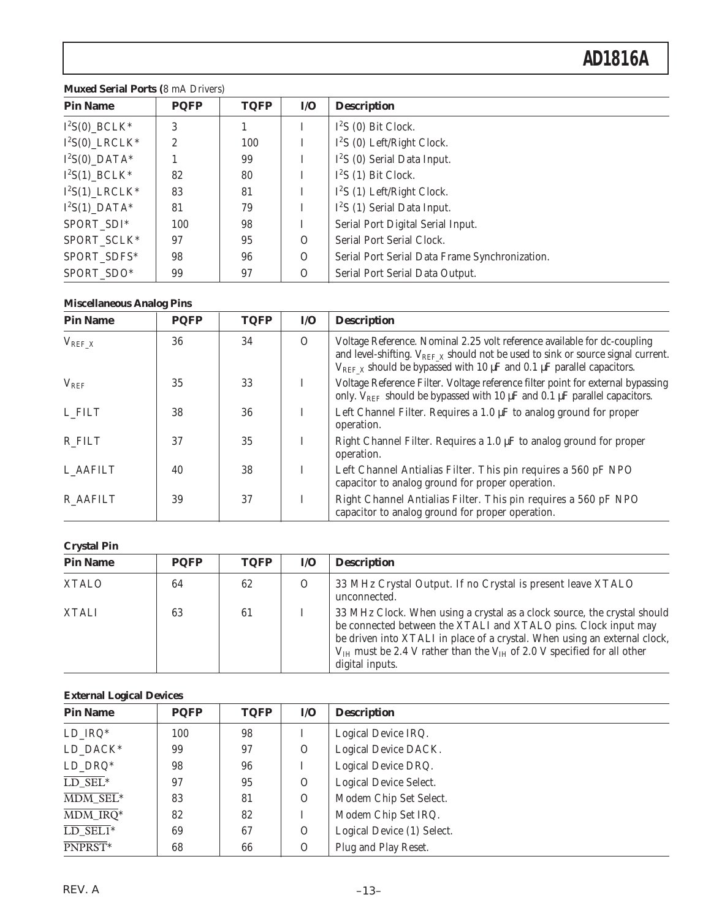**Muxed Serial Ports (**8 mA Drivers)

| Pin Name | PQFP | TQFP | I/O | Description |
|---|---|---|---|---|
| $I^2S(0)$_BCLK* | 3 | 1 | I | $I^2S$ (0) Bit Clock. |
| $I^2S(0)$_LRCLK* | 2 | 100 | I | $I^2S$ (0) Left/Right Clock. |
| $I^2S(0)$_DATA* | 1 | 99 | I | $I^2S$ (0) Serial Data Input. |
| $I^2S(1)$_BCLK* | 82 | 80 | I | $I^2S$ (1) Bit Clock. |
| $I^2S(1)$_LRCLK* | 83 | 81 | I | $I^2S$ (1) Left/Right Clock. |
| $I^2S(1)$_DATA* | 81 | 79 | I | $I^2S$ (1) Serial Data Input. |
| SPORT_SDI* | 100 | 98 | I | Serial Port Digital Serial Input. |
| SPORT_SCLK* | 97 | 95 | O | Serial Port Serial Clock. |
| SPORT_SDFS* | 98 | 96 | O | Serial Port Serial Data Frame Synchronization. |
| SPORT_SDO* | 99 | 97 | O | Serial Port Serial Data Output. |

**Miscellaneous Analog Pins**

| Pin Name | PQFP | TQFP | I/O | Description |
|---|---|---|---|---|
| $V_{REF\_X}$ | 36 | 34 | O | Voltage Reference. Nominal 2.25 volt reference available for dc-coupling and level-shifting. $V_{REF\_X}$ should not be used to sink or source signal current. $V_{REF\_X}$ should be bypassed with 10 µF and 0.1 µF parallel capacitors. |
| $V_{REF}$ | 35 | 33 | I | Voltage Reference Filter. Voltage reference filter point for external bypassing only. $V_{REF}$ should be bypassed with 10 µF and 0.1 µF parallel capacitors. |
| L_FILT | 38 | 36 | I | Left Channel Filter. Requires a 1.0 µF to analog ground for proper operation. |
| R_FILT | 37 | 35 | I | Right Channel Filter. Requires a 1.0 µF to analog ground for proper operation. |
| L_AAFILT | 40 | 38 | I | Left Channel Antialias Filter. This pin requires a 560 pF NPO capacitor to analog ground for proper operation. |
| R_AAFILT | 39 | 37 | I | Right Channel Antialias Filter. This pin requires a 560 pF NPO capacitor to analog ground for proper operation. |

**Crystal Pin**

| Pin Name | PQFP | TQFP | I/O | Description |
|---|---|---|---|---|
| XTALO | 64 | 62 | O | 33 MHz Crystal Output. If no Crystal is present leave XTALO unconnected. |
| XTALI | 63 | 61 | I | 33 MHz Clock. When using a crystal as a clock source, the crystal should be connected between the XTALI and XTALO pins. Clock input may be driven into XTALI in place of a crystal. When using an external clock, $V_{IH}$ must be 2.4 V rather than the $V_{IH}$ of 2.0 V specified for all other digital inputs. |

**External Logical Devices**

| Pin Name | PQFP | TQFP | I/O | Description |
|---|---|---|---|---|
| LD_IRQ* | 100 | 98 | I | Logical Device IRQ. |
| LD_DACK* | 99 | 97 | O | Logical Device DACK. |
| LD_DRQ* | 98 | 96 | I | Logical Device DRQ. |
| $\overline{\text{LD\_SEL}}$* | 97 | 95 | O | Logical Device Select. |
| $\overline{\text{MDM\_SEL}}$* | 83 | 81 | O | Modem Chip Set Select. |
| $\overline{\text{MDM\_IRQ}}$* | 82 | 82 | I | Modem Chip Set IRQ. |
| $\overline{\text{LD\_SEL1}}$* | 69 | 67 | O | Logical Device (1) Select. |
| $\overline{\text{PNPRST}}$* | 68 | 66 | O | Plug and Play Reset. |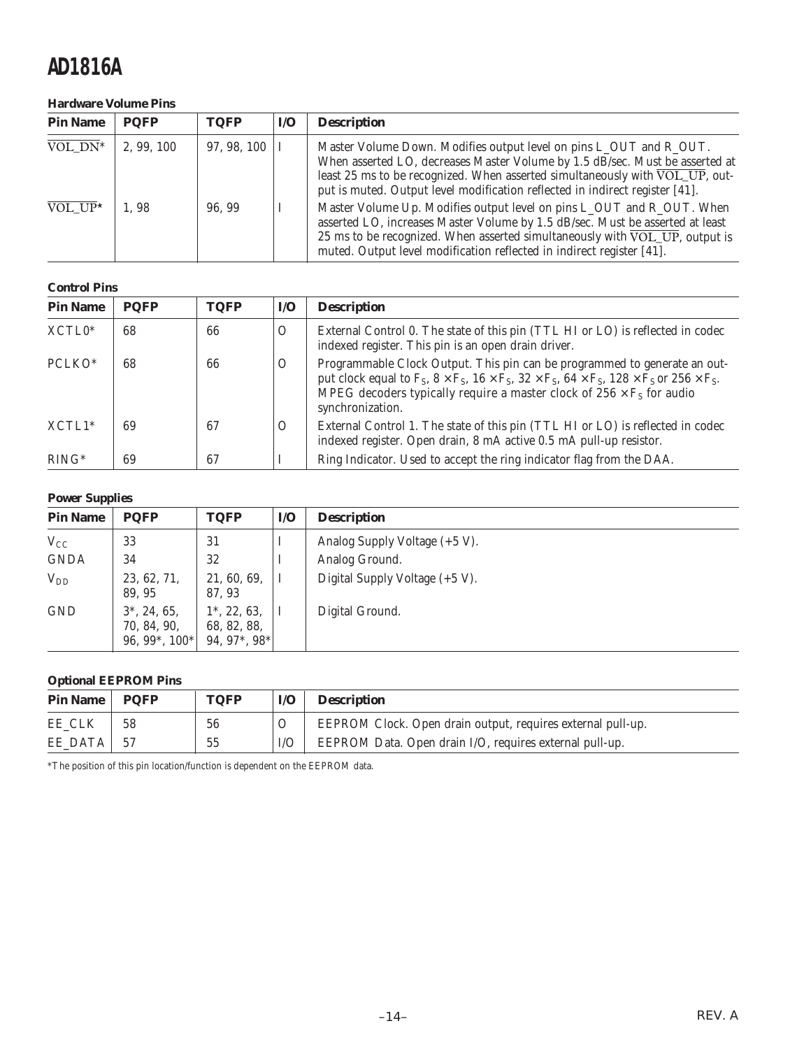#### Hardware Volume Pins

| Pin Name | PQFP | TQFP | I/O | Description |
|---|---|---|---|---|
| $\overline{\text{VOL\_DN}}$* | 2, 99, 100 | 97, 98, 100 | I | Master Volume Down. Modifies output level on pins L_OUT and R_OUT. When asserted LO, decreases Master Volume by 1.5 dB/sec. Must be asserted at least 25 ms to be recognized. When asserted simultaneously with $\overline{\text{VOL\_UP}}$, output is muted. Output level modification reflected in indirect register [41]. |
| $\overline{\text{VOL\_UP}}$* | 1, 98 | 96, 99 | I | Master Volume Up. Modifies output level on pins L_OUT and R_OUT. When asserted LO, increases Master Volume by 1.5 dB/sec. Must be asserted at least 25 ms to be recognized. When asserted simultaneously with $\overline{\text{VOL\_UP}}$, output is muted. Output level modification reflected in indirect register [41]. |

#### Control Pins

| Pin Name | PQFP | TQFP | I/O | Description |
|---|---|---|---|---|
| XCTL0* | 68 | 66 | O | External Control 0. The state of this pin (TTL HI or LO) is reflected in codec indexed register. This pin is an open drain driver. |
| PCLKO* | 68 | 66 | O | Programmable Clock Output. This pin can be programmed to generate an output clock equal to $F_S$, $8 \times F_S$, $16 \times F_S$, $32 \times F_S$, $64 \times F_S$, $128 \times F_S$ or $256 \times F_S$. MPEG decoders typically require a master clock of $256 \times F_S$ for audio synchronization. |
| XCTL1* | 69 | 67 | O | External Control 1. The state of this pin (TTL HI or LO) is reflected in codec indexed register. Open drain, 8 mA active 0.5 mA pull-up resistor. |
| RING* | 69 | 67 | I | Ring Indicator. Used to accept the ring indicator flag from the DAA. |

#### Power Supplies

| Pin Name | PQFP | TQFP | I/O | Description |
|---|---|---|---|---|
| $V_{CC}$ | 33 | 31 | I | Analog Supply Voltage (+5 V). |
| GNDA | 34 | 32 | I | Analog Ground. |
| $V_{DD}$ | 23, 62, 71, 89, 95 | 21, 60, 69, 87, 93 | I | Digital Supply Voltage (+5 V). |
| GND | 3*, 24, 65, 70, 84, 90, 96, 99*, 100* | 1*, 22, 63, 68, 82, 88, 94, 97*, 98* | I | Digital Ground. |

#### Optional EEPROM Pins

| Pin Name | PQFP | TQFP | I/O | Description |
|---|---|---|---|---|
| EE_CLK | 58 | 56 | O | EEPROM Clock. Open drain output, requires external pull-up. |
| EE_DATA | 57 | 55 | I/O | EEPROM Data. Open drain I/O, requires external pull-up. |

*The position of this pin location/function is dependent on the EEPROM data.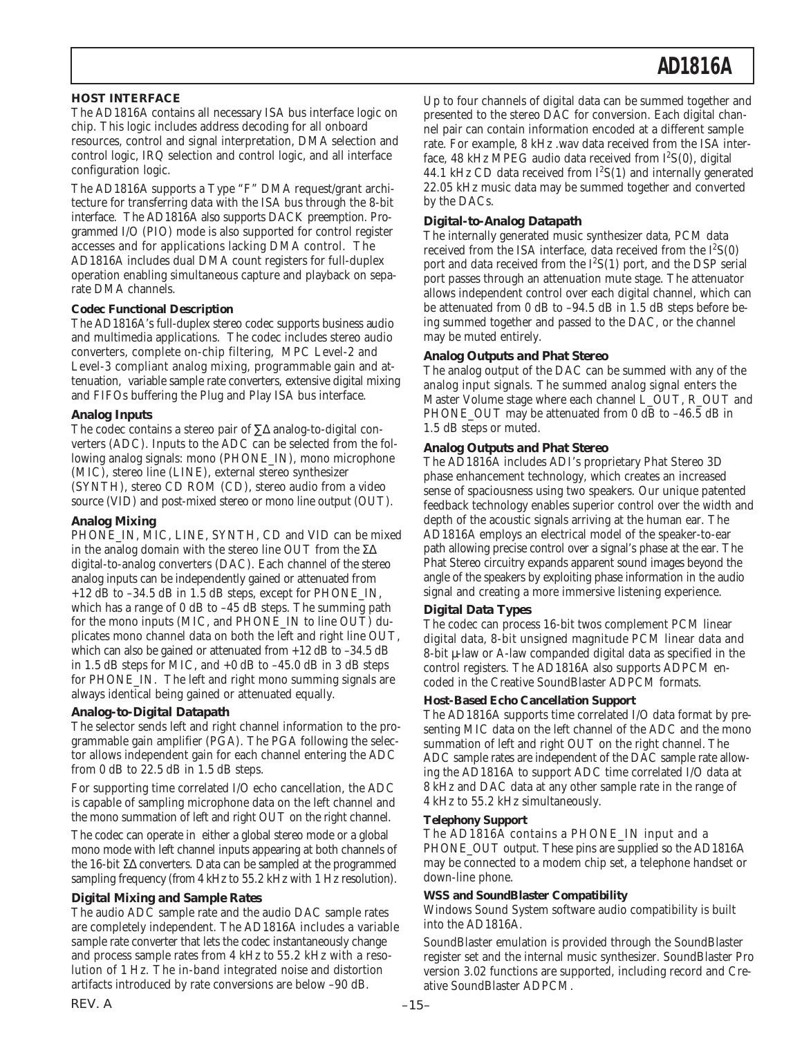## HOST INTERFACE

The AD1816A contains all necessary ISA bus interface logic on chip. This logic includes address decoding for all onboard resources, control and signal interpretation, DMA selection and control logic, IRQ selection and control logic, and all interface configuration logic.

The AD1816A supports a Type "F" DMA request/grant architecture for transferring data with the ISA bus through the 8-bit interface. The AD1816A also supports DACK preemption. Programmed I/O (PIO) mode is also supported for control register accesses and for applications lacking DMA control. The AD1816A includes dual DMA count registers for full-duplex operation enabling simultaneous capture and playback on separate DMA channels.

### Codec Functional Description

The AD1816A's full-duplex stereo codec supports business audio and multimedia applications. The codec includes stereo audio converters, complete on-chip filtering, MPC Level-2 and Level-3 compliant analog mixing, programmable gain and attenuation, variable sample rate converters, extensive digital mixing and FIFOs buffering the Plug and Play ISA bus interface.

### Analog Inputs

The codec contains a stereo pair of ∑∆ analog-to-digital converters (ADC). Inputs to the ADC can be selected from the following analog signals: mono (PHONE_IN), mono microphone (MIC), stereo line (LINE), external stereo synthesizer (SYNTH), stereo CD ROM (CD), stereo audio from a video source (VID) and post-mixed stereo or mono line output (OUT).

### Analog Mixing

PHONE_IN, MIC, LINE, SYNTH, CD and VID can be mixed in the analog domain with the stereo line OUT from the ΣΔ digital-to-analog converters (DAC). Each channel of the stereo analog inputs can be independently gained or attenuated from +12 dB to –34.5 dB in 1.5 dB steps, except for PHONE_IN, which has a range of 0 dB to –45 dB steps. The summing path for the mono inputs (MIC, and PHONE_IN to line OUT) duplicates mono channel data on both the left and right line OUT, which can also be gained or attenuated from +12 dB to –34.5 dB in 1.5 dB steps for MIC, and +0 dB to –45.0 dB in 3 dB steps for PHONE_IN. The left and right mono summing signals are always identical being gained or attenuated equally.

### Analog-to-Digital Datapath

The selector sends left and right channel information to the programmable gain amplifier (PGA). The PGA following the selector allows independent gain for each channel entering the ADC from 0 dB to 22.5 dB in 1.5 dB steps.

For supporting time correlated I/O echo cancellation, the ADC is capable of sampling microphone data on the left channel and the mono summation of left and right OUT on the right channel.

The codec can operate in either a global stereo mode or a global mono mode with left channel inputs appearing at both channels of the 16-bit ΣΔ converters. Data can be sampled at the programmed sampling frequency (from 4 kHz to 55.2 kHz with 1 Hz resolution).

### Digital Mixing and Sample Rates

The audio ADC sample rate and the audio DAC sample rates are completely independent. The AD1816A includes a variable sample rate converter that lets the codec instantaneously change and process sample rates from 4 kHz to 55.2 kHz with a resolution of 1 Hz. The in-band integrated noise and distortion artifacts introduced by rate conversions are below –90 dB.

Up to four channels of digital data can be summed together and presented to the stereo DAC for conversion. Each digital channel pair can contain information encoded at a different sample rate. For example, 8 kHz .wav data received from the ISA interface, 48 kHz MPEG audio data received from $I^2S(0)$, digital 44.1 kHz CD data received from $I^2S(1)$ and internally generated 22.05 kHz music data may be summed together and converted by the DACs.

### Digital-to-Analog Datapath

The internally generated music synthesizer data, PCM data received from the ISA interface, data received from the $I^2S(0)$ port and data received from the $I^2S(1)$ port, and the DSP serial port passes through an attenuation mute stage. The attenuator allows independent control over each digital channel, which can be attenuated from 0 dB to –94.5 dB in 1.5 dB steps before being summed together and passed to the DAC, or the channel may be muted entirely.

### Analog Outputs and Phat Stereo

The analog output of the DAC can be summed with any of the analog input signals. The summed analog signal enters the Master Volume stage where each channel L_OUT, R_OUT and PHONE_OUT may be attenuated from 0 dB to –46.5 dB in 1.5 dB steps or muted.

### Analog Outputs and Phat Stereo

The AD1816A includes ADI's proprietary Phat Stereo 3D phase enhancement technology, which creates an increased sense of spaciousness using two speakers. Our unique patented feedback technology enables superior control over the width and depth of the acoustic signals arriving at the human ear. The AD1816A employs an electrical model of the speaker-to-ear path allowing precise control over a signal's phase at the ear. The Phat Stereo circuitry expands apparent sound images beyond the angle of the speakers by exploiting phase information in the audio signal and creating a more immersive listening experience.

### Digital Data Types

The codec can process 16-bit twos complement PCM linear digital data, 8-bit unsigned magnitude PCM linear data and 8-bit µ-law or A-law companded digital data as specified in the control registers. The AD1816A also supports ADPCM encoded in the Creative SoundBlaster ADPCM formats.

### Host-Based Echo Cancellation Support

The AD1816A supports time correlated I/O data format by presenting MIC data on the left channel of the ADC and the mono summation of left and right OUT on the right channel. The ADC sample rates are independent of the DAC sample rate allowing the AD1816A to support ADC time correlated I/O data at 8 kHz and DAC data at any other sample rate in the range of 4 kHz to 55.2 kHz simultaneously.

### Telephony Support

The AD1816A contains a PHONE_IN input and a PHONE_OUT output. These pins are supplied so the AD1816A may be connected to a modem chip set, a telephone handset or down-line phone.

### WSS and SoundBlaster Compatibility

Windows Sound System software audio compatibility is built into the AD1816A.

SoundBlaster emulation is provided through the SoundBlaster register set and the internal music synthesizer. SoundBlaster Pro version 3.02 functions are supported, including record and Creative SoundBlaster ADPCM.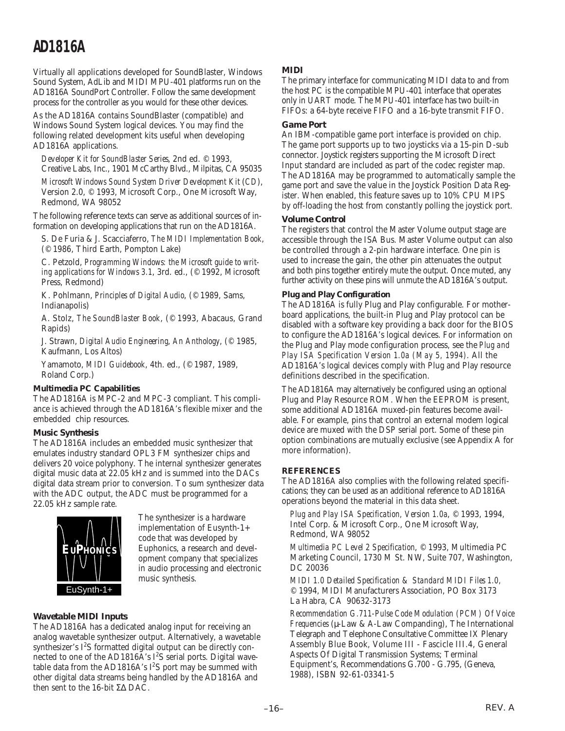Virtually all applications developed for SoundBlaster, Windows Sound System, AdLib and MIDI MPU-401 platforms run on the AD1816A SoundPort Controller. Follow the same development process for the controller as you would for these other devices.

As the AD1816A contains SoundBlaster (compatible) and Windows Sound System logical devices. You may find the following related development kits useful when developing AD1816A applications.

*Developer Kit for SoundBlaster Series*, 2nd ed. © 1993, Creative Labs, Inc., 1901 McCarthy Blvd., Milpitas, CA 95035

*Microsoft Windows Sound System Driver Development Kit (CD)*, Version 2.0, © 1993, Microsoft Corp., One Microsoft Way, Redmond, WA 98052

The following reference texts can serve as additional sources of information on developing applications that run on the AD1816A.

S. De Furia & J. Scacciaferro, *The MIDI Implementation Book*, (© 1986, Third Earth, Pompton Lake)

C. Petzold, *Programming Windows: the Microsoft guide to writing applications for Windows 3.1*, 3rd. ed., (© 1992, Microsoft Press, Redmond)

K. Pohlmann, *Principles of Digital Audio*, (© 1989, Sams, Indianapolis)

A. Stolz, *The SoundBlaster Book*, (© 1993, Abacaus, Grand Rapids)

J. Strawn, *Digital Audio Engineering, An Anthology*, (© 1985, Kaufmann, Los Altos)

Yamamoto, *MIDI Guidebook*, 4th. ed., (© 1987, 1989, Roland Corp.)

**Multimedia PC Capabilities**

The AD1816A is MPC-2 and MPC-3 compliant. This compliance is achieved through the AD1816A's flexible mixer and the embedded chip resources.

**Music Synthesis**

The AD1816A includes an embedded music synthesizer that emulates industry standard OPL3 FM synthesizer chips and delivers 20 voice polyphony. The internal synthesizer generates digital music data at 22.05 kHz and is summed into the DACs digital data stream prior to conversion. To sum synthesizer data with the ADC output, the ADC must be programmed for a 22.05 kHz sample rate.

EUPHONICS
EuSynth-1+

The synthesizer is a hardware implementation of Eusynth-1+ code that was developed by Euphonics, a research and development company that specializes in audio processing and electronic music synthesis.

**Wavetable MIDI Inputs**

The AD1816A has a dedicated analog input for receiving an analog wavetable synthesizer output. Alternatively, a wavetable synthesizer's $I^2S$ formatted digital output can be directly connected to one of the AD1816A's $I^2S$ serial ports. Digital wavetable data from the AD1816A's $I^2S$ port may be summed with other digital data streams being handled by the AD1816A and then sent to the 16-bit ΣΔ DAC.

**MIDI**

The primary interface for communicating MIDI data to and from the host PC is the compatible MPU-401 interface that operates only in UART mode. The MPU-401 interface has two built-in FIFOs: a 64-byte receive FIFO and a 16-byte transmit FIFO.

**Game Port**

An IBM-compatible game port interface is provided on chip. The game port supports up to two joysticks via a 15-pin D-sub connector. Joystick registers supporting the Microsoft Direct Input standard are included as part of the codec register map. The AD1816A may be programmed to automatically sample the game port and save the value in the Joystick Position Data Register. When enabled, this feature saves up to 10% CPU MIPS by off-loading the host from constantly polling the joystick port.

**Volume Control**

The registers that control the Master Volume output stage are accessible through the ISA Bus. Master Volume output can also be controlled through a 2-pin hardware interface. One pin is used to increase the gain, the other pin attenuates the output and both pins together entirely mute the output. Once muted, any further activity on these pins will unmute the AD1816A's output.

**Plug and Play Configuration**

The AD1816A is fully Plug and Play configurable. For motherboard applications, the built-in Plug and Play protocol can be disabled with a software key providing a back door for the BIOS to configure the AD1816A's logical devices. For information on the Plug and Play mode configuration process, see the *Plug and Play ISA Specification Version 1.0a (May 5, 1994)*. All the AD1816A's logical devices comply with Plug and Play resource definitions described in the specification.

The AD1816A may alternatively be configured using an optional Plug and Play Resource ROM. When the EEPROM is present, some additional AD1816A muxed-pin features become available. For example, pins that control an external modem logical device are muxed with the DSP serial port. Some of these pin option combinations are mutually exclusive (see Appendix A for more information).

## REFERENCES

The AD1816A also complies with the following related specifications; they can be used as an additional reference to AD1816A operations beyond the material in this data sheet.

*Plug and Play ISA Specification, Version 1.0a*, © 1993, 1994, Intel Corp. & Microsoft Corp., One Microsoft Way, Redmond, WA 98052

*Multimedia PC Level 2 Specification*, © 1993, Multimedia PC Marketing Council, 1730 M St. NW, Suite 707, Washington, DC 20036

*MIDI 1.0 Detailed Specification & Standard MIDI Files 1.0*, © 1994, MIDI Manufacturers Association, PO Box 3173 La Habra, CA 90632-3173

*Recommendation G.711-Pulse Code Modulation (PCM) Of Voice Frequencies* (μ-Law & A-Law Companding), The International Telegraph and Telephone Consultative Committee IX Plenary Assembly Blue Book, Volume III - Fascicle III.4, General Aspects Of Digital Transmission Systems; Terminal Equipment's, Recommendations G.700 - G.795, (Geneva, 1988), ISBN 92-61-03341-5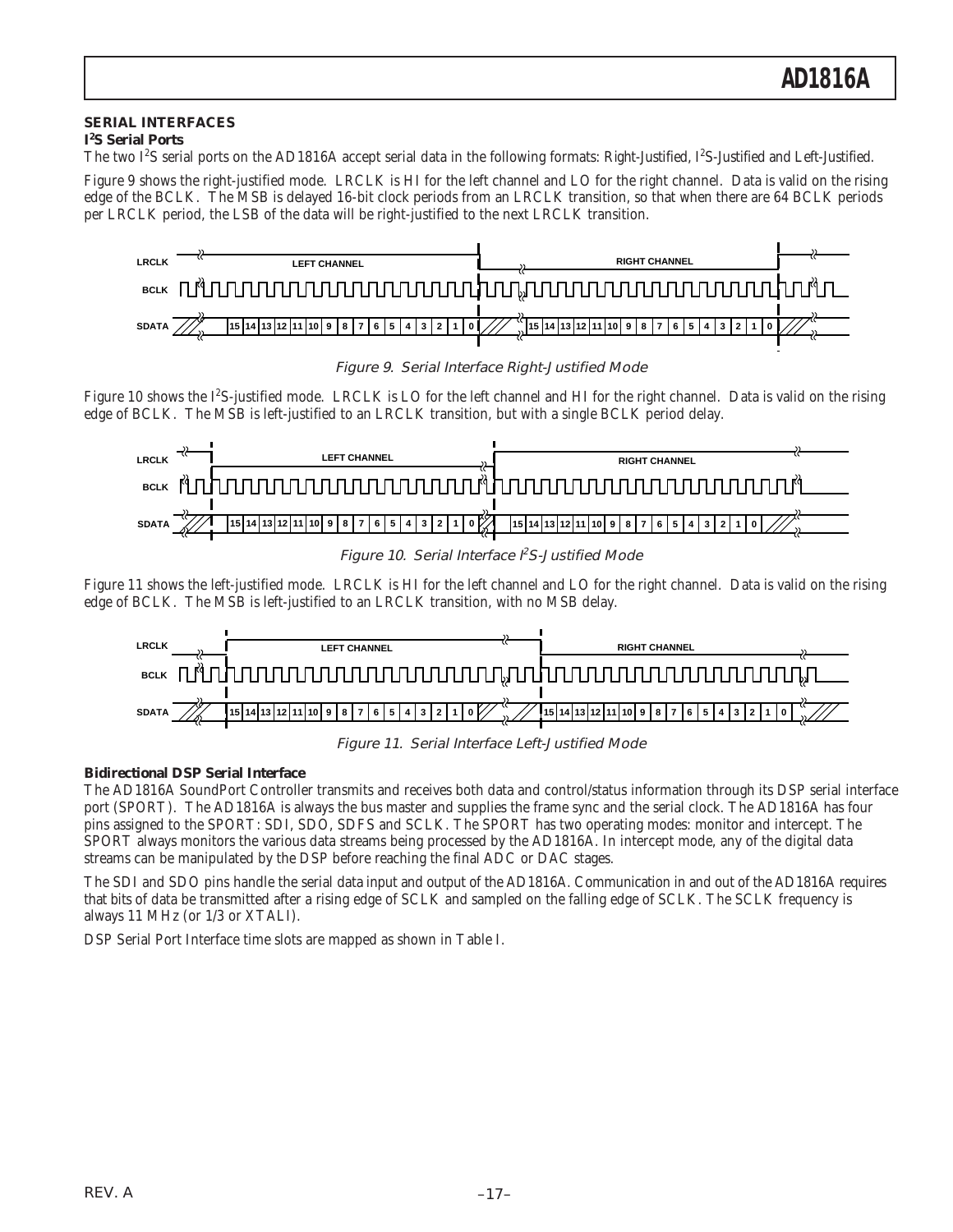## SERIAL INTERFACES

### I²S Serial Ports

The two I²S serial ports on the AD1816A accept serial data in the following formats: Right-Justified, I²S-Justified and Left-Justified.

Figure 9 shows the right-justified mode. LRCLK is HI for the left channel and LO for the right channel. Data is valid on the rising edge of the BCLK. The MSB is delayed 16-bit clock periods from an LRCLK transition, so that when there are 64 BCLK periods per LRCLK period, the LSB of the data will be right-justified to the next LRCLK transition.

*Figure 9. Serial Interface Right-Justified Mode*

Figure 10 shows the I²S-justified mode. LRCLK is LO for the left channel and HI for the right channel. Data is valid on the rising edge of BCLK. The MSB is left-justified to an LRCLK transition, but with a single BCLK period delay.

*Figure 10. Serial Interface I²S-Justified Mode*

Figure 11 shows the left-justified mode. LRCLK is HI for the left channel and LO for the right channel. Data is valid on the rising edge of BCLK. The MSB is left-justified to an LRCLK transition, with no MSB delay.

*Figure 11. Serial Interface Left-Justified Mode*

### Bidirectional DSP Serial Interface

The AD1816A SoundPort Controller transmits and receives both data and control/status information through its DSP serial interface port (SPORT). The AD1816A is always the bus master and supplies the frame sync and the serial clock. The AD1816A has four pins assigned to the SPORT: SDI, SDO, SDFS and SCLK. The SPORT has two operating modes: monitor and intercept. The SPORT always monitors the various data streams being processed by the AD1816A. In intercept mode, any of the digital data streams can be manipulated by the DSP before reaching the final ADC or DAC stages.

The SDI and SDO pins handle the serial data input and output of the AD1816A. Communication in and out of the AD1816A requires that bits of data be transmitted after a rising edge of SCLK and sampled on the falling edge of SCLK. The SCLK frequency is always 11 MHz (or 1/3 or XTALI).

DSP Serial Port Interface time slots are mapped as shown in Table I.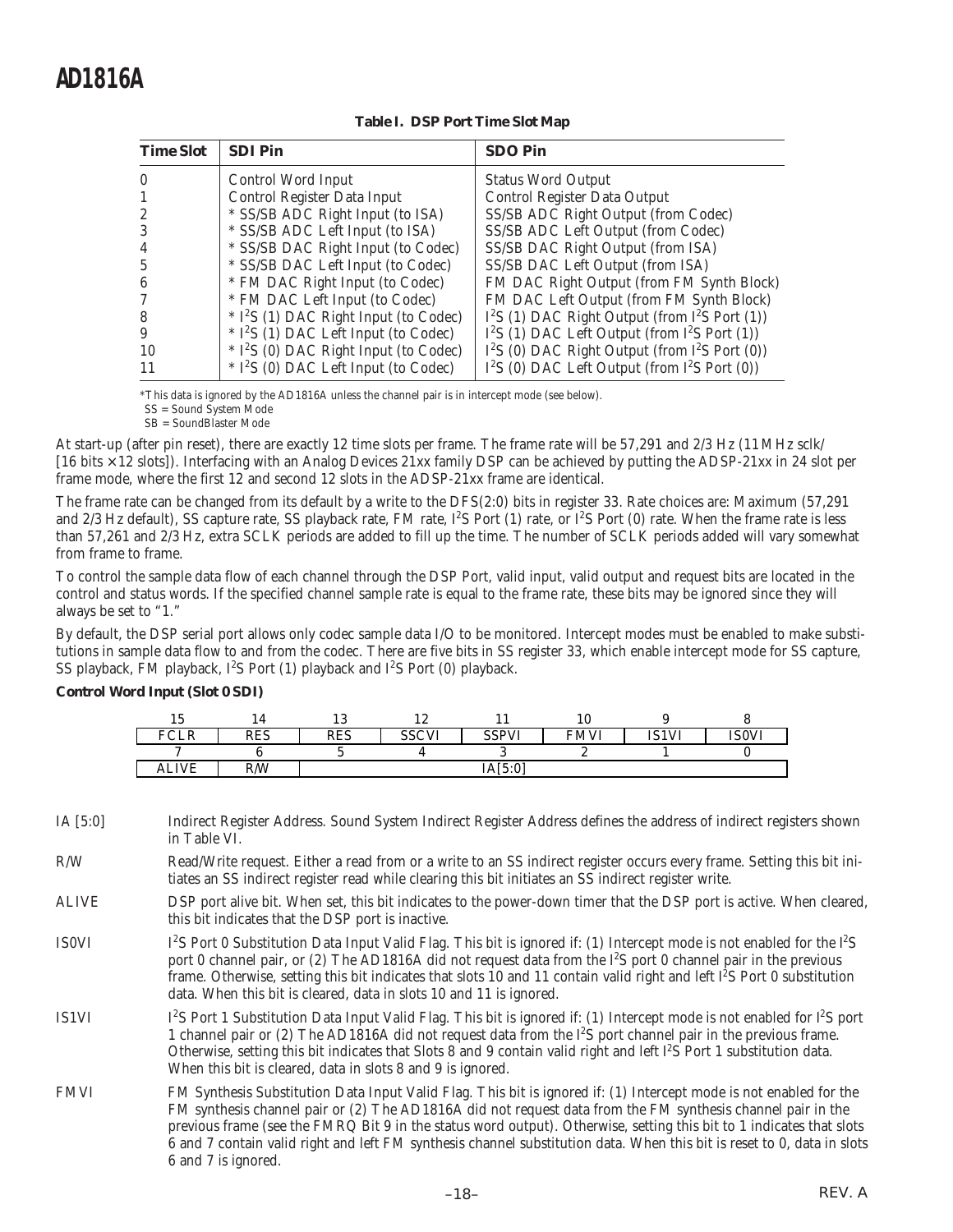**Table I. DSP Port Time Slot Map**

| Time Slot | SDI Pin | SDO Pin |
|---|---|---|
| 0 | Control Word Input | Status Word Output |
| 1 | Control Register Data Input | Control Register Data Output |
| 2 | * SS/SB ADC Right Input (to ISA) | SS/SB ADC Right Output (from Codec) |
| 3 | * SS/SB ADC Left Input (to ISA) | SS/SB ADC Left Output (from Codec) |
| 4 | * SS/SB DAC Right Input (to Codec) | SS/SB DAC Right Output (from ISA) |
| 5 | * SS/SB DAC Left Input (to Codec) | SS/SB DAC Left Output (from ISA) |
| 6 | * FM DAC Right Input (to Codec) | FM DAC Right Output (from FM Synth Block) |
| 7 | * FM DAC Left Input (to Codec) | FM DAC Left Output (from FM Synth Block) |
| 8 | * $I^2S$ (1) DAC Right Input (to Codec) | $I^2S$ (1) DAC Right Output (from $I^2S$ Port (1)) |
| 9 | * $I^2S$ (1) DAC Left Input (to Codec) | $I^2S$ (1) DAC Left Output (from $I^2S$ Port (1)) |
| 10 | * $I^2S$ (0) DAC Right Input (to Codec) | $I^2S$ (0) DAC Right Output (from $I^2S$ Port (0)) |
| 11 | * $I^2S$ (0) DAC Left Input (to Codec) | $I^2S$ (0) DAC Left Output (from $I^2S$ Port (0)) |

*This data is ignored by the AD1816A unless the channel pair is in intercept mode (see below).
SS = Sound System Mode
SB = SoundBlaster Mode

At start-up (after pin reset), there are exactly 12 time slots per frame. The frame rate will be 57,291 and 2/3 Hz (11 MHz sclk/ [16 bits × 12 slots]). Interfacing with an Analog Devices 21xx family DSP can be achieved by putting the ADSP-21xx in 24 slot per frame mode, where the first 12 and second 12 slots in the ADSP-21xx frame are identical.

The frame rate can be changed from its default by a write to the DFS(2:0) bits in register 33. Rate choices are: Maximum (57,291 and 2/3 Hz default), SS capture rate, SS playback rate, FM rate, $I^2S$ Port (1) rate, or $I^2S$ Port (0) rate. When the frame rate is less than 57,261 and 2/3 Hz, extra SCLK periods are added to fill up the time. The number of SCLK periods added will vary somewhat from frame to frame.

To control the sample data flow of each channel through the DSP Port, valid input, valid output and request bits are located in the control and status words. If the specified channel sample rate is equal to the frame rate, these bits may be ignored since they will always be set to "1."

By default, the DSP serial port allows only codec sample data I/O to be monitored. Intercept modes must be enabled to make substitutions in sample data flow to and from the codec. There are five bits in SS register 33, which enable intercept mode for SS capture, SS playback, FM playback, $I^2S$ Port (1) playback and $I^2S$ Port (0) playback.

**Control Word Input (Slot 0 SDI)**

| 15 | 14 | 13 | 12 | 11 | 10 | 9 | 8 |
|---|---|---|---|---|---|---|---|
| FCLR | RES | RES | SSCVI | SSPVI | FMVI | IS1VI | IS0VI |
| **7** | **6** | **5** | **4** | **3** | **2** | **1** | **0** |
| ALIVE | R/W | IA[5:0] | | | | | |

IA [5:0] — Indirect Register Address. Sound System Indirect Register Address defines the address of indirect registers shown in Table VI.

R/W — Read/Write request. Either a read from or a write to an SS indirect register occurs every frame. Setting this bit initiates an SS indirect register read while clearing this bit initiates an SS indirect register write.

ALIVE — DSP port alive bit. When set, this bit indicates to the power-down timer that the DSP port is active. When cleared, this bit indicates that the DSP port is inactive.

IS0VI — $I^2S$ Port 0 Substitution Data Input Valid Flag. This bit is ignored if: (1) Intercept mode is not enabled for the $I^2S$ port 0 channel pair, or (2) The AD1816A did not request data from the $I^2S$ port 0 channel pair in the previous frame. Otherwise, setting this bit indicates that slots 10 and 11 contain valid right and left $I^2S$ Port 0 substitution data. When this bit is cleared, data in slots 10 and 11 is ignored.

IS1VI — $I^2S$ Port 1 Substitution Data Input Valid Flag. This bit is ignored if: (1) Intercept mode is not enabled for $I^2S$ port 1 channel pair or (2) The AD1816A did not request data from the $I^2S$ port channel pair in the previous frame. Otherwise, setting this bit indicates that Slots 8 and 9 contain valid right and left $I^2S$ Port 1 substitution data. When this bit is cleared, data in slots 8 and 9 is ignored.

FMVI — FM Synthesis Substitution Data Input Valid Flag. This bit is ignored if: (1) Intercept mode is not enabled for the FM synthesis channel pair or (2) The AD1816A did not request data from the FM synthesis channel pair in the previous frame (see the FMRQ Bit 9 in the status word output). Otherwise, setting this bit to 1 indicates that slots 6 and 7 contain valid right and left FM synthesis channel substitution data. When this bit is reset to 0, data in slots 6 and 7 is ignored.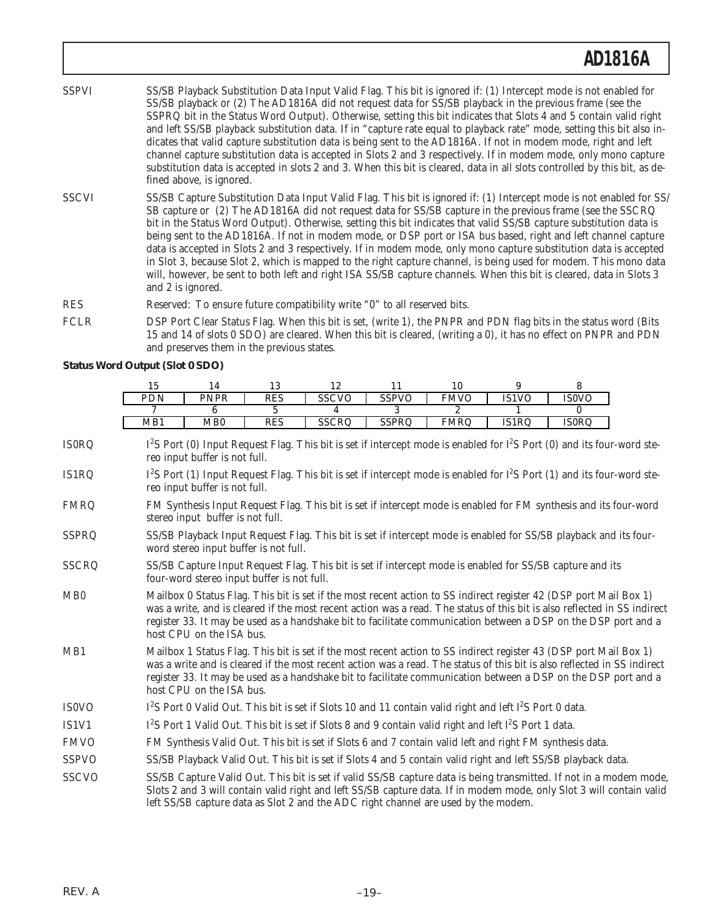SSPVI SS/SB Playback Substitution Data Input Valid Flag. This bit is ignored if: (1) Intercept mode is not enabled for SS/SB playback or (2) The AD1816A did not request data for SS/SB playback in the previous frame (see the SSPRQ bit in the Status Word Output). Otherwise, setting this bit indicates that Slots 4 and 5 contain valid right and left SS/SB playback substitution data. If in "capture rate equal to playback rate" mode, setting this bit also indicates that valid capture substitution data is being sent to the AD1816A. If not in modem mode, right and left channel capture substitution data is accepted in Slots 2 and 3 respectively. If in modem mode, only mono capture substitution data is accepted in slots 2 and 3. When this bit is cleared, data in all slots controlled by this bit, as defined above, is ignored.

SSCVI SS/SB Capture Substitution Data Input Valid Flag. This bit is ignored if: (1) Intercept mode is not enabled for SS/SB capture or (2) The AD1816A did not request data for SS/SB capture in the previous frame (see the SSCRQ bit in the Status Word Output). Otherwise, setting this bit indicates that valid SS/SB capture substitution data is being sent to the AD1816A. If not in modem mode, or DSP port or ISA bus based, right and left channel capture data is accepted in Slots 2 and 3 respectively. If in modem mode, only mono capture substitution data is accepted in Slot 3, because Slot 2, which is mapped to the right capture channel, is being used for modem. This mono data will, however, be sent to both left and right ISA SS/SB capture channels. When this bit is cleared, data in Slots 3 and 2 is ignored.

RES Reserved: To ensure future compatibility write "0" to all reserved bits.

FCLR DSP Port Clear Status Flag. When this bit is set, (write 1), the PNPR and PDN flag bits in the status word (Bits 15 and 14 of slots 0 SDO) are cleared. When this bit is cleared, (writing a 0), it has no effect on PNPR and PDN and preserves them in the previous states.

**Status Word Output (Slot 0 SDO)**

| 15 | 14 | 13 | 12 | 11 | 10 | 9 | 8 |
|---|---|---|---|---|---|---|---|
| PDN | PNPR | RES | SSCVO | SSPVO | FMVO | IS1VO | IS0VO |
| **7** | **6** | **5** | **4** | **3** | **2** | **1** | **0** |
| MB1 | MB0 | RES | SSCRQ | SSPRQ | FMRQ | IS1RQ | IS0RQ |

IS0RQ $I^2S$ Port (0) Input Request Flag. This bit is set if intercept mode is enabled for $I^2S$ Port (0) and its four-word stereo input buffer is not full.

IS1RQ $I^2S$ Port (1) Input Request Flag. This bit is set if intercept mode is enabled for $I^2S$ Port (1) and its four-word stereo input buffer is not full.

FMRQ FM Synthesis Input Request Flag. This bit is set if intercept mode is enabled for FM synthesis and its four-word stereo input buffer is not full.

SSPRQ SS/SB Playback Input Request Flag. This bit is set if intercept mode is enabled for SS/SB playback and its four-word stereo input buffer is not full.

SSCRQ SS/SB Capture Input Request Flag. This bit is set if intercept mode is enabled for SS/SB capture and its four-word stereo input buffer is not full.

MB0 Mailbox 0 Status Flag. This bit is set if the most recent action to SS indirect register 42 (DSP port Mail Box 1) was a write, and is cleared if the most recent action was a read. The status of this bit is also reflected in SS indirect register 33. It may be used as a handshake bit to facilitate communication between a DSP on the DSP port and a host CPU on the ISA bus.

MB1 Mailbox 1 Status Flag. This bit is set if the most recent action to SS indirect register 43 (DSP port Mail Box 1) was a write and is cleared if the most recent action was a read. The status of this bit is also reflected in SS indirect register 33. It may be used as a handshake bit to facilitate communication between a DSP on the DSP port and a host CPU on the ISA bus.

IS0VO $I^2S$ Port 0 Valid Out. This bit is set if Slots 10 and 11 contain valid right and left $I^2S$ Port 0 data.

IS1V1 $I^2S$ Port 1 Valid Out. This bit is set if Slots 8 and 9 contain valid right and left $I^2S$ Port 1 data.

FMVO FM Synthesis Valid Out. This bit is set if Slots 6 and 7 contain valid left and right FM synthesis data.

SSPVO SS/SB Playback Valid Out. This bit is set if Slots 4 and 5 contain valid right and left SS/SB playback data.

SSCVO SS/SB Capture Valid Out. This bit is set if valid SS/SB capture data is being transmitted. If not in a modem mode, Slots 2 and 3 will contain valid right and left SS/SB capture data. If in modem mode, only Slot 3 will contain valid left SS/SB capture data as Slot 2 and the ADC right channel are used by the modem.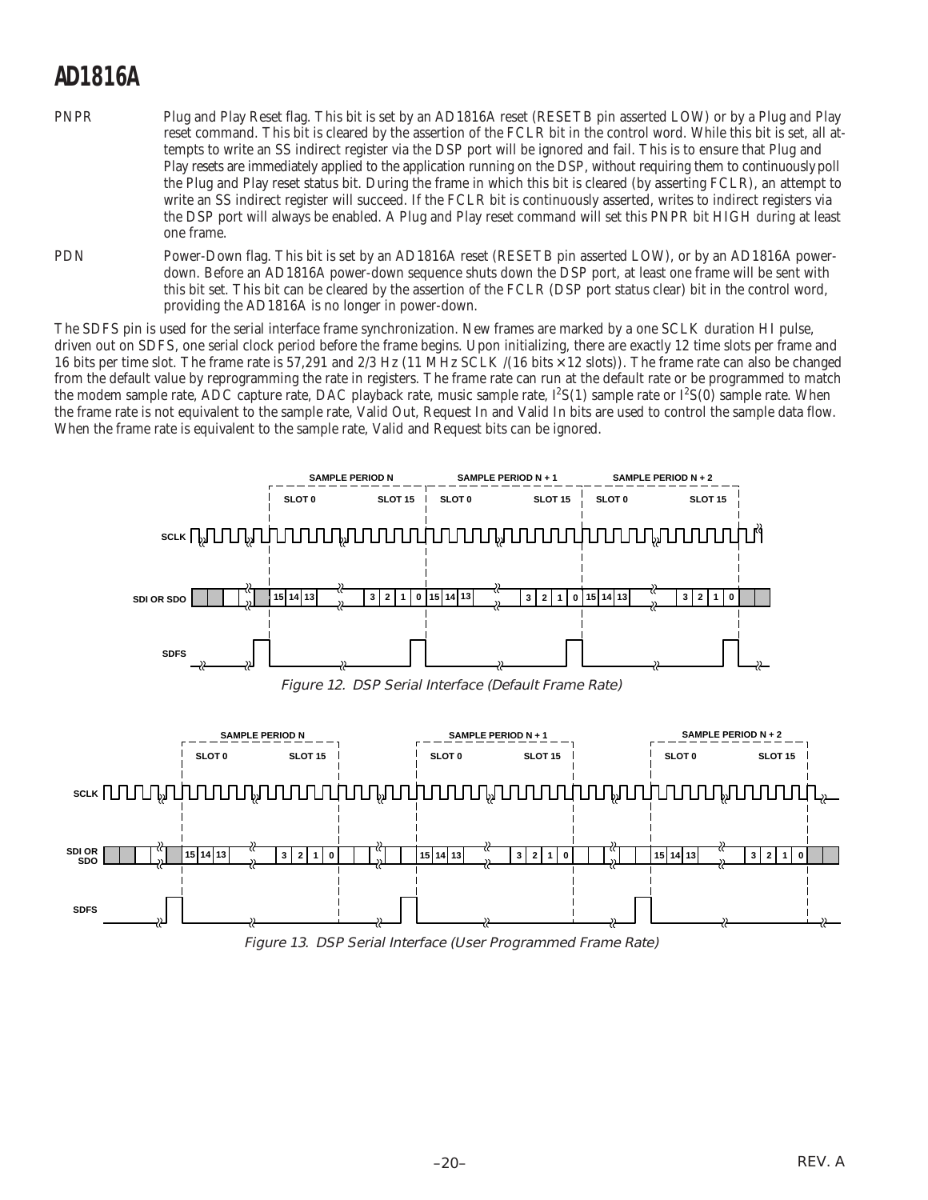PNPR Plug and Play Reset flag. This bit is set by an AD1816A reset (RESETB pin asserted LOW) or by a Plug and Play reset command. This bit is cleared by the assertion of the FCLR bit in the control word. While this bit is set, all attempts to write an SS indirect register via the DSP port will be ignored and fail. This is to ensure that Plug and Play resets are immediately applied to the application running on the DSP, without requiring them to continuously poll the Plug and Play reset status bit. During the frame in which this bit is cleared (by asserting FCLR), an attempt to write an SS indirect register will succeed. If the FCLR bit is continuously asserted, writes to indirect registers via the DSP port will always be enabled. A Plug and Play reset command will set this PNPR bit HIGH during at least one frame.

PDN Power-Down flag. This bit is set by an AD1816A reset (RESETB pin asserted LOW), or by an AD1816A power-down. Before an AD1816A power-down sequence shuts down the DSP port, at least one frame will be sent with this bit set. This bit can be cleared by the assertion of the FCLR (DSP port status clear) bit in the control word, providing the AD1816A is no longer in power-down.

The SDFS pin is used for the serial interface frame synchronization. New frames are marked by a one SCLK duration HI pulse, driven out on SDFS, one serial clock period before the frame begins. Upon initializing, there are exactly 12 time slots per frame and 16 bits per time slot. The frame rate is 57,291 and 2/3 Hz (11 MHz SCLK /(16 bits × 12 slots)). The frame rate can also be changed from the default value by reprogramming the rate in registers. The frame rate can run at the default rate or be programmed to match the modem sample rate, ADC capture rate, DAC playback rate, music sample rate, $I^2S(1)$ sample rate or $I^2S(0)$ sample rate. When the frame rate is not equivalent to the sample rate, Valid Out, Request In and Valid In bits are used to control the sample data flow. When the frame rate is equivalent to the sample rate, Valid and Request bits can be ignored.

Figure 12. DSP Serial Interface (Default Frame Rate)

Figure 13. DSP Serial Interface (User Programmed Frame Rate)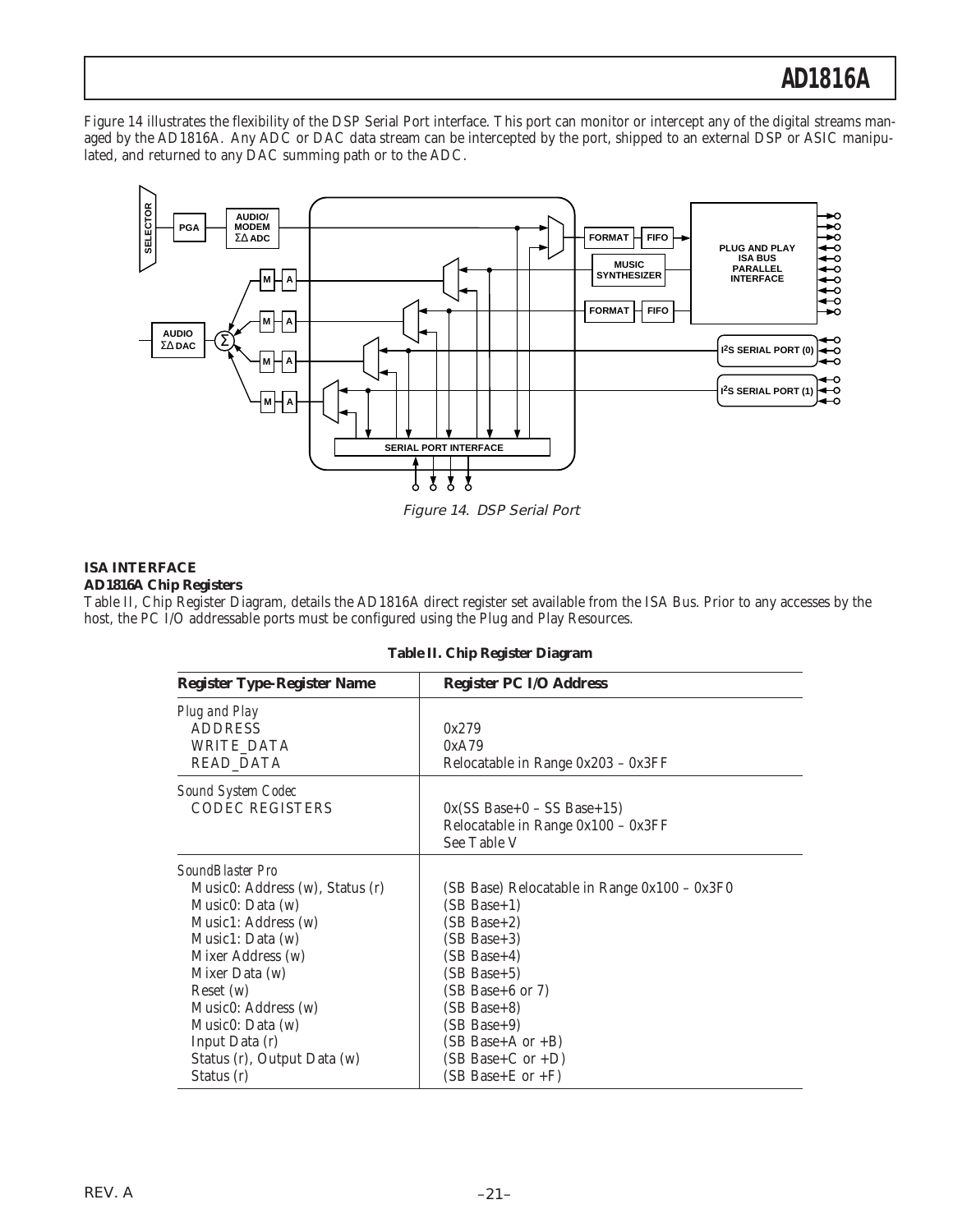Figure 14 illustrates the flexibility of the DSP Serial Port interface. This port can monitor or intercept any of the digital streams managed by the AD1816A. Any ADC or DAC data stream can be intercepted by the port, shipped to an external DSP or ASIC manipulated, and returned to any DAC summing path or to the ADC.

Figure 14. DSP Serial Port

## ISA INTERFACE

### AD1816A Chip Registers

Table II, Chip Register Diagram, details the AD1816A direct register set available from the ISA Bus. Prior to any accesses by the host, the PC I/O addressable ports must be configured using the Plug and Play Resources.

**Table II. Chip Register Diagram**

| Register Type-Register Name | Register PC I/O Address |
|---|---|
| *Plug and Play* | |
| ADDRESS | 0x279 |
| WRITE_DATA | 0xA79 |
| READ_DATA | Relocatable in Range 0x203 – 0x3FF |
| *Sound System Codec* | |
| CODEC REGISTERS | 0x(SS Base+0 – SS Base+15)<br>Relocatable in Range 0x100 – 0x3FF<br>See Table V |
| *SoundBlaster Pro* | |
| Music0: Address (w), Status (r) | (SB Base) Relocatable in Range 0x100 – 0x3F0 |
| Music0: Data (w) | (SB Base+1) |
| Music1: Address (w) | (SB Base+2) |
| Music1: Data (w) | (SB Base+3) |
| Mixer Address (w) | (SB Base+4) |
| Mixer Data (w) | (SB Base+5) |
| Reset (w) | (SB Base+6 or 7) |
| Music0: Address (w) | (SB Base+8) |
| Music0: Data (w) | (SB Base+9) |
| Input Data (r) | (SB Base+A or +B) |
| Status (r), Output Data (w) | (SB Base+C or +D) |
| Status (r) | (SB Base+E or +F) |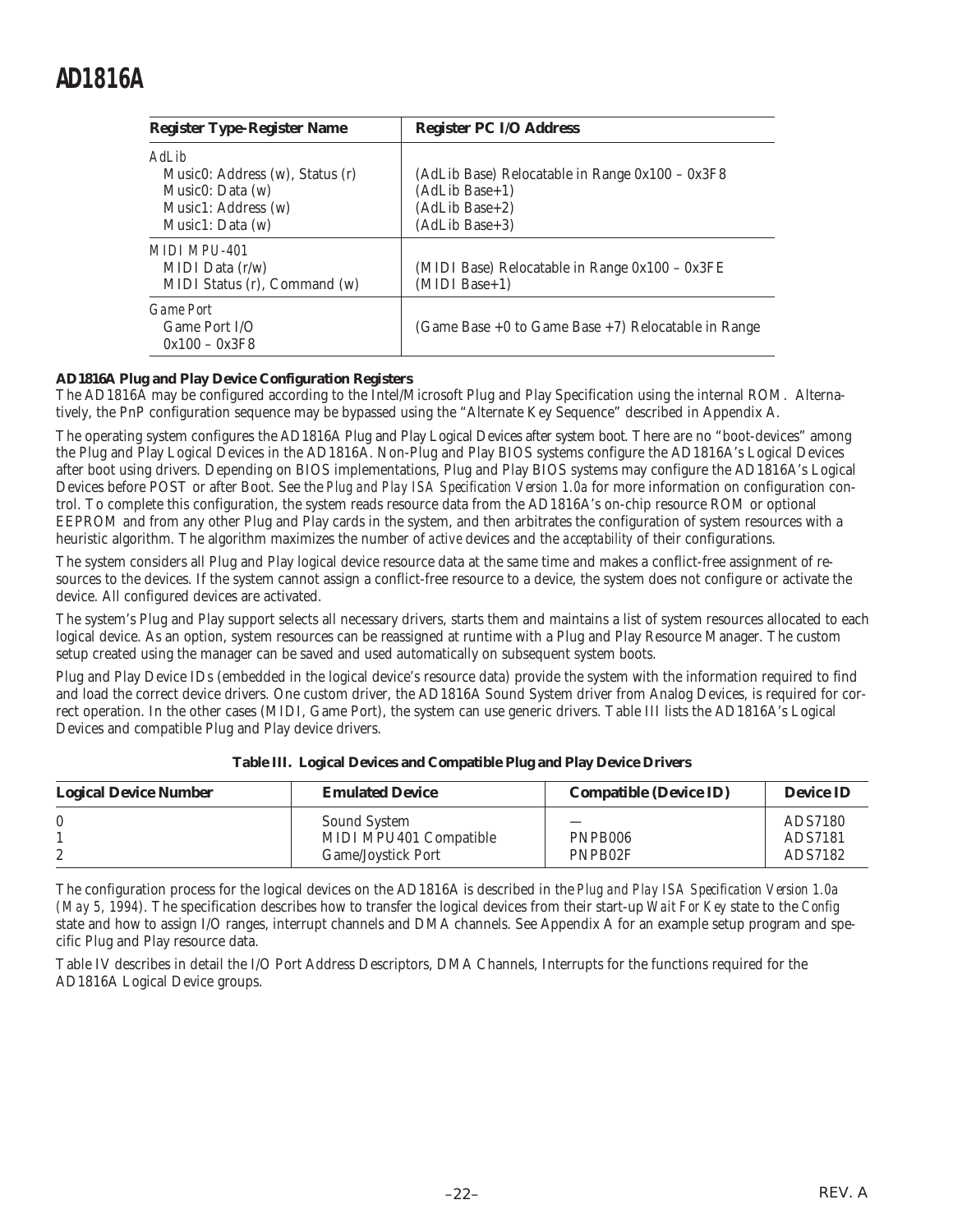| Register Type-Register Name | Register PC I/O Address |
|---|---|
| *AdLib* | |
| Music0: Address (w), Status (r) | (AdLib Base) Relocatable in Range 0x100 – 0x3F8 |
| Music0: Data (w) | (AdLib Base+1) |
| Music1: Address (w) | (AdLib Base+2) |
| Music1: Data (w) | (AdLib Base+3) |
| *MIDI MPU-401* | |
| MIDI Data (r/w) | (MIDI Base) Relocatable in Range 0x100 – 0x3FE |
| MIDI Status (r), Command (w) | (MIDI Base+1) |
| *Game Port* | |
| Game Port I/O 0x100 – 0x3F8 | (Game Base +0 to Game Base +7) Relocatable in Range |

**AD1816A Plug and Play Device Configuration Registers**

The AD1816A may be configured according to the Intel/Microsoft Plug and Play Specification using the internal ROM. Alternatively, the PnP configuration sequence may be bypassed using the "Alternate Key Sequence" described in Appendix A.

The operating system configures the AD1816A Plug and Play Logical Devices after system boot. There are no "boot-devices" among the Plug and Play Logical Devices in the AD1816A. Non-Plug and Play BIOS systems configure the AD1816A's Logical Devices after boot using drivers. Depending on BIOS implementations, Plug and Play BIOS systems may configure the AD1816A's Logical Devices before POST or after Boot. See the *Plug and Play ISA Specification Version 1.0a* for more information on configuration control. To complete this configuration, the system reads resource data from the AD1816A's on-chip resource ROM or optional EEPROM and from any other Plug and Play cards in the system, and then arbitrates the configuration of system resources with a heuristic algorithm. The algorithm maximizes the number of *active* devices and the *acceptability* of their configurations.

The system considers all Plug and Play logical device resource data at the same time and makes a conflict-free assignment of resources to the devices. If the system cannot assign a conflict-free resource to a device, the system does not configure or activate the device. All configured devices are activated.

The system's Plug and Play support selects all necessary drivers, starts them and maintains a list of system resources allocated to each logical device. As an option, system resources can be reassigned at runtime with a Plug and Play Resource Manager. The custom setup created using the manager can be saved and used automatically on subsequent system boots.

Plug and Play Device IDs (embedded in the logical device's resource data) provide the system with the information required to find and load the correct device drivers. One custom driver, the AD1816A Sound System driver from Analog Devices, is required for correct operation. In the other cases (MIDI, Game Port), the system can use generic drivers. Table III lists the AD1816A's Logical Devices and compatible Plug and Play device drivers.

**Table III. Logical Devices and Compatible Plug and Play Device Drivers**

| Logical Device Number | Emulated Device | Compatible (Device ID) | Device ID |
|---|---|---|---|
| 0 | Sound System | — | ADS7180 |
| 1 | MIDI MPU401 Compatible | PNPB006 | ADS7181 |
| 2 | Game/Joystick Port | PNPB02F | ADS7182 |

The configuration process for the logical devices on the AD1816A is described in the *Plug and Play ISA Specification Version 1.0a (May 5, 1994)*. The specification describes how to transfer the logical devices from their start-up *Wait For Key* state to the *Config* state and how to assign I/O ranges, interrupt channels and DMA channels. See Appendix A for an example setup program and specific Plug and Play resource data.

Table IV describes in detail the I/O Port Address Descriptors, DMA Channels, Interrupts for the functions required for the AD1816A Logical Device groups.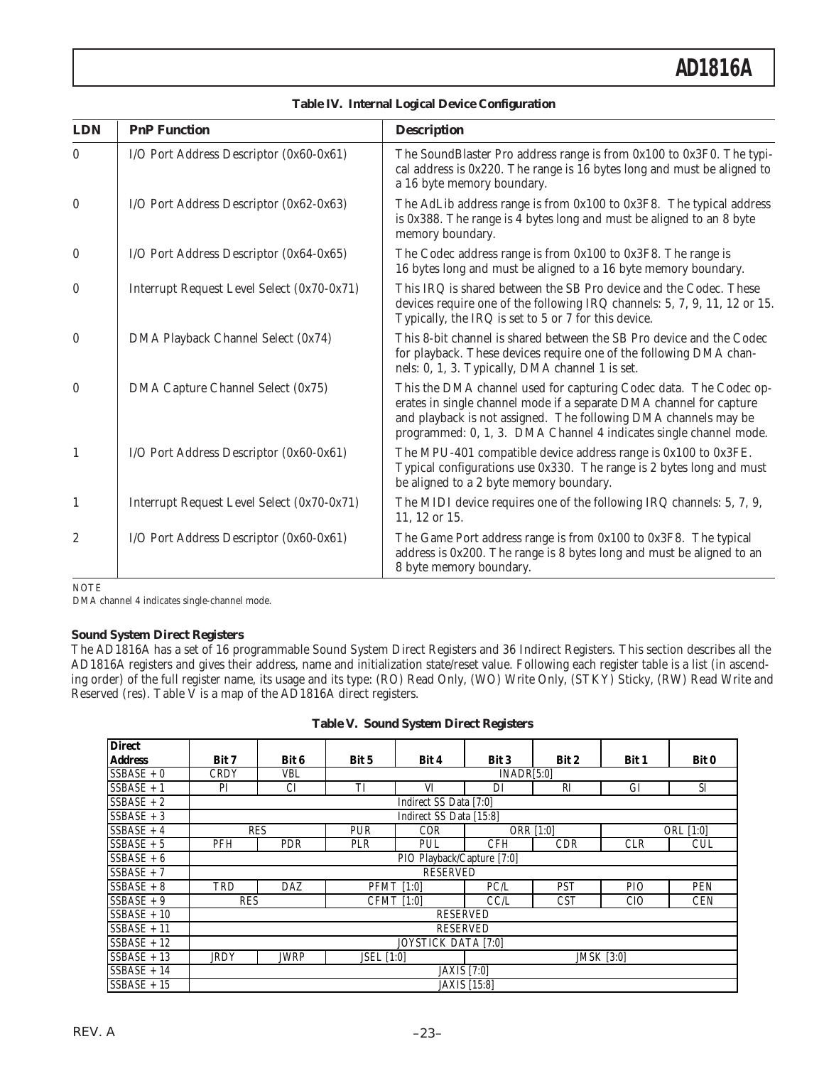**Table IV. Internal Logical Device Configuration**

| LDN | PnP Function | Description |
|---|---|---|
| 0 | I/O Port Address Descriptor (0x60-0x61) | The SoundBlaster Pro address range is from 0x100 to 0x3F0. The typical address is 0x220. The range is 16 bytes long and must be aligned to a 16 byte memory boundary. |
| 0 | I/O Port Address Descriptor (0x62-0x63) | The AdLib address range is from 0x100 to 0x3F8. The typical address is 0x388. The range is 4 bytes long and must be aligned to an 8 byte memory boundary. |
| 0 | I/O Port Address Descriptor (0x64-0x65) | The Codec address range is from 0x100 to 0x3F8. The range is 16 bytes long and must be aligned to a 16 byte memory boundary. |
| 0 | Interrupt Request Level Select (0x70-0x71) | This IRQ is shared between the SB Pro device and the Codec. These devices require one of the following IRQ channels: 5, 7, 9, 11, 12 or 15. Typically, the IRQ is set to 5 or 7 for this device. |
| 0 | DMA Playback Channel Select (0x74) | This 8-bit channel is shared between the SB Pro device and the Codec for playback. These devices require one of the following DMA channels: 0, 1, 3. Typically, DMA channel 1 is set. |
| 0 | DMA Capture Channel Select (0x75) | This the DMA channel used for capturing Codec data. The Codec operates in single channel mode if a separate DMA channel for capture and playback is not assigned. The following DMA channels may be programmed: 0, 1, 3. DMA Channel 4 indicates single channel mode. |
| 1 | I/O Port Address Descriptor (0x60-0x61) | The MPU-401 compatible device address range is 0x100 to 0x3FE. Typical configurations use 0x330. The range is 2 bytes long and must be aligned to a 2 byte memory boundary. |
| 1 | Interrupt Request Level Select (0x70-0x71) | The MIDI device requires one of the following IRQ channels: 5, 7, 9, 11, 12 or 15. |
| 2 | I/O Port Address Descriptor (0x60-0x61) | The Game Port address range is from 0x100 to 0x3F8. The typical address is 0x200. The range is 8 bytes long and must be aligned to an 8 byte memory boundary. |

NOTE
DMA channel 4 indicates single-channel mode.

**Sound System Direct Registers**

The AD1816A has a set of 16 programmable Sound System Direct Registers and 36 Indirect Registers. This section describes all the AD1816A registers and gives their address, name and initialization state/reset value. Following each register table is a list (in ascending order) of the full register name, its usage and its type: (RO) Read Only, (WO) Write Only, (STKY) Sticky, (RW) Read Write and Reserved (res). Table V is a map of the AD1816A direct registers.

**Table V. Sound System Direct Registers**

| Direct Address | Bit 7 | Bit 6 | Bit 5 | Bit 4 | Bit 3 | Bit 2 | Bit 1 | Bit 0 |
|---|---|---|---|---|---|---|---|---|
| SSBASE + 0 | CRDY | VBL | INADR[5:0] | | | | | |
| SSBASE + 1 | PI | CI | TI | VI | DI | RI | GI | SI |
| SSBASE + 2 | Indirect SS Data [7:0] | | | | | | | |
| SSBASE + 3 | Indirect SS Data [15:8] | | | | | | | |
| SSBASE + 4 | RES | | PUR | COR | ORR [1:0] | | ORL [1:0] | |
| SSBASE + 5 | PFH | PDR | PLR | PUL | CFH | CDR | CLR | CUL |
| SSBASE + 6 | PIO Playback/Capture [7:0] | | | | | | | |
| SSBASE + 7 | RESERVED | | | | | | | |
| SSBASE + 8 | TRD | DAZ | PFMT [1:0] | | PC/L | PST | PIO | PEN |
| SSBASE + 9 | RES | | CFMT [1:0] | | CC/L | CST | CIO | CEN |
| SSBASE + 10 | RESERVED | | | | | | | |
| SSBASE + 11 | RESERVED | | | | | | | |
| SSBASE + 12 | JOYSTICK DATA [7:0] | | | | | | | |
| SSBASE + 13 | JRDY | JWRP | JSEL [1:0] | | JMSK [3:0] | | | |
| SSBASE + 14 | JAXIS [7:0] | | | | | | | |
| SSBASE + 15 | JAXIS [15:8] | | | | | | | |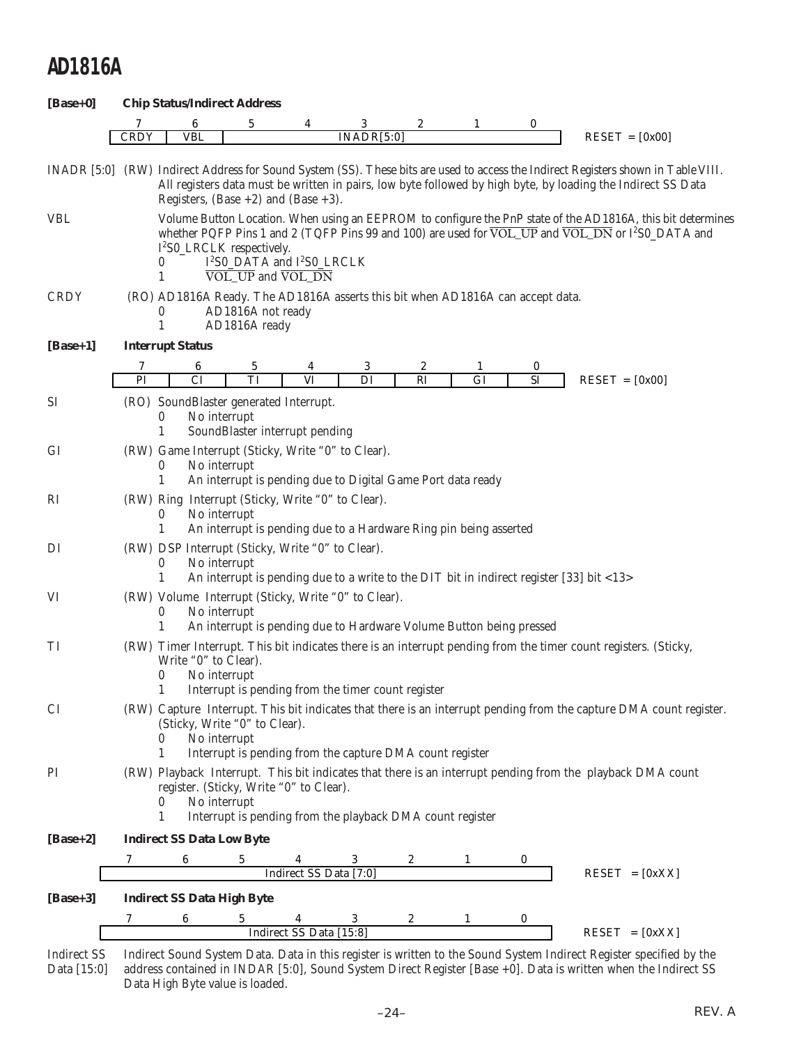**[Base+0]** **Chip Status/Indirect Address**

| 7 | 6 | 5 | 4 | 3 | 2 | 1 | 0 | |
|---|---|---|---|---|---|---|---|---|
| CRDY | VBL | INADR[5:0] | | | | | | RESET = [0x00] |

INADR [5:0] (RW) Indirect Address for Sound System (SS). These bits are used to access the Indirect Registers shown in Table VIII. All registers data must be written in pairs, low byte followed by high byte, by loading the Indirect SS Data Registers, (Base +2) and (Base +3).

VBL Volume Button Location. When using an EEPROM to configure the PnP state of the AD1816A, this bit determines whether PQFP Pins 1 and 2 (TQFP Pins 99 and 100) are used for $\overline{\text{VOL\_UP}}$ and $\overline{\text{VOL\_DN}}$ or I$^2$S0_DATA and I$^2$S0_LRCLK respectively.
- 0 I$^2$S0_DATA and I$^2$S0_LRCLK
- 1 $\overline{\text{VOL\_UP}}$ and $\overline{\text{VOL\_DN}}$

CRDY (RO) AD1816A Ready. The AD1816A asserts this bit when AD1816A can accept data.
- 0 AD1816A not ready
- 1 AD1816A ready

**[Base+1]** **Interrupt Status**

| 7 | 6 | 5 | 4 | 3 | 2 | 1 | 0 | |
|---|---|---|---|---|---|---|---|---|
| PI | CI | TI | VI | DI | RI | GI | SI | RESET = [0x00] |

SI (RO) SoundBlaster generated Interrupt.
- 0 No interrupt
- 1 SoundBlaster interrupt pending

GI (RW) Game Interrupt (Sticky, Write "0" to Clear).
- 0 No interrupt
- 1 An interrupt is pending due to Digital Game Port data ready

RI (RW) Ring Interrupt (Sticky, Write "0" to Clear).
- 0 No interrupt
- 1 An interrupt is pending due to a Hardware Ring pin being asserted

DI (RW) DSP Interrupt (Sticky, Write "0" to Clear).
- 0 No interrupt
- 1 An interrupt is pending due to a write to the DIT bit in indirect register [33] bit <13>

VI (RW) Volume Interrupt (Sticky, Write "0" to Clear).
- 0 No interrupt
- 1 An interrupt is pending due to Hardware Volume Button being pressed

TI (RW) Timer Interrupt. This bit indicates there is an interrupt pending from the timer count registers. (Sticky, Write "0" to Clear).
- 0 No interrupt
- 1 Interrupt is pending from the timer count register

CI (RW) Capture Interrupt. This bit indicates that there is an interrupt pending from the capture DMA count register. (Sticky, Write "0" to Clear).
- 0 No interrupt
- 1 Interrupt is pending from the capture DMA count register

PI (RW) Playback Interrupt. This bit indicates that there is an interrupt pending from the playback DMA count register. (Sticky, Write "0" to Clear).
- 0 No interrupt
- 1 Interrupt is pending from the playback DMA count register

**[Base+2]** **Indirect SS Data Low Byte**

| 7 | 6 | 5 | 4 | 3 | 2 | 1 | 0 | |
|---|---|---|---|---|---|---|---|---|
| Indirect SS Data [7:0] | | | | | | | | RESET = [0xXX] |

**[Base+3]** **Indirect SS Data High Byte**

| 7 | 6 | 5 | 4 | 3 | 2 | 1 | 0 | |
|---|---|---|---|---|---|---|---|---|
| Indirect SS Data [15:8] | | | | | | | | RESET = [0xXX] |

Indirect SS Data [15:0] Indirect Sound System Data. Data in this register is written to the Sound System Indirect Register specified by the address contained in INDAR [5:0], Sound System Direct Register [Base +0]. Data is written when the Indirect SS Data High Byte value is loaded.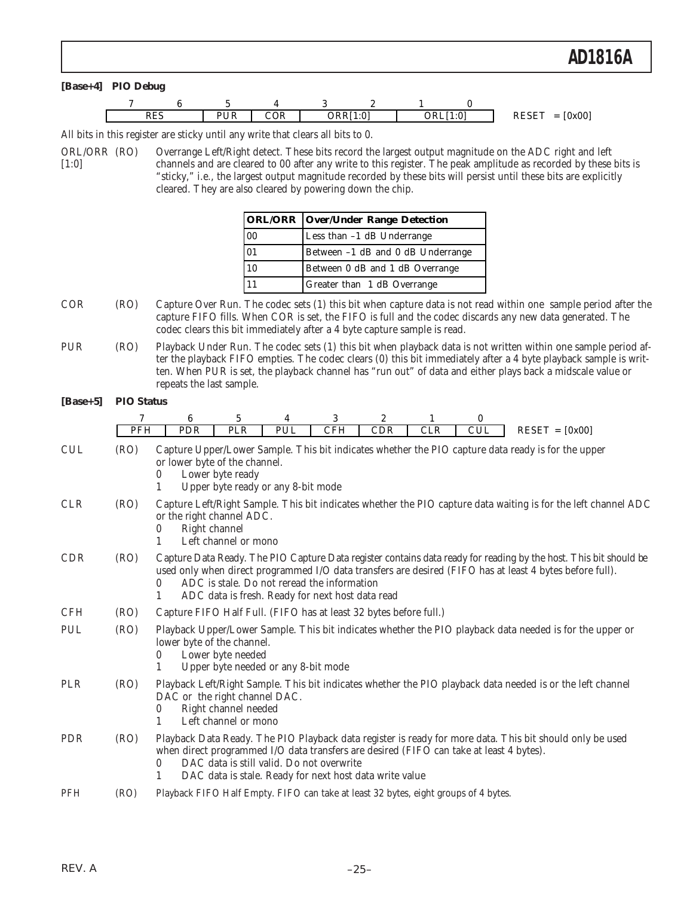**[Base+4] PIO Debug**

| 7 | 6 | 5 | 4 | 3 | 2 | 1 | 0 | |
|---|---|---|---|---|---|---|---|---|
| RES | | PUR | COR | ORR[1:0] | | ORL[1:0] | | RESET = [0x00] |

All bits in this register are sticky until any write that clears all bits to 0.

ORL/ORR [1:0] (RO) Overrange Left/Right detect. These bits record the largest output magnitude on the ADC right and left channels and are cleared to 00 after any write to this register. The peak amplitude as recorded by these bits is "sticky," i.e., the largest output magnitude recorded by these bits will persist until these bits are explicitly cleared. They are also cleared by powering down the chip.

| ORL/ORR | Over/Under Range Detection |
|---|---|
| 00 | Less than –1 dB Underrange |
| 01 | Between –1 dB and 0 dB Underrange |
| 10 | Between 0 dB and 1 dB Overrange |
| 11 | Greater than 1 dB Overrange |

COR (RO) Capture Over Run. The codec sets (1) this bit when capture data is not read within one sample period after the capture FIFO fills. When COR is set, the FIFO is full and the codec discards any new data generated. The codec clears this bit immediately after a 4 byte capture sample is read.

PUR (RO) Playback Under Run. The codec sets (1) this bit when playback data is not written within one sample period after the playback FIFO empties. The codec clears (0) this bit immediately after a 4 byte playback sample is written. When PUR is set, the playback channel has "run out" of data and either plays back a midscale value or repeats the last sample.

**[Base+5] PIO Status**

| 7 | 6 | 5 | 4 | 3 | 2 | 1 | 0 | |
|---|---|---|---|---|---|---|---|---|
| PFH | PDR | PLR | PUL | CFH | CDR | CLR | CUL | RESET = [0x00] |

CUL (RO) Capture Upper/Lower Sample. This bit indicates whether the PIO capture data ready is for the upper or lower byte of the channel.
- 0 Lower byte ready
- 1 Upper byte ready or any 8-bit mode

CLR (RO) Capture Left/Right Sample. This bit indicates whether the PIO capture data waiting is for the left channel ADC or the right channel ADC.
- 0 Right channel
- 1 Left channel or mono

CDR (RO) Capture Data Ready. The PIO Capture Data register contains data ready for reading by the host. This bit should be used only when direct programmed I/O data transfers are desired (FIFO has at least 4 bytes before full).
- 0 ADC is stale. Do not reread the information
- 1 ADC data is fresh. Ready for next host data read

CFH (RO) Capture FIFO Half Full. (FIFO has at least 32 bytes before full.)

PUL (RO) Playback Upper/Lower Sample. This bit indicates whether the PIO playback data needed is for the upper or lower byte of the channel.
- 0 Lower byte needed
- 1 Upper byte needed or any 8-bit mode

PLR (RO) Playback Left/Right Sample. This bit indicates whether the PIO playback data needed is or the left channel DAC or the right channel DAC.
- 0 Right channel needed
- 1 Left channel or mono

PDR (RO) Playback Data Ready. The PIO Playback data register is ready for more data. This bit should only be used when direct programmed I/O data transfers are desired (FIFO can take at least 4 bytes).
- 0 DAC data is still valid. Do not overwrite
- 1 DAC data is stale. Ready for next host data write value

PFH (RO) Playback FIFO Half Empty. FIFO can take at least 32 bytes, eight groups of 4 bytes.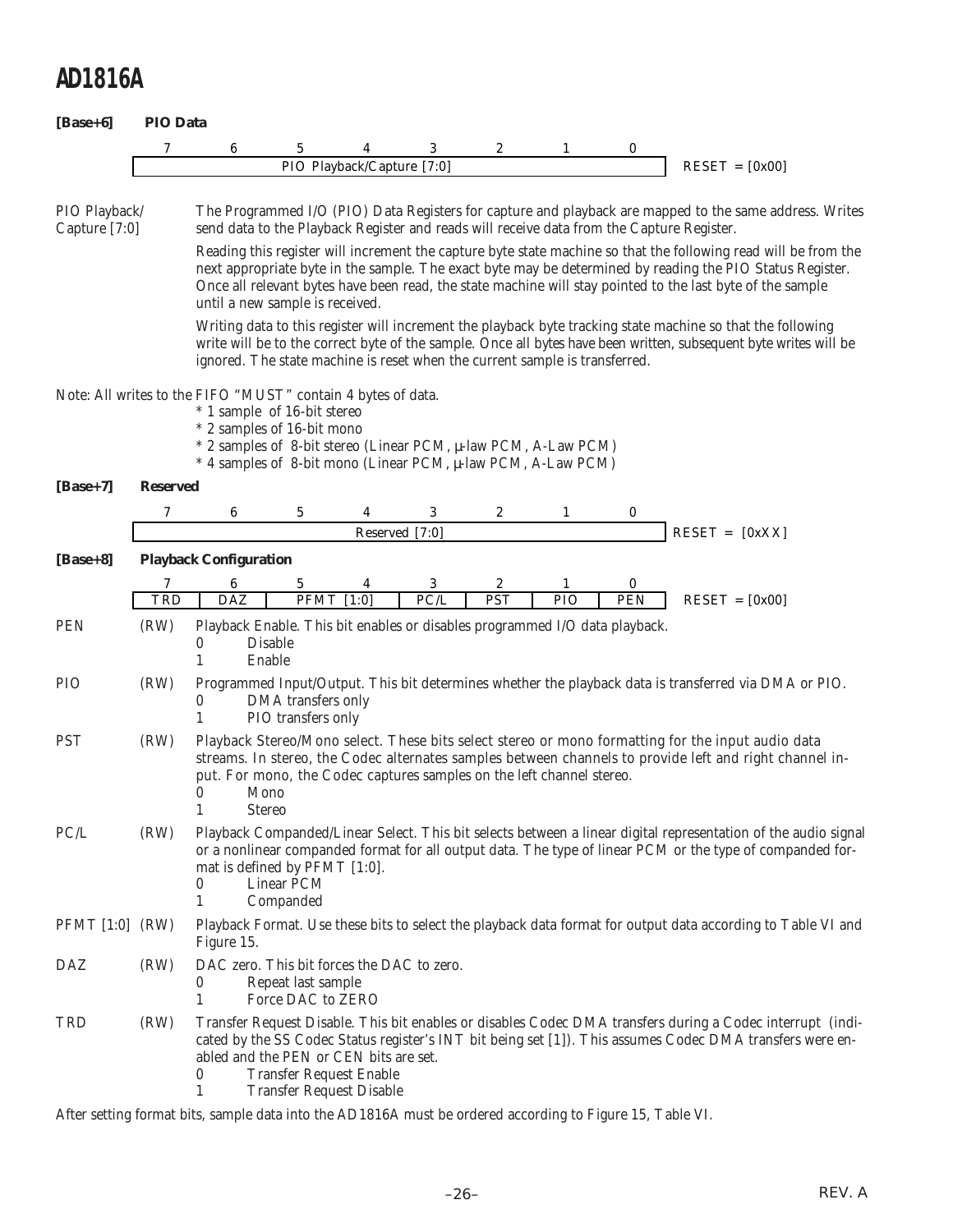**[Base+6]** **PIO Data**

| 7 | 6 | 5 | 4 | 3 | 2 | 1 | 0 | |
|---|---|---|---|---|---|---|---|---|
| PIO Playback/Capture [7:0] | | | | | | | | RESET = [0x00] |

PIO Playback/ Capture [7:0] — The Programmed I/O (PIO) Data Registers for capture and playback are mapped to the same address. Writes send data to the Playback Register and reads will receive data from the Capture Register.

Reading this register will increment the capture byte state machine so that the following read will be from the next appropriate byte in the sample. The exact byte may be determined by reading the PIO Status Register. Once all relevant bytes have been read, the state machine will stay pointed to the last byte of the sample until a new sample is received.

Writing data to this register will increment the playback byte tracking state machine so that the following write will be to the correct byte of the sample. Once all bytes have been written, subsequent byte writes will be ignored. The state machine is reset when the current sample is transferred.

Note: All writes to the FIFO "MUST" contain 4 bytes of data.

* 1 sample of 16-bit stereo
* 2 samples of 16-bit mono
* 2 samples of 8-bit stereo (Linear PCM, μ-law PCM, A-Law PCM)
* 4 samples of 8-bit mono (Linear PCM, μ-law PCM, A-Law PCM)

**[Base+7]** **Reserved**

| 7 | 6 | 5 | 4 | 3 | 2 | 1 | 0 | |
|---|---|---|---|---|---|---|---|---|
| Reserved [7:0] | | | | | | | | RESET = [0xXX] |

**[Base+8]** **Playback Configuration**

| 7 | 6 | 5 | 4 | 3 | 2 | 1 | 0 | |
|---|---|---|---|---|---|---|---|---|
| TRD | DAZ | PFMT [1:0] | | PC/L | PST | PIO | PEN | RESET = [0x00] |

PEN (RW) Playback Enable. This bit enables or disables programmed I/O data playback.
- 0 Disable
- 1 Enable

PIO (RW) Programmed Input/Output. This bit determines whether the playback data is transferred via DMA or PIO.
- 0 DMA transfers only
- 1 PIO transfers only

PST (RW) Playback Stereo/Mono select. These bits select stereo or mono formatting for the input audio data streams. In stereo, the Codec alternates samples between channels to provide left and right channel input. For mono, the Codec captures samples on the left channel stereo.
- 0 Mono
- 1 Stereo

PC/L (RW) Playback Companded/Linear Select. This bit selects between a linear digital representation of the audio signal or a nonlinear companded format for all output data. The type of linear PCM or the type of companded format is defined by PFMT [1:0].
- 0 Linear PCM
- 1 Companded

PFMT [1:0] (RW) Playback Format. Use these bits to select the playback data format for output data according to Table VI and Figure 15.

DAZ (RW) DAC zero. This bit forces the DAC to zero.
- 0 Repeat last sample
- 1 Force DAC to ZERO

TRD (RW) Transfer Request Disable. This bit enables or disables Codec DMA transfers during a Codec interrupt (indicated by the SS Codec Status register's INT bit being set [1]). This assumes Codec DMA transfers were enabled and the PEN or CEN bits are set.
- 0 Transfer Request Enable
- 1 Transfer Request Disable

After setting format bits, sample data into the AD1816A must be ordered according to Figure 15, Table VI.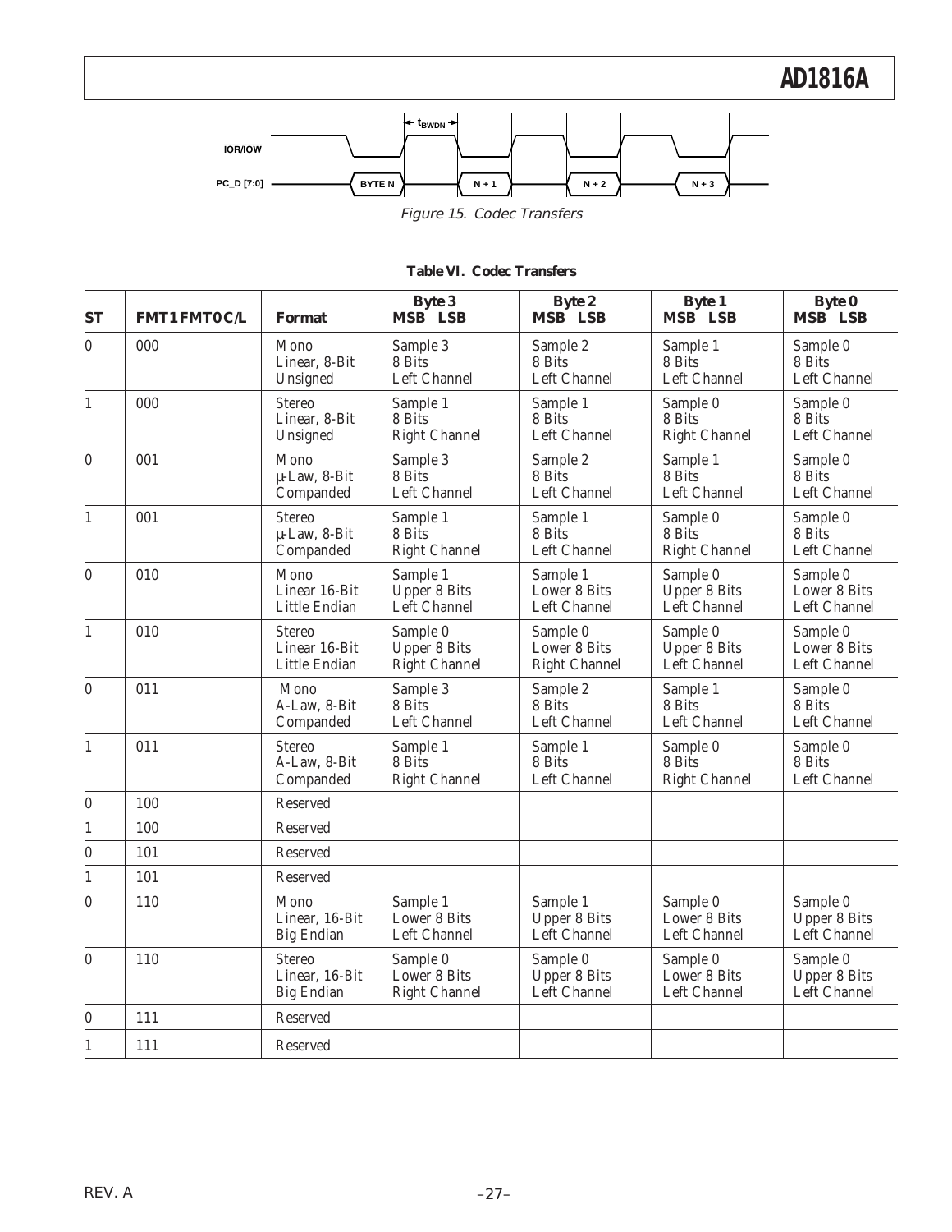Figure 15. Codec Transfers

**Table VI. Codec Transfers**

| ST | FMT1 FMT0 C/L | Format | Byte 3 MSB LSB | Byte 2 MSB LSB | Byte 1 MSB LSB | Byte 0 MSB LSB |
|---|---|---|---|---|---|---|
| 0 | 000 | Mono Linear, 8-Bit Unsigned | Sample 3 8 Bits Left Channel | Sample 2 8 Bits Left Channel | Sample 1 8 Bits Left Channel | Sample 0 8 Bits Left Channel |
| 1 | 000 | Stereo Linear, 8-Bit Unsigned | Sample 1 8 Bits Right Channel | Sample 1 8 Bits Left Channel | Sample 0 8 Bits Right Channel | Sample 0 8 Bits Left Channel |
| 0 | 001 | Mono µ-Law, 8-Bit Companded | Sample 3 8 Bits Left Channel | Sample 2 8 Bits Left Channel | Sample 1 8 Bits Left Channel | Sample 0 8 Bits Left Channel |
| 1 | 001 | Stereo µ-Law, 8-Bit Companded | Sample 1 8 Bits Right Channel | Sample 1 8 Bits Left Channel | Sample 0 8 Bits Right Channel | Sample 0 8 Bits Left Channel |
| 0 | 010 | Mono Linear 16-Bit Little Endian | Sample 1 Upper 8 Bits Left Channel | Sample 1 Lower 8 Bits Left Channel | Sample 0 Upper 8 Bits Left Channel | Sample 0 Lower 8 Bits Left Channel |
| 1 | 010 | Stereo Linear 16-Bit Little Endian | Sample 0 Upper 8 Bits Right Channel | Sample 0 Lower 8 Bits Right Channel | Sample 0 Upper 8 Bits Left Channel | Sample 0 Lower 8 Bits Left Channel |
| 0 | 011 | Mono A-Law, 8-Bit Companded | Sample 3 8 Bits Left Channel | Sample 2 8 Bits Left Channel | Sample 1 8 Bits Left Channel | Sample 0 8 Bits Left Channel |
| 1 | 011 | Stereo A-Law, 8-Bit Companded | Sample 1 8 Bits Right Channel | Sample 1 8 Bits Left Channel | Sample 0 8 Bits Right Channel | Sample 0 8 Bits Left Channel |
| 0 | 100 | Reserved | | | | |
| 1 | 100 | Reserved | | | | |
| 0 | 101 | Reserved | | | | |
| 1 | 101 | Reserved | | | | |
| 0 | 110 | Mono Linear, 16-Bit Big Endian | Sample 1 Lower 8 Bits Left Channel | Sample 1 Upper 8 Bits Left Channel | Sample 0 Lower 8 Bits Left Channel | Sample 0 Upper 8 Bits Left Channel |
| 0 | 110 | Stereo Linear, 16-Bit Big Endian | Sample 0 Lower 8 Bits Right Channel | Sample 0 Upper 8 Bits Left Channel | Sample 0 Lower 8 Bits Left Channel | Sample 0 Upper 8 Bits Left Channel |
| 0 | 111 | Reserved | | | | |
| 1 | 111 | Reserved | | | | |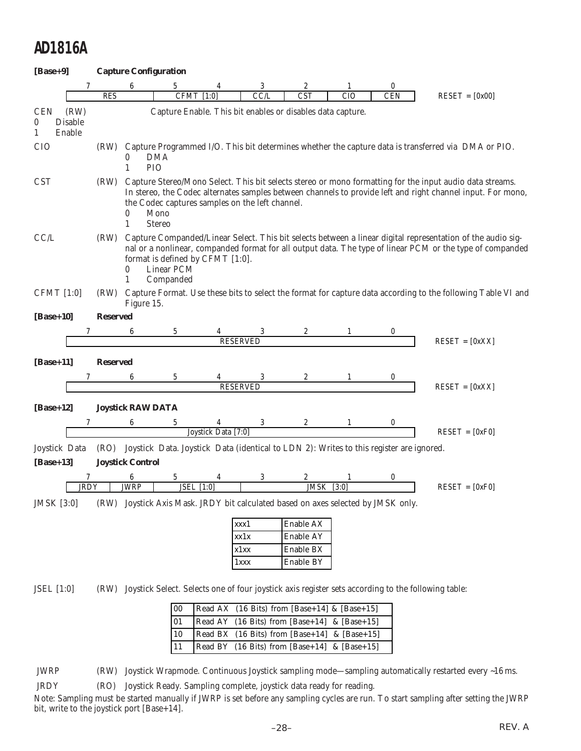**[Base+9] Capture Configuration**

| 7 | 6 | 5 | 4 | 3 | 2 | 1 | 0 | |
|---|---|---|---|---|---|---|---|---|
| RES | | CFMT [1:0] | | CC/L | CST | CIO | CEN | RESET = [0x00] |

CEN (RW) Capture Enable. This bit enables or disables data capture.
0 Disable
1 Enable

CIO (RW) Capture Programmed I/O. This bit determines whether the capture data is transferred via DMA or PIO.
0 DMA
1 PIO

CST (RW) Capture Stereo/Mono Select. This bit selects stereo or mono formatting for the input audio data streams. In stereo, the Codec alternates samples between channels to provide left and right channel input. For mono, the Codec captures samples on the left channel.
0 Mono
1 Stereo

CC/L (RW) Capture Companded/Linear Select. This bit selects between a linear digital representation of the audio signal or a nonlinear, companded format for all output data. The type of linear PCM or the type of companded format is defined by CFMT [1:0].
0 Linear PCM
1 Companded

CFMT [1:0] (RW) Capture Format. Use these bits to select the format for capture data according to the following Table VI and Figure 15.

**[Base+10] Reserved**

| 7 | 6 | 5 | 4 | 3 | 2 | 1 | 0 | |
|---|---|---|---|---|---|---|---|---|
| RESERVED | | | | | | | | RESET = [0xXX] |

**[Base+11] Reserved**

| 7 | 6 | 5 | 4 | 3 | 2 | 1 | 0 | |
|---|---|---|---|---|---|---|---|---|
| RESERVED | | | | | | | | RESET = [0xXX] |

**[Base+12] Joystick RAW DATA**

| 7 | 6 | 5 | 4 | 3 | 2 | 1 | 0 | |
|---|---|---|---|---|---|---|---|---|
| Joystick Data [7:0] | | | | | | | | RESET = [0xF0] |

Joystick Data (RO) Joystick Data. Joystick Data (identical to LDN 2): Writes to this register are ignored.

**[Base+13] Joystick Control**

| 7 | 6 | 5 | 4 | 3 | 2 | 1 | 0 | |
|---|---|---|---|---|---|---|---|---|
| JRDY | JWRP | JSEL [1:0] | | JMSK [3:0] | | | | RESET = [0xF0] |

JMSK [3:0] (RW) Joystick Axis Mask. JRDY bit calculated based on axes selected by JMSK only.

| | |
|---|---|
| xxx1 | Enable AX |
| xx1x | Enable AY |
| x1xx | Enable BX |
| 1xxx | Enable BY |

JSEL [1:0] (RW) Joystick Select. Selects one of four joystick axis register sets according to the following table:

| | |
|---|---|
| 00 | Read AX (16 Bits) from [Base+14] & [Base+15] |
| 01 | Read AY (16 Bits) from [Base+14] & [Base+15] |
| 10 | Read BX (16 Bits) from [Base+14] & [Base+15] |
| 11 | Read BY (16 Bits) from [Base+14] & [Base+15] |

JWRP (RW) Joystick Wrapmode. Continuous Joystick sampling mode—sampling automatically restarted every ~16 ms.

JRDY (RO) Joystick Ready. Sampling complete, joystick data ready for reading.

Note: Sampling must be started manually if JWRP is set before any sampling cycles are run. To start sampling after setting the JWRP bit, write to the joystick port [Base+14].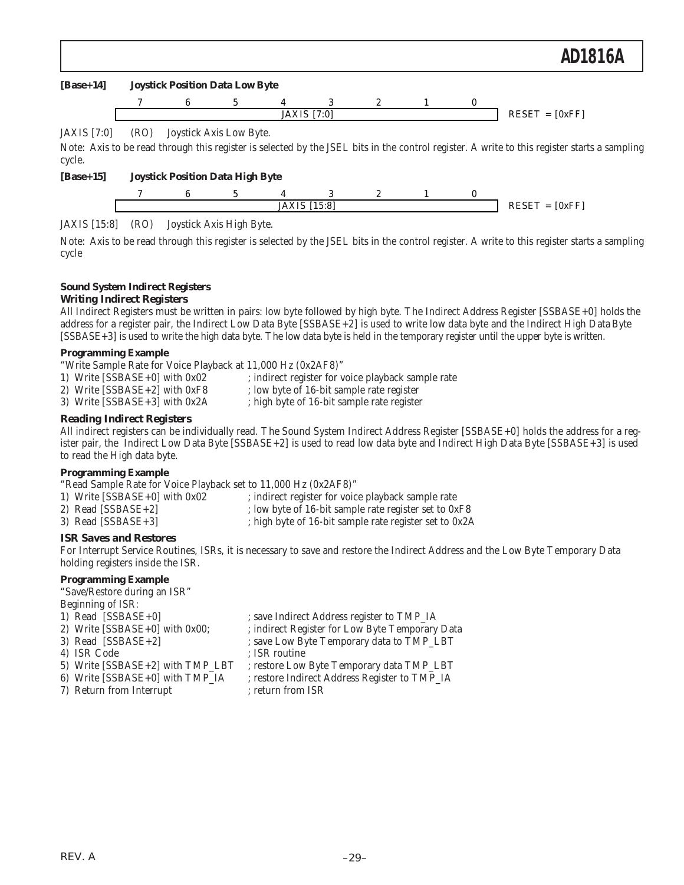**[Base+14] Joystick Position Data Low Byte**

| 7 | 6 | 5 | 4 | 3 | 2 | 1 | 0 | |
|---|---|---|---|---|---|---|---|---|
| JAXIS [7:0] | | | | | | | | RESET = [0xFF] |

JAXIS [7:0] (RO) Joystick Axis Low Byte.

Note: Axis to be read through this register is selected by the JSEL bits in the control register. A write to this register starts a sampling cycle.

**[Base+15] Joystick Position Data High Byte**

| 7 | 6 | 5 | 4 | 3 | 2 | 1 | 0 | |
|---|---|---|---|---|---|---|---|---|
| JAXIS [15:8] | | | | | | | | RESET = [0xFF] |

JAXIS [15:8] (RO) Joystick Axis High Byte.

Note: Axis to be read through this register is selected by the JSEL bits in the control register. A write to this register starts a sampling cycle

### Sound System Indirect Registers

#### Writing Indirect Registers

All Indirect Registers must be written in pairs: low byte followed by high byte. The Indirect Address Register [SSBASE+0] holds the address for a register pair, the Indirect Low Data Byte [SSBASE+2] is used to write low data byte and the Indirect High Data Byte [SSBASE+3] is used to write the high data byte. The low data byte is held in the temporary register until the upper byte is written.

**Programming Example**

"Write Sample Rate for Voice Playback at 11,000 Hz (0x2AF8)"

```
1) Write [SSBASE+0] with 0x02      ; indirect register for voice playback sample rate
2) Write [SSBASE+2] with 0xF8      ; low byte of 16-bit sample rate register
3) Write [SSBASE+3] with 0x2A      ; high byte of 16-bit sample rate register
```

#### Reading Indirect Registers

All indirect registers can be individually read. The Sound System Indirect Address Register [SSBASE+0] holds the address for a register pair, the Indirect Low Data Byte [SSBASE+2] is used to read low data byte and Indirect High Data Byte [SSBASE+3] is used to read the High data byte.

**Programming Example**

"Read Sample Rate for Voice Playback set to 11,000 Hz (0x2AF8)"

```
1) Write [SSBASE+0] with 0x02      ; indirect register for voice playback sample rate
2) Read [SSBASE+2]                 ; low byte of 16-bit sample rate register set to 0xF8
3) Read [SSBASE+3]                 ; high byte of 16-bit sample rate register set to 0x2A
```

#### ISR Saves and Restores

For Interrupt Service Routines, ISRs, it is necessary to save and restore the Indirect Address and the Low Byte Temporary Data holding registers inside the ISR.

**Programming Example**

"Save/Restore during an ISR"

Beginning of ISR:

```
1) Read [SSBASE+0]                 ; save Indirect Address register to TMP_IA
2) Write [SSBASE+0] with 0x00;     ; indirect Register for Low Byte Temporary Data
3) Read [SSBASE+2]                 ; save Low Byte Temporary data to TMP_LBT
4) ISR Code                        ; ISR routine
5) Write [SSBASE+2] with TMP_LBT   ; restore Low Byte Temporary data TMP_LBT
6) Write [SSBASE+0] with TMP_IA    ; restore Indirect Address Register to TMP_IA
7) Return from Interrupt           ; return from ISR
```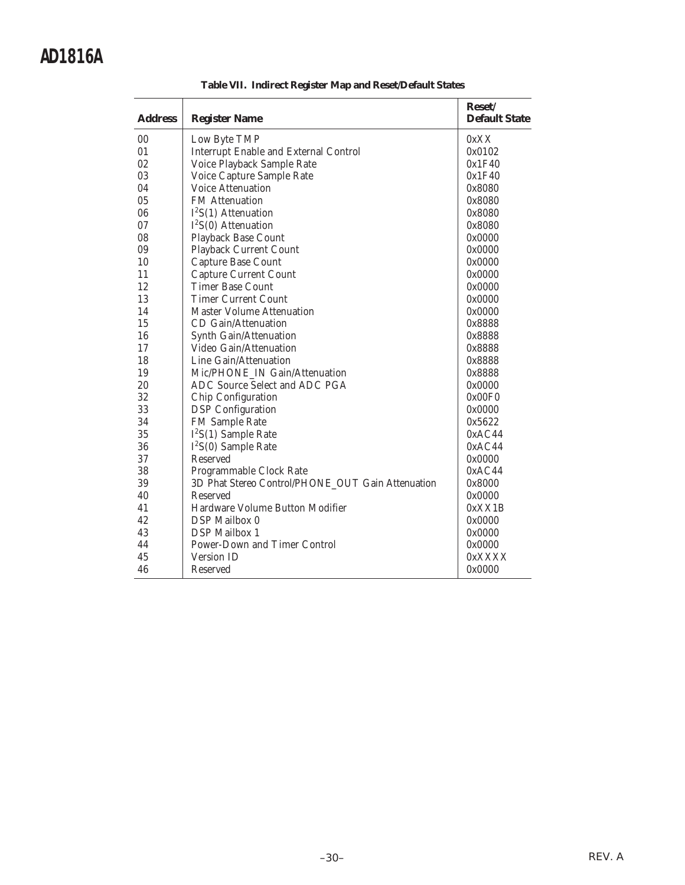**Table VII. Indirect Register Map and Reset/Default States**

| Address | Register Name | Reset/ Default State |
|---|---|---|
| 00 | Low Byte TMP | 0xXX |
| 01 | Interrupt Enable and External Control | 0x0102 |
| 02 | Voice Playback Sample Rate | 0x1F40 |
| 03 | Voice Capture Sample Rate | 0x1F40 |
| 04 | Voice Attenuation | 0x8080 |
| 05 | FM Attenuation | 0x8080 |
| 06 | $I^2S(1)$ Attenuation | 0x8080 |
| 07 | $I^2S(0)$ Attenuation | 0x8080 |
| 08 | Playback Base Count | 0x0000 |
| 09 | Playback Current Count | 0x0000 |
| 10 | Capture Base Count | 0x0000 |
| 11 | Capture Current Count | 0x0000 |
| 12 | Timer Base Count | 0x0000 |
| 13 | Timer Current Count | 0x0000 |
| 14 | Master Volume Attenuation | 0x0000 |
| 15 | CD Gain/Attenuation | 0x8888 |
| 16 | Synth Gain/Attenuation | 0x8888 |
| 17 | Video Gain/Attenuation | 0x8888 |
| 18 | Line Gain/Attenuation | 0x8888 |
| 19 | Mic/PHONE_IN Gain/Attenuation | 0x8888 |
| 20 | ADC Source Select and ADC PGA | 0x0000 |
| 32 | Chip Configuration | 0x00F0 |
| 33 | DSP Configuration | 0x0000 |
| 34 | FM Sample Rate | 0x5622 |
| 35 | $I^2S(1)$ Sample Rate | 0xAC44 |
| 36 | $I^2S(0)$ Sample Rate | 0xAC44 |
| 37 | Reserved | 0x0000 |
| 38 | Programmable Clock Rate | 0xAC44 |
| 39 | 3D Phat Stereo Control/PHONE_OUT Gain Attenuation | 0x8000 |
| 40 | Reserved | 0x0000 |
| 41 | Hardware Volume Button Modifier | 0xXX1B |
| 42 | DSP Mailbox 0 | 0x0000 |
| 43 | DSP Mailbox 1 | 0x0000 |
| 44 | Power-Down and Timer Control | 0x0000 |
| 45 | Version ID | 0xXXXX |
| 46 | Reserved | 0x0000 |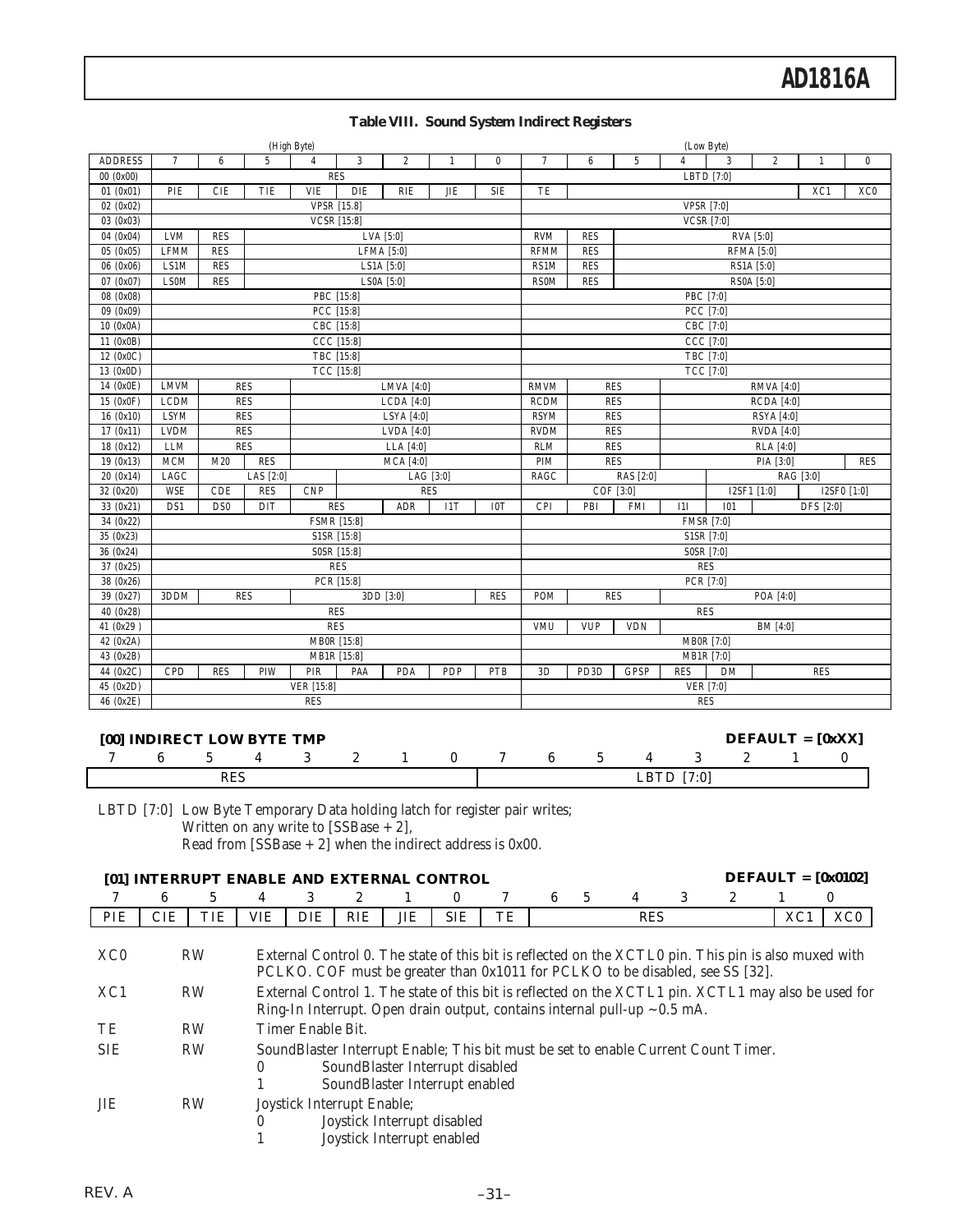**Table VIII. Sound System Indirect Registers**

| | (High Byte) | | | | | | | | (Low Byte) | | | | | | | |
|---|---|---|---|---|---|---|---|---|---|---|---|---|---|---|---|---|
| ADDRESS | 7 | 6 | 5 | 4 | 3 | 2 | 1 | 0 | 7 | 6 | 5 | 4 | 3 | 2 | 1 | 0 |
| 00 (0x00) | RES | | | | | | | | LBTD [7:0] | | | | | | | |
| 01 (0x01) | PIE | CIE | TIE | VIE | DIE | RIE | JIE | SIE | TE | | | | | | XC1 | XC0 |
| 02 (0x02) | VPSR [15:8] | | | | | | | | VPSR [7:0] | | | | | | | |
| 03 (0x03) | VCSR [15:8] | | | | | | | | VCSR [7:0] | | | | | | | |
| 04 (0x04) | LVM | RES | LVA [5:0] | | | | | | RVM | RES | RVA [5:0] | | | | | |
| 05 (0x05) | LFMM | RES | LFMA [5:0] | | | | | | RFMM | RES | RFMA [5:0] | | | | | |
| 06 (0x06) | LS1M | RES | LS1A [5:0] | | | | | | RS1M | RES | RS1A [5:0] | | | | | |
| 07 (0x07) | LS0M | RES | LS0A [5:0] | | | | | | RS0M | RES | RS0A [5:0] | | | | | |
| 08 (0x08) | PBC [15:8] | | | | | | | | PBC [7:0] | | | | | | | |
| 09 (0x09) | PCC [15:8] | | | | | | | | PCC [7:0] | | | | | | | |
| 10 (0x0A) | CBC [15:8] | | | | | | | | CBC [7:0] | | | | | | | |
| 11 (0x0B) | CCC [15:8] | | | | | | | | CCC [7:0] | | | | | | | |
| 12 (0x0C) | TBC [15:8] | | | | | | | | TBC [7:0] | | | | | | | |
| 13 (0x0D) | TCC [15:8] | | | | | | | | TCC [7:0] | | | | | | | |
| 14 (0x0E) | LMVM | RES | | LMVA [4:0] | | | | | RMVM | RES | | RMVA [4:0] | | | | |
| 15 (0x0F) | LCDM | RES | | LCDA [4:0] | | | | | RCDM | RES | | RCDA [4:0] | | | | |
| 16 (0x10) | LSYM | RES | | LSYA [4:0] | | | | | RSYM | RES | | RSYA [4:0] | | | | |
| 17 (0x11) | LVDM | RES | | LVDA [4:0] | | | | | RVDM | RES | | RVDA [4:0] | | | | |
| 18 (0x12) | LLM | RES | | LLA [4:0] | | | | | RLM | RES | | RLA [4:0] | | | | |
| 19 (0x13) | MCM | M20 | RES | MCA [4:0] | | | | | PIM | RES | | PIA [3:0] | | | | RES |
| 20 (0x14) | LAGC | LAS [2:0] | | | LAG [3:0] | | | | RAGC | RAS [2:0] | | | RAG [3:0] | | | |
| 32 (0x20) | WSE | CDE | RES | CNP | RES | | | | COF [3:0] | | | | I2SF1 [1:0] | | I2SF0 [1:0] | |
| 33 (0x21) | DS1 | DS0 | DIT | RES | | ADR | I1T | I0T | CPI | PBI | FMI | I1I | I0I | DFS [2:0] | | |
| 34 (0x22) | FSMR [15:8] | | | | | | | | FSMR [7:0] | | | | | | | |
| 35 (0x23) | S1SR [15:8] | | | | | | | | S1SR [7:0] | | | | | | | |
| 36 (0x24) | S0SR [15:8] | | | | | | | | S0SR [7:0] | | | | | | | |
| 37 (0x25) | RES | | | | | | | | RES | | | | | | | |
| 38 (0x26) | PCR [15:8] | | | | | | | | PCR [7:0] | | | | | | | |
| 39 (0x27) | 3DDM | RES | | 3DD [3:0] | | | | RES | POM | RES | | POA [4:0] | | | | |
| 40 (0x28) | RES | | | | | | | | RES | | | | | | | |
| 41 (0x29) | RES | | | | | | | | VMU | VUP | VDN | BM [4:0] | | | | |
| 42 (0x2A) | MB0R [15:8] | | | | | | | | MB0R [7:0] | | | | | | | |
| 43 (0x2B) | MB1R [15:8] | | | | | | | | MB1R [7:0] | | | | | | | |
| 44 (0x2C) | CPD | RES | PIW | PIR | PAA | PDA | PDP | PTB | 3D | PD3D | GPSP | RES | DM | RES | | |
| 45 (0x2D) | VER [15:8] | | | | | | | | VER [7:0] | | | | | | | |
| 46 (0x2E) | RES | | | | | | | | RES | | | | | | | |

**[00] INDIRECT LOW BYTE TMP** **DEFAULT = [0xXX]**

| 7 | 6 | 5 | 4 | 3 | 2 | 1 | 0 | 7 | 6 | 5 | 4 | 3 | 2 | 1 | 0 |
|---|---|---|---|---|---|---|---|---|---|---|---|---|---|---|---|
| RES | | | | | | | | LBTD [7:0] | | | | | | | |

LBTD [7:0] Low Byte Temporary Data holding latch for register pair writes;
Written on any write to [SSBase + 2],
Read from [SSBase + 2] when the indirect address is 0x00.

**[01] INTERRUPT ENABLE AND EXTERNAL CONTROL** **DEFAULT = [0x0102]**

| 7 | 6 | 5 | 4 | 3 | 2 | 1 | 0 | 7 | 6 | 5 | 4 | 3 | 2 | 1 | 0 |
|---|---|---|---|---|---|---|---|---|---|---|---|---|---|---|---|
| PIE | CIE | TIE | VIE | DIE | RIE | JIE | SIE | TE | RES | | | | | XC1 | XC0 |

XC0 RW External Control 0. The state of this bit is reflected on the XCTL0 pin. This pin is also muxed with PCLKO. COF must be greater than 0x1011 for PCLKO to be disabled, see SS [32].

XC1 RW External Control 1. The state of this bit is reflected on the XCTL1 pin. XCTL1 may also be used for Ring-In Interrupt. Open drain output, contains internal pull-up ~0.5 mA.

TE RW Timer Enable Bit.

SIE RW SoundBlaster Interrupt Enable; This bit must be set to enable Current Count Timer.
- 0 SoundBlaster Interrupt disabled
- 1 SoundBlaster Interrupt enabled

JIE RW Joystick Interrupt Enable;
- 0 Joystick Interrupt disabled
- 1 Joystick Interrupt enabled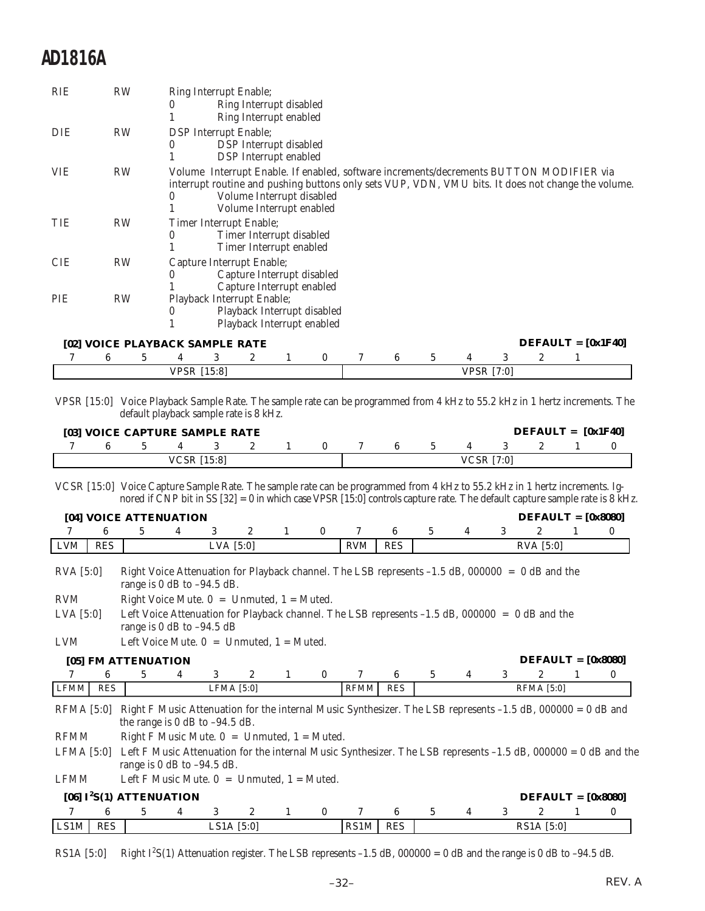| | | |
|---|---|---|
| RIE | RW | Ring Interrupt Enable;<br>0 Ring Interrupt disabled<br>1 Ring Interrupt enabled |
| DIE | RW | DSP Interrupt Enable;<br>0 DSP Interrupt disabled<br>1 DSP Interrupt enabled |
| VIE | RW | Volume Interrupt Enable. If enabled, software increments/decrements BUTTON MODIFIER via interrupt routine and pushing buttons only sets VUP, VDN, VMU bits. It does not change the volume.<br>0 Volume Interrupt disabled<br>1 Volume Interrupt enabled |
| TIE | RW | Timer Interrupt Enable;<br>0 Timer Interrupt disabled<br>1 Timer Interrupt enabled |
| CIE | RW | Capture Interrupt Enable;<br>0 Capture Interrupt disabled<br>1 Capture Interrupt enabled |
| PIE | RW | Playback Interrupt Enable;<br>0 Playback Interrupt disabled<br>1 Playback Interrupt enabled |

### [02] VOICE PLAYBACK SAMPLE RATE — DEFAULT = [0x1F40]

| 7 | 6 | 5 | 4 | 3 | 2 | 1 | 0 | 7 | 6 | 5 | 4 | 3 | 2 | 1 | 0 |
|---|---|---|---|---|---|---|---|---|---|---|---|---|---|---|---|
| VPSR [15:8] | | | | | | | | VPSR [7:0] | | | | | | | |

VPSR [15:0] Voice Playback Sample Rate. The sample rate can be programmed from 4 kHz to 55.2 kHz in 1 hertz increments. The default playback sample rate is 8 kHz.

### [03] VOICE CAPTURE SAMPLE RATE — DEFAULT = [0x1F40]

| 7 | 6 | 5 | 4 | 3 | 2 | 1 | 0 | 7 | 6 | 5 | 4 | 3 | 2 | 1 | 0 |
|---|---|---|---|---|---|---|---|---|---|---|---|---|---|---|---|
| VCSR [15:8] | | | | | | | | VCSR [7:0] | | | | | | | |

VCSR [15:0] Voice Capture Sample Rate. The sample rate can be programmed from 4 kHz to 55.2 kHz in 1 hertz increments. Ignored if CNP bit in SS [32] = 0 in which case VPSR [15:0] controls capture rate. The default capture sample rate is 8 kHz.

### [04] VOICE ATTENUATION — DEFAULT = [0x8080]

| 7 | 6 | 5 | 4 | 3 | 2 | 1 | 0 | 7 | 6 | 5 | 4 | 3 | 2 | 1 | 0 |
|---|---|---|---|---|---|---|---|---|---|---|---|---|---|---|---|
| LVM | RES | LVA [5:0] | | | | | | RVM | RES | RVA [5:0] | | | | | |

| | |
|---|---|
| RVA [5:0] | Right Voice Attenuation for Playback channel. The LSB represents –1.5 dB, 000000 = 0 dB and the range is 0 dB to –94.5 dB. |
| RVM | Right Voice Mute. 0 = Unmuted, 1 = Muted. |
| LVA [5:0] | Left Voice Attenuation for Playback channel. The LSB represents –1.5 dB, 000000 = 0 dB and the range is 0 dB to –94.5 dB |
| LVM | Left Voice Mute. 0 = Unmuted, 1 = Muted. |

### [05] FM ATTENUATION — DEFAULT = [0x8080]

| 7 | 6 | 5 | 4 | 3 | 2 | 1 | 0 | 7 | 6 | 5 | 4 | 3 | 2 | 1 | 0 |
|---|---|---|---|---|---|---|---|---|---|---|---|---|---|---|---|
| LFMM | RES | LFMA [5:0] | | | | | | RFMM | RES | RFMA [5:0] | | | | | |

| | |
|---|---|
| RFMA [5:0] | Right F Music Attenuation for the internal Music Synthesizer. The LSB represents –1.5 dB, 000000 = 0 dB and the range is 0 dB to –94.5 dB. |
| RFMM | Right F Music Mute. 0 = Unmuted, 1 = Muted. |
| LFMA [5:0] | Left F Music Attenuation for the internal Music Synthesizer. The LSB represents –1.5 dB, 000000 = 0 dB and the range is 0 dB to –94.5 dB. |
| LFMM | Left F Music Mute. 0 = Unmuted, 1 = Muted. |

### [06] I²S(1) ATTENUATION — DEFAULT = [0x8080]

| 7 | 6 | 5 | 4 | 3 | 2 | 1 | 0 | 7 | 6 | 5 | 4 | 3 | 2 | 1 | 0 |
|---|---|---|---|---|---|---|---|---|---|---|---|---|---|---|---|
| LS1M | RES | LS1A [5:0] | | | | | | RS1M | RES | RS1A [5:0] | | | | | |

RS1A [5:0] Right I²S(1) Attenuation register. The LSB represents –1.5 dB, 000000 = 0 dB and the range is 0 dB to –94.5 dB.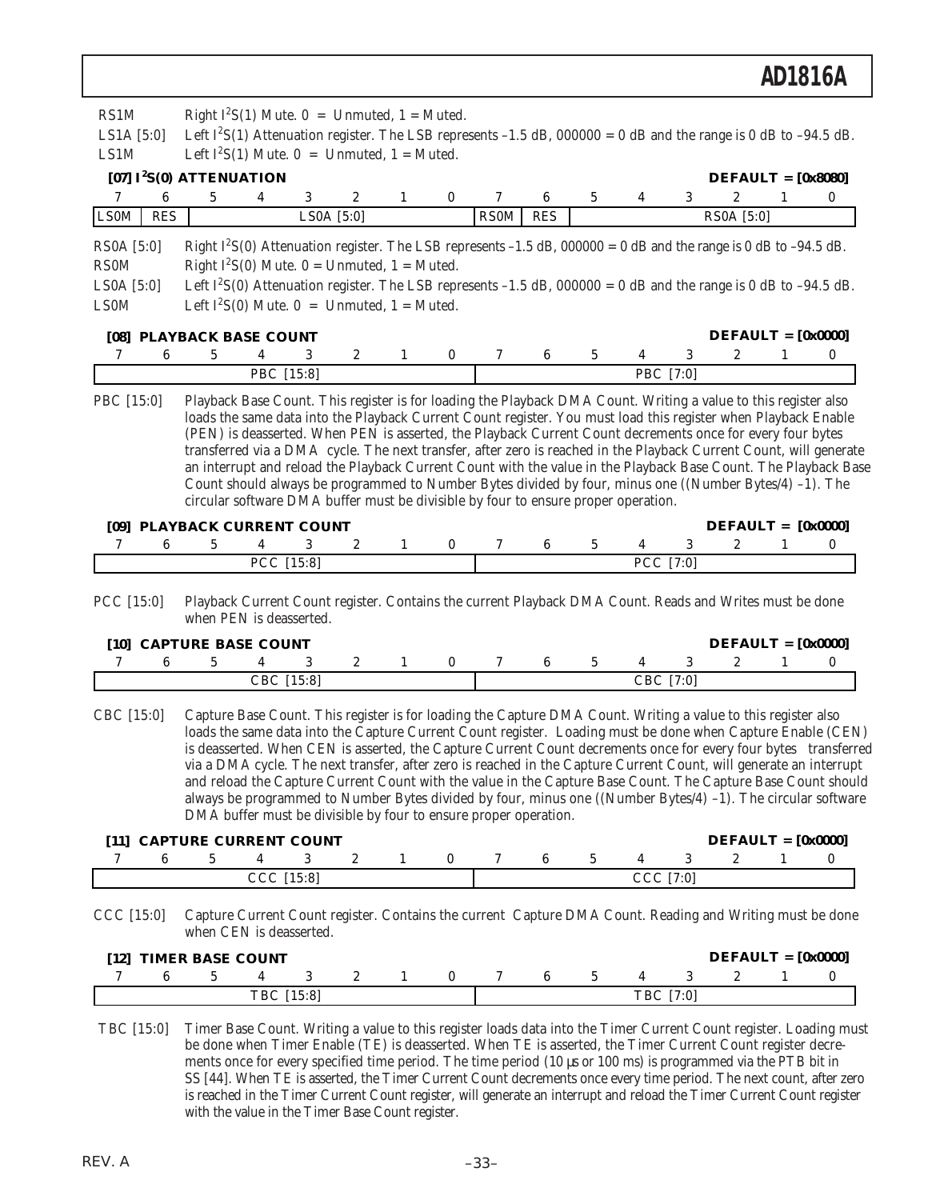RS1M Right I$^2$S(1) Mute. 0 = Unmuted, 1 = Muted.

LS1A [5:0] Left I$^2$S(1) Attenuation register. The LSB represents –1.5 dB, 000000 = 0 dB and the range is 0 dB to –94.5 dB.

LS1M Left I$^2$S(1) Mute. 0 = Unmuted, 1 = Muted.

**[07] I$^2$S(0) ATTENUATION** **DEFAULT = [0x8080]**

| 7 | 6 | 5 | 4 | 3 | 2 | 1 | 0 | 7 | 6 | 5 | 4 | 3 | 2 | 1 | 0 |
|---|---|---|---|---|---|---|---|---|---|---|---|---|---|---|---|
| LS0M | RES | LS0A [5:0] | | | | | | RS0M | RES | RS0A [5:0] | | | | | |

RS0A [5:0] Right I$^2$S(0) Attenuation register. The LSB represents –1.5 dB, 000000 = 0 dB and the range is 0 dB to –94.5 dB.

RS0M Right I$^2$S(0) Mute. 0 = Unmuted, 1 = Muted.

LS0A [5:0] Left I$^2$S(0) Attenuation register. The LSB represents –1.5 dB, 000000 = 0 dB and the range is 0 dB to –94.5 dB.

LS0M Left I$^2$S(0) Mute. 0 = Unmuted, 1 = Muted.

**[08] PLAYBACK BASE COUNT** **DEFAULT = [0x0000]**

| 7 | 6 | 5 | 4 | 3 | 2 | 1 | 0 | 7 | 6 | 5 | 4 | 3 | 2 | 1 | 0 |
|---|---|---|---|---|---|---|---|---|---|---|---|---|---|---|---|
| PBC [15:8] | | | | | | | | PBC [7:0] | | | | | | | |

PBC [15:0] Playback Base Count. This register is for loading the Playback DMA Count. Writing a value to this register also loads the same data into the Playback Current Count register. You must load this register when Playback Enable (PEN) is deasserted. When PEN is asserted, the Playback Current Count decrements once for every four bytes transferred via a DMA cycle. The next transfer, after zero is reached in the Playback Current Count, will generate an interrupt and reload the Playback Current Count with the value in the Playback Base Count. The Playback Base Count should always be programmed to Number Bytes divided by four, minus one ((Number Bytes/4) –1). The circular software DMA buffer must be divisible by four to ensure proper operation.

**[09] PLAYBACK CURRENT COUNT** **DEFAULT = [0x0000]**

| 7 | 6 | 5 | 4 | 3 | 2 | 1 | 0 | 7 | 6 | 5 | 4 | 3 | 2 | 1 | 0 |
|---|---|---|---|---|---|---|---|---|---|---|---|---|---|---|---|
| PCC [15:8] | | | | | | | | PCC [7:0] | | | | | | | |

PCC [15:0] Playback Current Count register. Contains the current Playback DMA Count. Reads and Writes must be done when PEN is deasserted.

**[10] CAPTURE BASE COUNT** **DEFAULT = [0x0000]**

| 7 | 6 | 5 | 4 | 3 | 2 | 1 | 0 | 7 | 6 | 5 | 4 | 3 | 2 | 1 | 0 |
|---|---|---|---|---|---|---|---|---|---|---|---|---|---|---|---|
| CBC [15:8] | | | | | | | | CBC [7:0] | | | | | | | |

CBC [15:0] Capture Base Count. This register is for loading the Capture DMA Count. Writing a value to this register also loads the same data into the Capture Current Count register. Loading must be done when Capture Enable (CEN) is deasserted. When CEN is asserted, the Capture Current Count decrements once for every four bytes transferred via a DMA cycle. The next transfer, after zero is reached in the Capture Current Count, will generate an interrupt and reload the Capture Current Count with the value in the Capture Base Count. The Capture Base Count should always be programmed to Number Bytes divided by four, minus one ((Number Bytes/4) –1). The circular software DMA buffer must be divisible by four to ensure proper operation.

**[11] CAPTURE CURRENT COUNT** **DEFAULT = [0x0000]**

| 7 | 6 | 5 | 4 | 3 | 2 | 1 | 0 | 7 | 6 | 5 | 4 | 3 | 2 | 1 | 0 |
|---|---|---|---|---|---|---|---|---|---|---|---|---|---|---|---|
| CCC [15:8] | | | | | | | | CCC [7:0] | | | | | | | |

CCC [15:0] Capture Current Count register. Contains the current Capture DMA Count. Reading and Writing must be done when CEN is deasserted.

**[12] TIMER BASE COUNT** **DEFAULT = [0x0000]**

| 7 | 6 | 5 | 4 | 3 | 2 | 1 | 0 | 7 | 6 | 5 | 4 | 3 | 2 | 1 | 0 |
|---|---|---|---|---|---|---|---|---|---|---|---|---|---|---|---|
| TBC [15:8] | | | | | | | | TBC [7:0] | | | | | | | |

TBC [15:0] Timer Base Count. Writing a value to this register loads data into the Timer Current Count register. Loading must be done when Timer Enable (TE) is deasserted. When TE is asserted, the Timer Current Count register decrements once for every specified time period. The time period (10 μs or 100 ms) is programmed via the PTB bit in SS [44]. When TE is asserted, the Timer Current Count decrements once every time period. The next count, after zero is reached in the Timer Current Count register, will generate an interrupt and reload the Timer Current Count register with the value in the Timer Base Count register.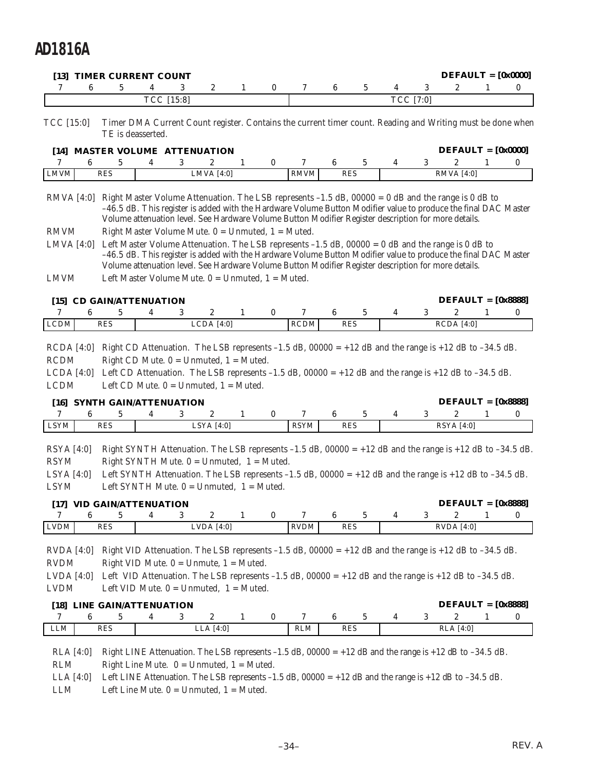**[13] TIMER CURRENT COUNT** **DEFAULT = [0x0000]**

| 7 | 6 | 5 | 4 | 3 | 2 | 1 | 0 | 7 | 6 | 5 | 4 | 3 | 2 | 1 | 0 |
|---|---|---|---|---|---|---|---|---|---|---|---|---|---|---|---|
| TCC [15:8] | | | | | | | | TCC [7:0] | | | | | | | |

TCC [15:0] Timer DMA Current Count register. Contains the current timer count. Reading and Writing must be done when TE is deasserted.

**[14] MASTER VOLUME ATTENUATION** **DEFAULT = [0x0000]**

| 7 | 6 | 5 | 4 | 3 | 2 | 1 | 0 | 7 | 6 | 5 | 4 | 3 | 2 | 1 | 0 |
|---|---|---|---|---|---|---|---|---|---|---|---|---|---|---|---|
| LMVM | RES | | LMVA [4:0] | | | | | RMVM | RES | | RMVA [4:0] | | | | |

RMVA [4:0] Right Master Volume Attenuation. The LSB represents –1.5 dB, 00000 = 0 dB and the range is 0 dB to –46.5 dB. This register is added with the Hardware Volume Button Modifier value to produce the final DAC Master Volume attenuation level. See Hardware Volume Button Modifier Register description for more details.

RMVM Right Master Volume Mute. 0 = Unmuted, 1 = Muted.

LMVA [4:0] Left Master Volume Attenuation. The LSB represents –1.5 dB, 00000 = 0 dB and the range is 0 dB to –46.5 dB. This register is added with the Hardware Volume Button Modifier value to produce the final DAC Master Volume attenuation level. See Hardware Volume Button Modifier Register description for more details.

LMVM Left Master Volume Mute. 0 = Unmuted, 1 = Muted.

**[15] CD GAIN/ATTENUATION** **DEFAULT = [0x8888]**

| 7 | 6 | 5 | 4 | 3 | 2 | 1 | 0 | 7 | 6 | 5 | 4 | 3 | 2 | 1 | 0 |
|---|---|---|---|---|---|---|---|---|---|---|---|---|---|---|---|
| LCDM | RES | | LCDA [4:0] | | | | | RCDM | RES | | RCDA [4:0] | | | | |

RCDA [4:0] Right CD Attenuation. The LSB represents –1.5 dB, 00000 = +12 dB and the range is +12 dB to –34.5 dB.

RCDM Right CD Mute. 0 = Unmuted, 1 = Muted.

LCDA [4:0] Left CD Attenuation. The LSB represents –1.5 dB, 00000 = +12 dB and the range is +12 dB to –34.5 dB.

LCDM Left CD Mute. 0 = Unmuted, 1 = Muted.

**[16] SYNTH GAIN/ATTENUATION** **DEFAULT = [0x8888]**

| 7 | 6 | 5 | 4 | 3 | 2 | 1 | 0 | 7 | 6 | 5 | 4 | 3 | 2 | 1 | 0 |
|---|---|---|---|---|---|---|---|---|---|---|---|---|---|---|---|
| LSYM | RES | | LSYA [4:0] | | | | | RSYM | RES | | RSYA [4:0] | | | | |

RSYA [4:0] Right SYNTH Attenuation. The LSB represents –1.5 dB, 00000 = +12 dB and the range is +12 dB to –34.5 dB.

RSYM Right SYNTH Mute. 0 = Unmuted, 1 = Muted.

LSYA [4:0] Left SYNTH Attenuation. The LSB represents –1.5 dB, 00000 = +12 dB and the range is +12 dB to –34.5 dB.

LSYM Left SYNTH Mute. 0 = Unmuted, 1 = Muted.

**[17] VID GAIN/ATTENUATION** **DEFAULT = [0x8888]**

| 7 | 6 | 5 | 4 | 3 | 2 | 1 | 0 | 7 | 6 | 5 | 4 | 3 | 2 | 1 | 0 |
|---|---|---|---|---|---|---|---|---|---|---|---|---|---|---|---|
| LVDM | RES | | LVDA [4:0] | | | | | RVDM | RES | | RVDA [4:0] | | | | |

RVDA [4:0] Right VID Attenuation. The LSB represents –1.5 dB, 00000 = +12 dB and the range is +12 dB to –34.5 dB.

RVDM Right VID Mute. 0 = Unmute, 1 = Muted.

LVDA [4:0] Left VID Attenuation. The LSB represents –1.5 dB, 00000 = +12 dB and the range is +12 dB to –34.5 dB.

LVDM Left VID Mute. 0 = Unmuted, 1 = Muted.

**[18] LINE GAIN/ATTENUATION** **DEFAULT = [0x8888]**

| 7 | 6 | 5 | 4 | 3 | 2 | 1 | 0 | 7 | 6 | 5 | 4 | 3 | 2 | 1 | 0 |
|---|---|---|---|---|---|---|---|---|---|---|---|---|---|---|---|
| LLM | RES | | LLA [4:0] | | | | | RLM | RES | | RLA [4:0] | | | | |

RLA [4:0] Right LINE Attenuation. The LSB represents –1.5 dB, 00000 = +12 dB and the range is +12 dB to –34.5 dB.

RLM Right Line Mute. 0 = Unmuted, 1 = Muted.

LLA [4:0] Left LINE Attenuation. The LSB represents –1.5 dB, 00000 = +12 dB and the range is +12 dB to –34.5 dB.

LLM Left Line Mute. 0 = Unmuted, 1 = Muted.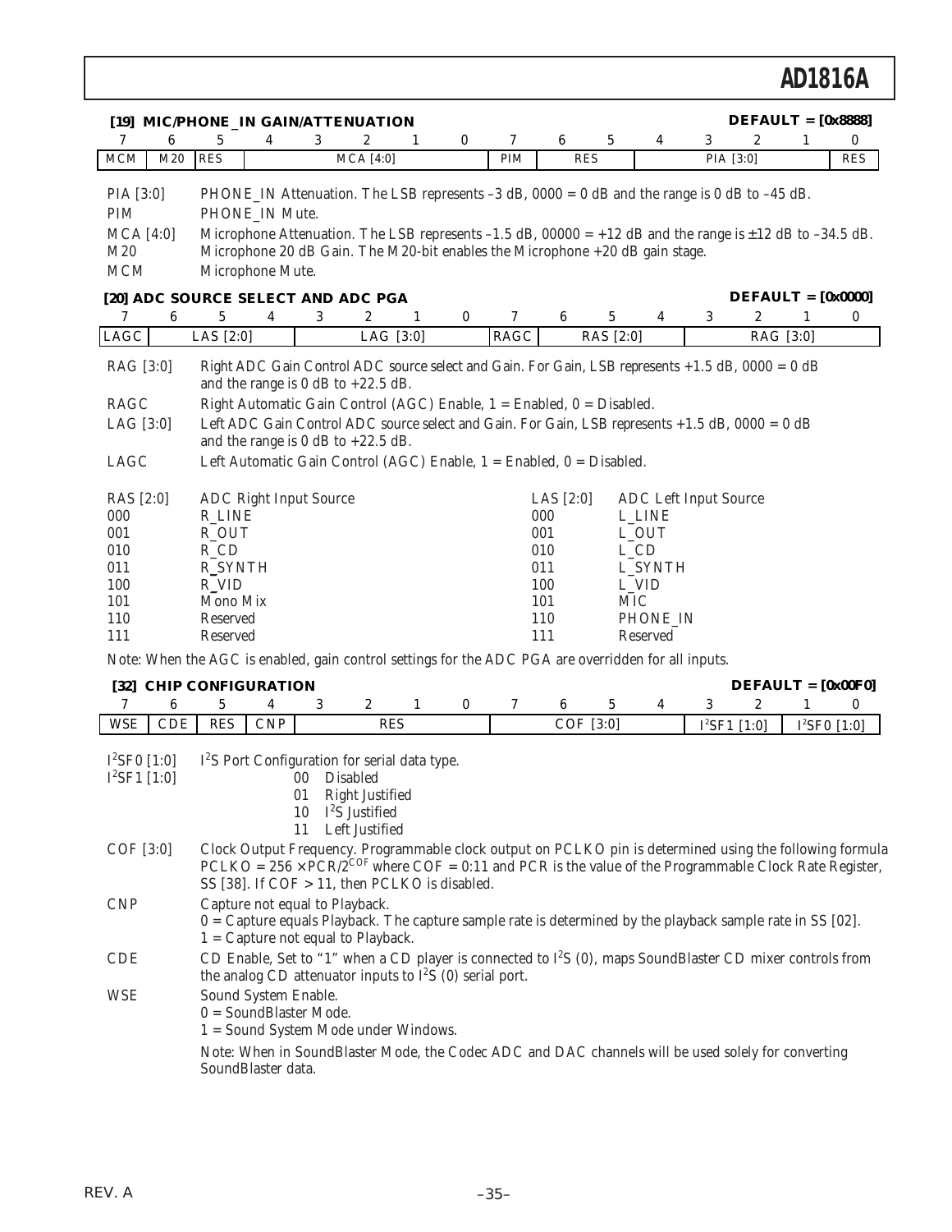### [19] MIC/PHONE_IN GAIN/ATTENUATION — DEFAULT = [0x8888]

| 7 | 6 | 5 | 4 | 3 | 2 | 1 | 0 | 7 | 6 | 5 | 4 | 3 | 2 | 1 | 0 |
|---|---|---|---|---|---|---|---|---|---|---|---|---|---|---|---|
| MCM | M20 | RES | MCA [4:0] | | | | | PIM | RES | | | PIA [3:0] | | | RES |

PIA [3:0] PHONE_IN Attenuation. The LSB represents –3 dB, 0000 = 0 dB and the range is 0 dB to –45 dB.

PIM PHONE_IN Mute.

MCA [4:0] Microphone Attenuation. The LSB represents –1.5 dB, 00000 = +12 dB and the range is ±12 dB to –34.5 dB.

M20 Microphone 20 dB Gain. The M20-bit enables the Microphone +20 dB gain stage.

MCM Microphone Mute.

### [20] ADC SOURCE SELECT AND ADC PGA — DEFAULT = [0x0000]

| 7 | 6 | 5 | 4 | 3 | 2 | 1 | 0 | 7 | 6 | 5 | 4 | 3 | 2 | 1 | 0 |
|---|---|---|---|---|---|---|---|---|---|---|---|---|---|---|---|
| LAGC | LAS [2:0] | | | LAG [3:0] | | | | RAGC | RAS [2:0] | | | RAG [3:0] | | | |

RAG [3:0] Right ADC Gain Control ADC source select and Gain. For Gain, LSB represents +1.5 dB, 0000 = 0 dB and the range is 0 dB to +22.5 dB.

RAGC Right Automatic Gain Control (AGC) Enable, 1 = Enabled, 0 = Disabled.

LAG [3:0] Left ADC Gain Control ADC source select and Gain. For Gain, LSB represents +1.5 dB, 0000 = 0 dB and the range is 0 dB to +22.5 dB.

LAGC Left Automatic Gain Control (AGC) Enable, 1 = Enabled, 0 = Disabled.

| RAS [2:0] | ADC Right Input Source | LAS [2:0] | ADC Left Input Source |
|---|---|---|---|
| 000 | R_LINE | 000 | L_LINE |
| 001 | R_OUT | 001 | L_OUT |
| 010 | R_CD | 010 | L_CD |
| 011 | R_SYNTH | 011 | L_SYNTH |
| 100 | R_VID | 100 | L_VID |
| 101 | Mono Mix | 101 | MIC |
| 110 | Reserved | 110 | PHONE_IN |
| 111 | Reserved | 111 | Reserved |

Note: When the AGC is enabled, gain control settings for the ADC PGA are overridden for all inputs.

### [32] CHIP CONFIGURATION — DEFAULT = [0x00F0]

| 7 | 6 | 5 | 4 | 3 | 2 | 1 | 0 | 7 | 6 | 5 | 4 | 3 | 2 | 1 | 0 |
|---|---|---|---|---|---|---|---|---|---|---|---|---|---|---|---|
| WSE | CDE | RES | CNP | RES | | | | COF [3:0] | | | | I²SF1 [1:0] | | I²SF0 [1:0] | |

I²SF0 [1:0]
I²SF1 [1:0] I²S Port Configuration for serial data type.

- 00 Disabled
- 01 Right Justified
- 10 I²S Justified
- 11 Left Justified

COF [3:0] Clock Output Frequency. Programmable clock output on PCLKO pin is determined using the following formula $PCLKO = 256 \times PCR/2^{COF}$ where COF = 0:11 and PCR is the value of the Programmable Clock Rate Register, SS [38]. If COF > 11, then PCLKO is disabled.

CNP Capture not equal to Playback.
0 = Capture equals Playback. The capture sample rate is determined by the playback sample rate in SS [02].
1 = Capture not equal to Playback.

CDE CD Enable, Set to "1" when a CD player is connected to I²S (0), maps SoundBlaster CD mixer controls from the analog CD attenuator inputs to I²S (0) serial port.

WSE Sound System Enable.
0 = SoundBlaster Mode.
1 = Sound System Mode under Windows.

Note: When in SoundBlaster Mode, the Codec ADC and DAC channels will be used solely for converting SoundBlaster data.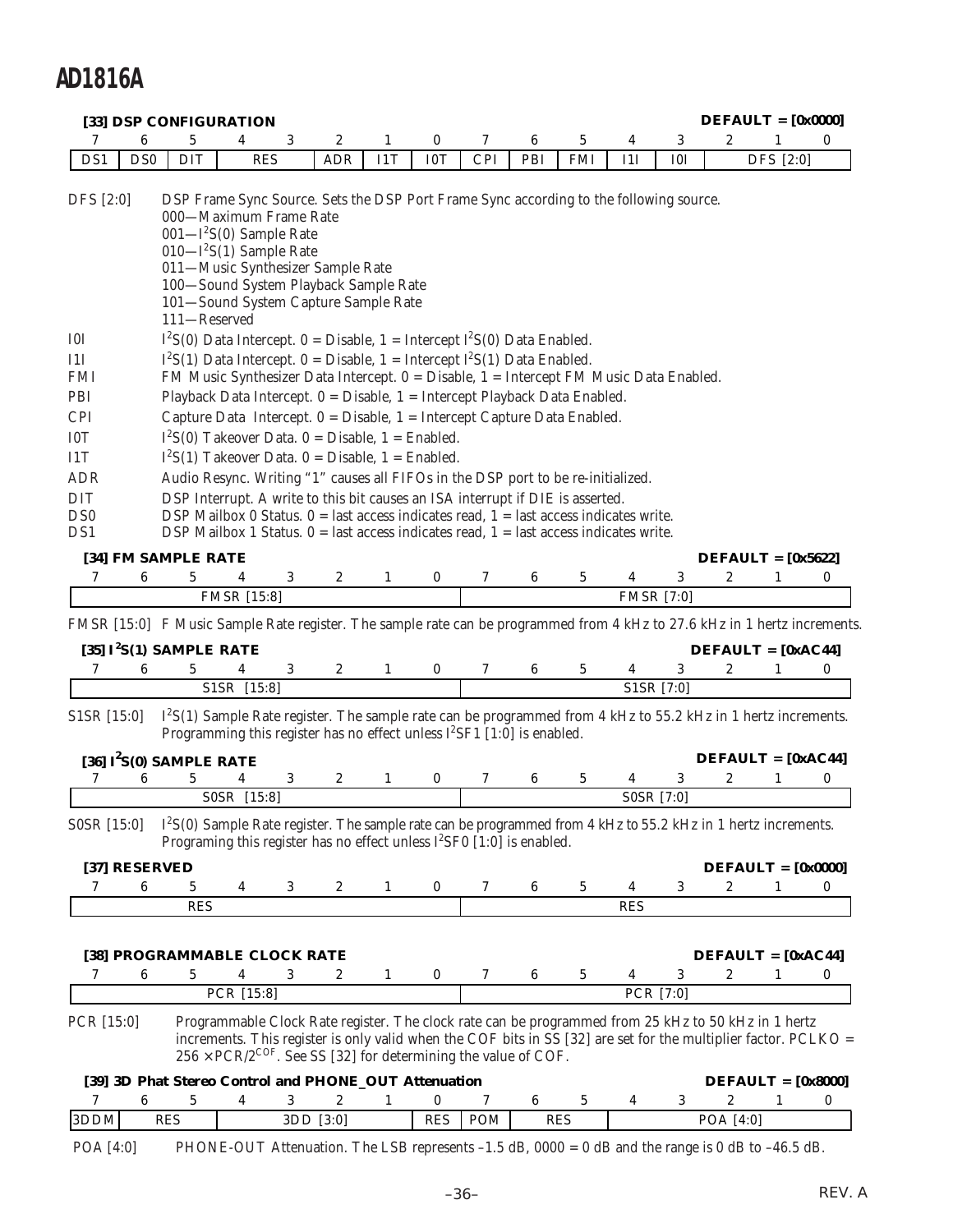### [33] DSP CONFIGURATION

DEFAULT = [0x0000]

| 7 | 6 | 5 | 4 | 3 | 2 | 1 | 0 | 7 | 6 | 5 | 4 | 3 | 2 | 1 | 0 |
|---|---|---|---|---|---|---|---|---|---|---|---|---|---|---|---|
| DS1 | DS0 | DIT | RES | | ADR | I1T | I0T | CPI | PBI | FMI | I1I | I0I | DFS [2:0] | | |

DFS [2:0] DSP Frame Sync Source. Sets the DSP Port Frame Sync according to the following source.
- 000—Maximum Frame Rate
- 001—$I^2S(0)$ Sample Rate
- 010—$I^2S(1)$ Sample Rate
- 011—Music Synthesizer Sample Rate
- 100—Sound System Playback Sample Rate
- 101—Sound System Capture Sample Rate
- 111—Reserved

I0I $I^2S(0)$ Data Intercept. 0 = Disable, 1 = Intercept $I^2S(0)$ Data Enabled.

I1I $I^2S(1)$ Data Intercept. 0 = Disable, 1 = Intercept $I^2S(1)$ Data Enabled.

FMI FM Music Synthesizer Data Intercept. 0 = Disable, 1 = Intercept FM Music Data Enabled.

PBI Playback Data Intercept. 0 = Disable, 1 = Intercept Playback Data Enabled.

CPI Capture Data Intercept. 0 = Disable, 1 = Intercept Capture Data Enabled.

I0T $I^2S(0)$ Takeover Data. 0 = Disable, 1 = Enabled.

I1T $I^2S(1)$ Takeover Data. 0 = Disable, 1 = Enabled.

ADR Audio Resync. Writing "1" causes all FIFOs in the DSP port to be re-initialized.

DIT DSP Interrupt. A write to this bit causes an ISA interrupt if DIE is asserted.

DS0 DSP Mailbox 0 Status. 0 = last access indicates read, 1 = last access indicates write.

DS1 DSP Mailbox 1 Status. 0 = last access indicates read, 1 = last access indicates write.

### [34] FM SAMPLE RATE

DEFAULT = [0x5622]

| 7 | 6 | 5 | 4 | 3 | 2 | 1 | 0 | 7 | 6 | 5 | 4 | 3 | 2 | 1 | 0 |
|---|---|---|---|---|---|---|---|---|---|---|---|---|---|---|---|
| FMSR [15:8] | | | | | | | | FMSR [7:0] | | | | | | | |

FMSR [15:0] F Music Sample Rate register. The sample rate can be programmed from 4 kHz to 27.6 kHz in 1 hertz increments.

### [35] $I^2S(1)$ SAMPLE RATE

DEFAULT = [0xAC44]

| 7 | 6 | 5 | 4 | 3 | 2 | 1 | 0 | 7 | 6 | 5 | 4 | 3 | 2 | 1 | 0 |
|---|---|---|---|---|---|---|---|---|---|---|---|---|---|---|---|
| S1SR [15:8] | | | | | | | | S1SR [7:0] | | | | | | | |

S1SR [15:0] $I^2S(1)$ Sample Rate register. The sample rate can be programmed from 4 kHz to 55.2 kHz in 1 hertz increments. Programming this register has no effect unless $I^2SF1$ [1:0] is enabled.

### [36] $I^2S(0)$ SAMPLE RATE

DEFAULT = [0xAC44]

| 7 | 6 | 5 | 4 | 3 | 2 | 1 | 0 | 7 | 6 | 5 | 4 | 3 | 2 | 1 | 0 |
|---|---|---|---|---|---|---|---|---|---|---|---|---|---|---|---|
| S0SR [15:8] | | | | | | | | S0SR [7:0] | | | | | | | |

S0SR [15:0] $I^2S(0)$ Sample Rate register. The sample rate can be programmed from 4 kHz to 55.2 kHz in 1 hertz increments. Programing this register has no effect unless $I^2SF0$ [1:0] is enabled.

### [37] RESERVED

DEFAULT = [0x0000]

| 7 | 6 | 5 | 4 | 3 | 2 | 1 | 0 | 7 | 6 | 5 | 4 | 3 | 2 | 1 | 0 |
|---|---|---|---|---|---|---|---|---|---|---|---|---|---|---|---|
| RES | | | | | | | | RES | | | | | | | |

### [38] PROGRAMMABLE CLOCK RATE

DEFAULT = [0xAC44]

| 7 | 6 | 5 | 4 | 3 | 2 | 1 | 0 | 7 | 6 | 5 | 4 | 3 | 2 | 1 | 0 |
|---|---|---|---|---|---|---|---|---|---|---|---|---|---|---|---|
| PCR [15:8] | | | | | | | | PCR [7:0] | | | | | | | |

PCR [15:0] Programmable Clock Rate register. The clock rate can be programmed from 25 kHz to 50 kHz in 1 hertz increments. This register is only valid when the COF bits in SS [32] are set for the multiplier factor. PCLKO = $256 \times PCR/2^{COF}$. See SS [32] for determining the value of COF.

### [39] 3D Phat Stereo Control and PHONE_OUT Attenuation

DEFAULT = [0x8000]

| 7 | 6 | 5 | 4 | 3 | 2 | 1 | 0 | 7 | 6 | 5 | 4 | 3 | 2 | 1 | 0 |
|---|---|---|---|---|---|---|---|---|---|---|---|---|---|---|---|
| 3DDM | RES | | 3DD [3:0] | | | | RES | POM | RES | | POA [4:0] | | | | |

POA [4:0] PHONE-OUT Attenuation. The LSB represents –1.5 dB, 0000 = 0 dB and the range is 0 dB to –46.5 dB.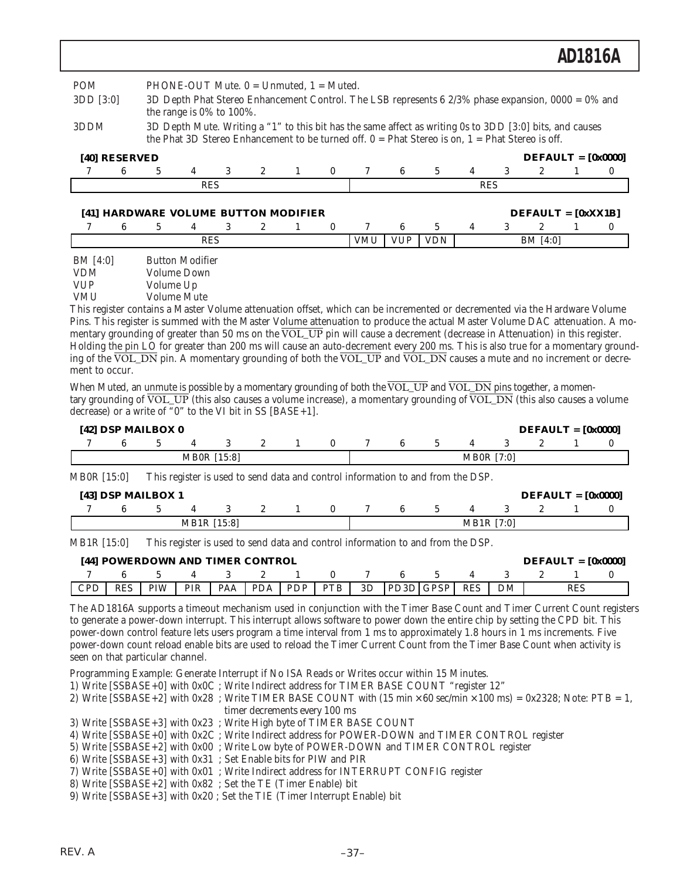| | |
|---|---|
| POM | PHONE-OUT Mute. 0 = Unmuted, 1 = Muted. |
| 3DD [3:0] | 3D Depth Phat Stereo Enhancement Control. The LSB represents 6 2/3% phase expansion, 0000 = 0% and the range is 0% to 100%. |
| 3DDM | 3D Depth Mute. Writing a "1" to this bit has the same affect as writing 0s to 3DD [3:0] bits, and causes the Phat 3D Stereo Enhancement to be turned off. 0 = Phat Stereo is on, 1 = Phat Stereo is off. |

**[40] RESERVED** — DEFAULT = [0x0000]

| 7 | 6 | 5 | 4 | 3 | 2 | 1 | 0 | 7 | 6 | 5 | 4 | 3 | 2 | 1 | 0 |
|---|---|---|---|---|---|---|---|---|---|---|---|---|---|---|---|
| RES | | | | | | | | RES | | | | | | | |

**[41] HARDWARE VOLUME BUTTON MODIFIER** — DEFAULT = [0xXX1B]

| 7 | 6 | 5 | 4 | 3 | 2 | 1 | 0 | 7 | 6 | 5 | 4 | 3 | 2 | 1 | 0 |
|---|---|---|---|---|---|---|---|---|---|---|---|---|---|---|---|
| RES | | | | | | | | VMU | VUP | VDN | BM [4:0] | | | | |

| | |
|---|---|
| BM [4:0] | Button Modifier |
| VDM | Volume Down |
| VUP | Volume Up |
| VMU | Volume Mute |

This register contains a Master Volume attenuation offset, which can be incremented or decremented via the Hardware Volume Pins. This register is summed with the Master Volume attenuation to produce the actual Master Volume DAC attenuation. A momentary grounding of greater than 50 ms on the $\overline{\text{VOL\_UP}}$ pin will cause a decrement (decrease in Attenuation) in this register. Holding the pin LO for greater than 200 ms will cause an auto-decrement every 200 ms. This is also true for a momentary grounding of the $\overline{\text{VOL\_DN}}$ pin. A momentary grounding of both the $\overline{\text{VOL\_UP}}$ and $\overline{\text{VOL\_DN}}$ causes a mute and no increment or decrement to occur.

When Muted, an unmute is possible by a momentary grounding of both the $\overline{\text{VOL\_UP}}$ and $\overline{\text{VOL\_DN}}$ pins together, a momentary grounding of $\overline{\text{VOL\_UP}}$ (this also causes a volume increase), a momentary grounding of $\overline{\text{VOL\_DN}}$ (this also causes a volume decrease) or a write of "0" to the VI bit in SS [BASE+1].

**[42] DSP MAILBOX 0** — DEFAULT = [0x0000]

| 7 | 6 | 5 | 4 | 3 | 2 | 1 | 0 | 7 | 6 | 5 | 4 | 3 | 2 | 1 | 0 |
|---|---|---|---|---|---|---|---|---|---|---|---|---|---|---|---|
| MB0R [15:8] | | | | | | | | MB0R [7:0] | | | | | | | |

MB0R [15:0] This register is used to send data and control information to and from the DSP.

**[43] DSP MAILBOX 1** — DEFAULT = [0x0000]

| 7 | 6 | 5 | 4 | 3 | 2 | 1 | 0 | 7 | 6 | 5 | 4 | 3 | 2 | 1 | 0 |
|---|---|---|---|---|---|---|---|---|---|---|---|---|---|---|---|
| MB1R [15:8] | | | | | | | | MB1R [7:0] | | | | | | | |

MB1R [15:0] This register is used to send data and control information to and from the DSP.

**[44] POWERDOWN AND TIMER CONTROL** — DEFAULT = [0x0000]

| 7 | 6 | 5 | 4 | 3 | 2 | 1 | 0 | 7 | 6 | 5 | 4 | 3 | 2 | 1 | 0 |
|---|---|---|---|---|---|---|---|---|---|---|---|---|---|---|---|
| CPD | RES | PIW | PIR | PAA | PDA | PDP | PTB | 3D | PD3D | GPSP | RES | DM | RES | | |

The AD1816A supports a timeout mechanism used in conjunction with the Timer Base Count and Timer Current Count registers to generate a power-down interrupt. This interrupt allows software to power down the entire chip by setting the CPD bit. This power-down control feature lets users program a time interval from 1 ms to approximately 1.8 hours in 1 ms increments. Five power-down count reload enable bits are used to reload the Timer Current Count from the Timer Base Count when activity is seen on that particular channel.

Programming Example: Generate Interrupt if No ISA Reads or Writes occur within 15 Minutes.

1) Write [SSBASE+0] with 0x0C ; Write Indirect address for TIMER BASE COUNT "register 12"
2) Write [SSBASE+2] with 0x28 ; Write TIMER BASE COUNT with (15 min × 60 sec/min × 100 ms) = 0x2328; Note: PTB = 1, timer decrements every 100 ms
3) Write [SSBASE+3] with 0x23 ; Write High byte of TIMER BASE COUNT
4) Write [SSBASE+0] with 0x2C ; Write Indirect address for POWER-DOWN and TIMER CONTROL register
5) Write [SSBASE+2] with 0x00 ; Write Low byte of POWER-DOWN and TIMER CONTROL register
6) Write [SSBASE+3] with 0x31 ; Set Enable bits for PIW and PIR
7) Write [SSBASE+0] with 0x01 ; Write Indirect address for INTERRUPT CONFIG register
8) Write [SSBASE+2] with 0x82 ; Set the TE (Timer Enable) bit
9) Write [SSBASE+3] with 0x20 ; Set the TIE (Timer Interrupt Enable) bit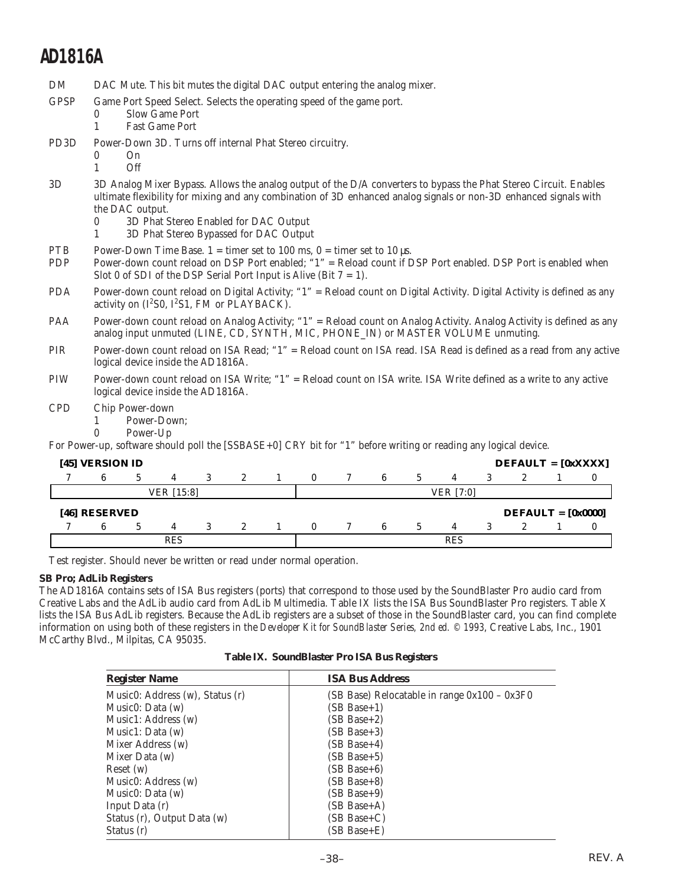DM DAC Mute. This bit mutes the digital DAC output entering the analog mixer.

GPSP Game Port Speed Select. Selects the operating speed of the game port.
- 0 Slow Game Port
- 1 Fast Game Port

PD3D Power-Down 3D. Turns off internal Phat Stereo circuitry.
- 0 On
- 1 Off

3D 3D Analog Mixer Bypass. Allows the analog output of the D/A converters to bypass the Phat Stereo Circuit. Enables ultimate flexibility for mixing and any combination of 3D enhanced analog signals or non-3D enhanced signals with the DAC output.
- 0 3D Phat Stereo Enabled for DAC Output
- 1 3D Phat Stereo Bypassed for DAC Output

PTB Power-Down Time Base. 1 = timer set to 100 ms, 0 = timer set to 10 μs.

PDP Power-down count reload on DSP Port enabled; "1" = Reload count if DSP Port enabled. DSP Port is enabled when Slot 0 of SDI of the DSP Serial Port Input is Alive (Bit 7 = 1).

PDA Power-down count reload on Digital Activity; "1" = Reload count on Digital Activity. Digital Activity is defined as any activity on ($I^2S0$, $I^2S1$, FM or PLAYBACK).

PAA Power-down count reload on Analog Activity; "1" = Reload count on Analog Activity. Analog Activity is defined as any analog input unmuted (LINE, CD, SYNTH, MIC, PHONE_IN) or MASTER VOLUME unmuting.

PIR Power-down count reload on ISA Read; "1" = Reload count on ISA read. ISA Read is defined as a read from any active logical device inside the AD1816A.

PIW Power-down count reload on ISA Write; "1" = Reload count on ISA write. ISA Write defined as a write to any active logical device inside the AD1816A.

CPD Chip Power-down
- 1 Power-Down;
- 0 Power-Up

For Power-up, software should poll the [SSBASE+0] CRY bit for "1" before writing or reading any logical device.

**[45] VERSION ID** **DEFAULT = [0xXXXX]**

| 7 | 6 | 5 | 4 | 3 | 2 | 1 | 0 | 7 | 6 | 5 | 4 | 3 | 2 | 1 | 0 |
|---|---|---|---|---|---|---|---|---|---|---|---|---|---|---|---|
| VER [15:8] | | | | | | | | VER [7:0] | | | | | | | |

**[46] RESERVED** **DEFAULT = [0x0000]**

| 7 | 6 | 5 | 4 | 3 | 2 | 1 | 0 | 7 | 6 | 5 | 4 | 3 | 2 | 1 | 0 |
|---|---|---|---|---|---|---|---|---|---|---|---|---|---|---|---|
| RES | | | | | | | | RES | | | | | | | |

Test register. Should never be written or read under normal operation.

### SB Pro; AdLib Registers

The AD1816A contains sets of ISA Bus registers (ports) that correspond to those used by the SoundBlaster Pro audio card from Creative Labs and the AdLib audio card from AdLib Multimedia. Table IX lists the ISA Bus SoundBlaster Pro registers. Table X lists the ISA Bus AdLib registers. Because the AdLib registers are a subset of those in the SoundBlaster card, you can find complete information on using both of these registers in the *Developer Kit for SoundBlaster Series, 2nd ed. © 1993*, Creative Labs, Inc., 1901 McCarthy Blvd., Milpitas, CA 95035.

**Table IX. SoundBlaster Pro ISA Bus Registers**

| Register Name | ISA Bus Address |
|---|---|
| Music0: Address (w), Status (r) | (SB Base) Relocatable in range 0x100 – 0x3F0 |
| Music0: Data (w) | (SB Base+1) |
| Music1: Address (w) | (SB Base+2) |
| Music1: Data (w) | (SB Base+3) |
| Mixer Address (w) | (SB Base+4) |
| Mixer Data (w) | (SB Base+5) |
| Reset (w) | (SB Base+6) |
| Music0: Address (w) | (SB Base+8) |
| Music0: Data (w) | (SB Base+9) |
| Input Data (r) | (SB Base+A) |
| Status (r), Output Data (w) | (SB Base+C) |
| Status (r) | (SB Base+E) |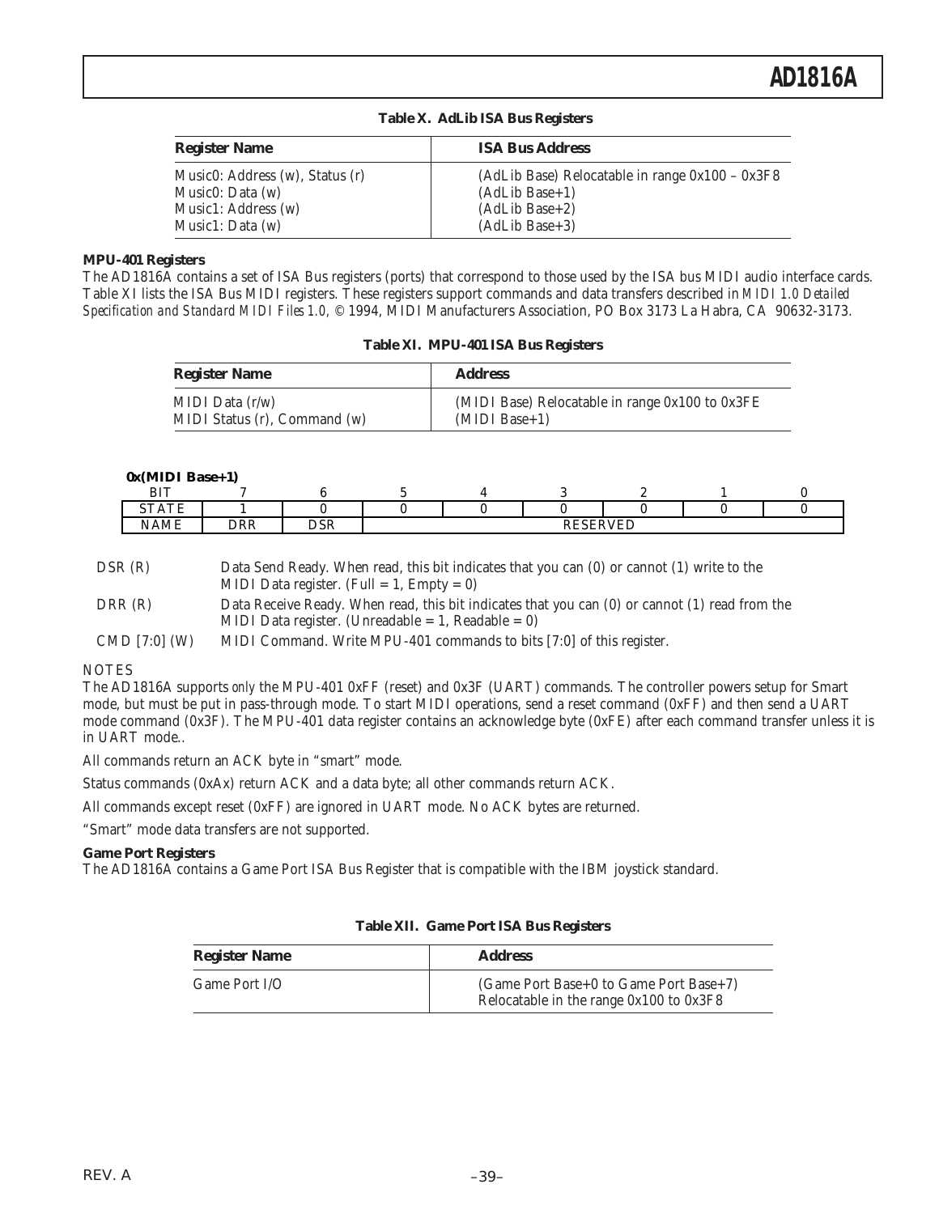**Table X. AdLib ISA Bus Registers**

| Register Name | ISA Bus Address |
|---|---|
| Music0: Address (w), Status (r) | (AdLib Base) Relocatable in range 0x100 – 0x3F8 |
| Music0: Data (w) | (AdLib Base+1) |
| Music1: Address (w) | (AdLib Base+2) |
| Music1: Data (w) | (AdLib Base+3) |

**MPU-401 Registers**

The AD1816A contains a set of ISA Bus registers (ports) that correspond to those used by the ISA bus MIDI audio interface cards. Table XI lists the ISA Bus MIDI registers. These registers support commands and data transfers described in *MIDI 1.0 Detailed Specification and Standard MIDI Files 1.0,* © 1994, MIDI Manufacturers Association, PO Box 3173 La Habra, CA 90632-3173.

**Table XI. MPU-401 ISA Bus Registers**

| Register Name | Address |
|---|---|
| MIDI Data (r/w) | (MIDI Base) Relocatable in range 0x100 to 0x3FE |
| MIDI Status (r), Command (w) | (MIDI Base+1) |

**0x(MIDI Base+1)**

| BIT | 7 | 6 | 5 | 4 | 3 | 2 | 1 | 0 |
|---|---|---|---|---|---|---|---|---|
| STATE | 1 | 0 | 0 | 0 | 0 | 0 | 0 | 0 |
| NAME | DRR | DSR | RESERVED | | | | | |

DSR (R) Data Send Ready. When read, this bit indicates that you can (0) or cannot (1) write to the MIDI Data register. (Full = 1, Empty = 0)

DRR (R) Data Receive Ready. When read, this bit indicates that you can (0) or cannot (1) read from the MIDI Data register. (Unreadable = 1, Readable = 0)

CMD [7:0] (W) MIDI Command. Write MPU-401 commands to bits [7:0] of this register.

NOTES

The AD1816A supports *only* the MPU-401 0xFF (reset) and 0x3F (UART) commands. The controller powers setup for Smart mode, but must be put in pass-through mode. To start MIDI operations, send a reset command (0xFF) and then send a UART mode command (0x3F). The MPU-401 data register contains an acknowledge byte (0xFE) after each command transfer unless it is in UART mode..

All commands return an ACK byte in "smart" mode.

Status commands (0xAx) return ACK and a data byte; all other commands return ACK.

All commands except reset (0xFF) are ignored in UART mode. No ACK bytes are returned.

"Smart" mode data transfers are not supported.

**Game Port Registers**

The AD1816A contains a Game Port ISA Bus Register that is compatible with the IBM joystick standard.

**Table XII. Game Port ISA Bus Registers**

| Register Name | Address |
|---|---|
| Game Port I/O | (Game Port Base+0 to Game Port Base+7) Relocatable in the range 0x100 to 0x3F8 |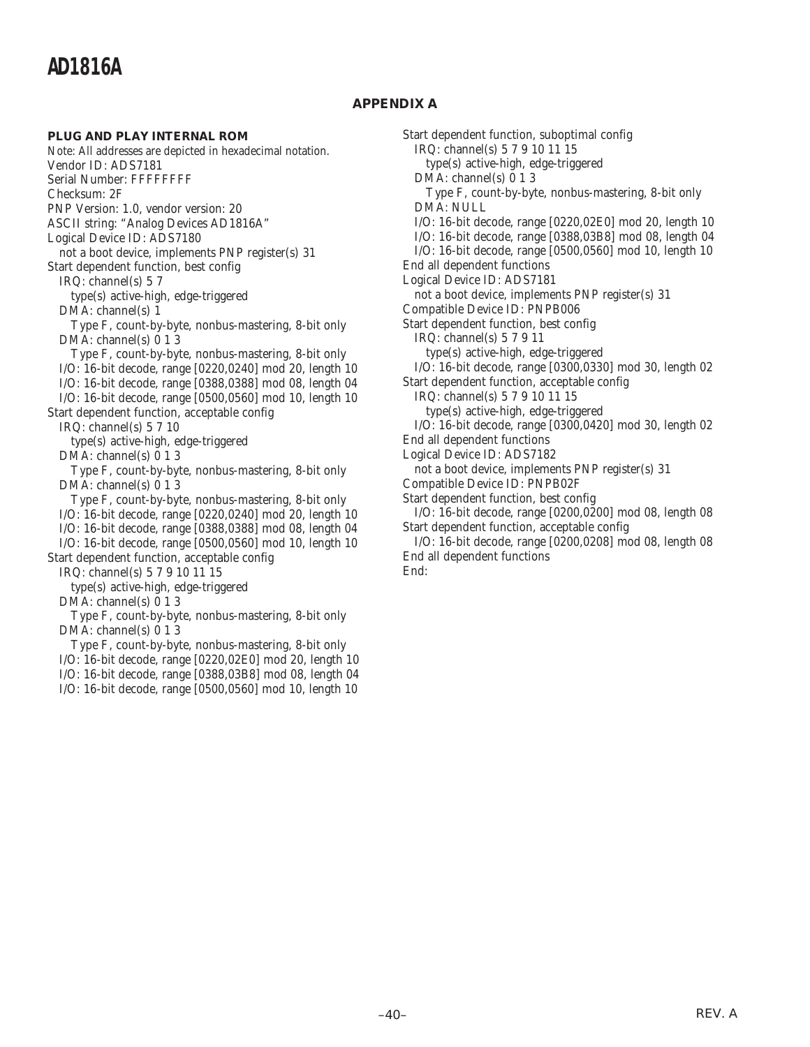## APPENDIX A

### PLUG AND PLAY INTERNAL ROM

Note: All addresses are depicted in hexadecimal notation.

```
Vendor ID: ADS7181
Serial Number: FFFFFFFF
Checksum: 2F
PNP Version: 1.0, vendor version: 20
ASCII string: "Analog Devices AD1816A"
Logical Device ID: ADS7180
   not a boot device, implements PNP register(s) 31
Start dependent function, best config
   IRQ: channel(s) 5 7
      type(s) active-high, edge-triggered
   DMA: channel(s) 1
      Type F, count-by-byte, nonbus-mastering, 8-bit only
   DMA: channel(s) 0 1 3
      Type F, count-by-byte, nonbus-mastering, 8-bit only
   I/O: 16-bit decode, range [0220,0240] mod 20, length 10
   I/O: 16-bit decode, range [0388,0388] mod 08, length 04
   I/O: 16-bit decode, range [0500,0560] mod 10, length 10
Start dependent function, acceptable config
   IRQ: channel(s) 5 7 10
      type(s) active-high, edge-triggered
   DMA: channel(s) 0 1 3
      Type F, count-by-byte, nonbus-mastering, 8-bit only
   DMA: channel(s) 0 1 3
      Type F, count-by-byte, nonbus-mastering, 8-bit only
   I/O: 16-bit decode, range [0220,0240] mod 20, length 10
   I/O: 16-bit decode, range [0388,0388] mod 08, length 04
   I/O: 16-bit decode, range [0500,0560] mod 10, length 10
Start dependent function, acceptable config
   IRQ: channel(s) 5 7 9 10 11 15
      type(s) active-high, edge-triggered
   DMA: channel(s) 0 1 3
      Type F, count-by-byte, nonbus-mastering, 8-bit only
   DMA: channel(s) 0 1 3
      Type F, count-by-byte, nonbus-mastering, 8-bit only
   I/O: 16-bit decode, range [0220,02E0] mod 20, length 10
   I/O: 16-bit decode, range [0388,03B8] mod 08, length 04
   I/O: 16-bit decode, range [0500,0560] mod 10, length 10
Start dependent function, suboptimal config
   IRQ: channel(s) 5 7 9 10 11 15
      type(s) active-high, edge-triggered
   DMA: channel(s) 0 1 3
      Type F, count-by-byte, nonbus-mastering, 8-bit only
   DMA: NULL
   I/O: 16-bit decode, range [0220,02E0] mod 20, length 10
   I/O: 16-bit decode, range [0388,03B8] mod 08, length 04
   I/O: 16-bit decode, range [0500,0560] mod 10, length 10
End all dependent functions
Logical Device ID: ADS7181
   not a boot device, implements PNP register(s) 31
Compatible Device ID: PNPB006
Start dependent function, best config
   IRQ: channel(s) 5 7 9 11
      type(s) active-high, edge-triggered
   I/O: 16-bit decode, range [0300,0330] mod 30, length 02
Start dependent function, acceptable config
   IRQ: channel(s) 5 7 9 10 11 15
      type(s) active-high, edge-triggered
   I/O: 16-bit decode, range [0300,0420] mod 30, length 02
End all dependent functions
Logical Device ID: ADS7182
   not a boot device, implements PNP register(s) 31
Compatible Device ID: PNPB02F
Start dependent function, best config
   I/O: 16-bit decode, range [0200,0200] mod 08, length 08
Start dependent function, acceptable config
   I/O: 16-bit decode, range [0200,0208] mod 08, length 08
End all dependent functions
End:
```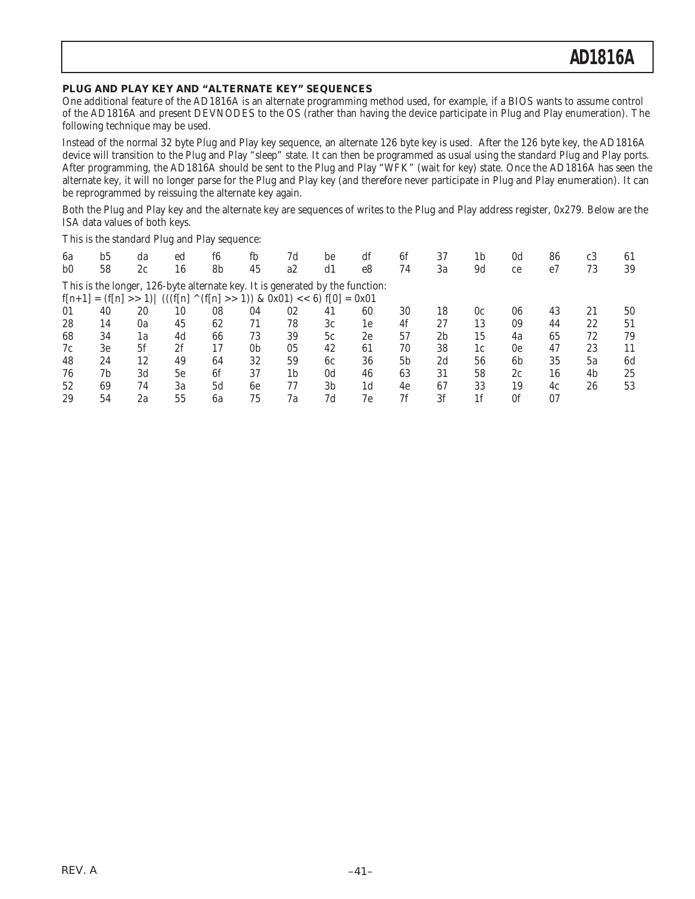## PLUG AND PLAY KEY AND "ALTERNATE KEY" SEQUENCES

One additional feature of the AD1816A is an alternate programming method used, for example, if a BIOS wants to assume control of the AD1816A and present DEVNODES to the OS (rather than having the device participate in Plug and Play enumeration). The following technique may be used.

Instead of the normal 32 byte Plug and Play key sequence, an alternate 126 byte key is used. After the 126 byte key, the AD1816A device will transition to the Plug and Play "sleep" state. It can then be programmed as usual using the standard Plug and Play ports. After programming, the AD1816A should be sent to the Plug and Play "WFK" (wait for key) state. Once the AD1816A has seen the alternate key, it will no longer parse for the Plug and Play key (and therefore never participate in Plug and Play enumeration). It can be reprogrammed by reissuing the alternate key again.

Both the Plug and Play key and the alternate key are sequences of writes to the Plug and Play address register, 0x279. Below are the ISA data values of both keys.

This is the standard Plug and Play sequence:

```
6a  b5  da  ed  f6  fb  7d  be  df  6f  37  1b  0d  86  c3  61
b0  58  2c  16  8b  45  a2  d1  e8  74  3a  9d  ce  e7  73  39
```

This is the longer, 126-byte alternate key. It is generated by the function:

```
f[n+1] = (f[n] >> 1)| (((f[n] ^(f[n] >> 1)) & 0x01) << 6) f[0] = 0x01
```

```
01  40  20  10  08  04  02  41  60  30  18  0c  06  43  21  50
28  14  0a  45  62  71  78  3c  1e  4f  27  13  09  44  22  51
68  34  1a  4d  66  73  39  5c  2e  57  2b  15  4a  65  72  79
7c  3e  5f  2f  17  0b  05  42  61  70  38  1c  0e  47  23  11
48  24  12  49  64  32  59  6c  36  5b  2d  56  6b  35  5a  6d
76  7b  3d  5e  6f  37  1b  0d  46  63  31  58  2c  16  4b  25
52  69  74  3a  5d  6e  77  3b  1d  4e  67  33  19  4c  26  53
29  54  2a  55  6a  75  7a  7d  7e  7f  3f  1f  0f  07
```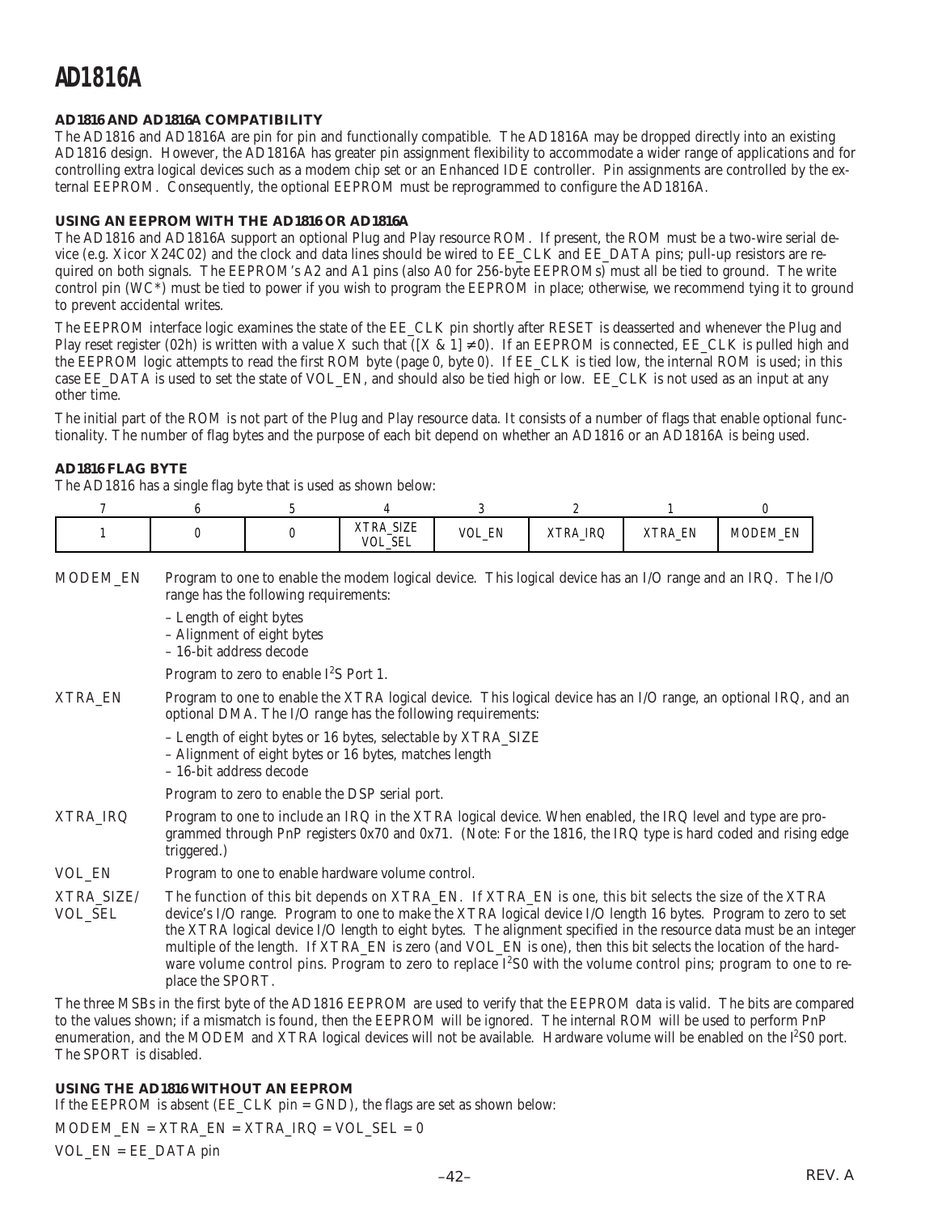## AD1816 AND AD1816A COMPATIBILITY

The AD1816 and AD1816A are pin for pin and functionally compatible. The AD1816A may be dropped directly into an existing AD1816 design. However, the AD1816A has greater pin assignment flexibility to accommodate a wider range of applications and for controlling extra logical devices such as a modem chip set or an Enhanced IDE controller. Pin assignments are controlled by the external EEPROM. Consequently, the optional EEPROM must be reprogrammed to configure the AD1816A.

## USING AN EEPROM WITH THE AD1816 OR AD1816A

The AD1816 and AD1816A support an optional Plug and Play resource ROM. If present, the ROM must be a two-wire serial device (e.g. Xicor X24C02) and the clock and data lines should be wired to EE_CLK and EE_DATA pins; pull-up resistors are required on both signals. The EEPROM's A2 and A1 pins (also A0 for 256-byte EEPROMs) must all be tied to ground. The write control pin (WC*) must be tied to power if you wish to program the EEPROM in place; otherwise, we recommend tying it to ground to prevent accidental writes.

The EEPROM interface logic examines the state of the EE_CLK pin shortly after RESET is deasserted and whenever the Plug and Play reset register (02h) is written with a value X such that ([X & 1] ≠ 0). If an EEPROM is connected, EE_CLK is pulled high and the EEPROM logic attempts to read the first ROM byte (page 0, byte 0). If EE_CLK is tied low, the internal ROM is used; in this case EE_DATA is used to set the state of VOL_EN, and should also be tied high or low. EE_CLK is not used as an input at any other time.

The initial part of the ROM is not part of the Plug and Play resource data. It consists of a number of flags that enable optional functionality. The number of flag bytes and the purpose of each bit depend on whether an AD1816 or an AD1816A is being used.

## AD1816 FLAG BYTE

The AD1816 has a single flag byte that is used as shown below:

| 7 | 6 | 5 | 4 | 3 | 2 | 1 | 0 |
|---|---|---|---|---|---|---|---|
| 1 | 0 | 0 | XTRA_SIZE VOL_SEL | VOL_EN | XTRA_IRQ | XTRA_EN | MODEM_EN |

**MODEM_EN** Program to one to enable the modem logical device. This logical device has an I/O range and an IRQ. The I/O range has the following requirements:

- Length of eight bytes
- Alignment of eight bytes
- 16-bit address decode

Program to zero to enable I²S Port 1.

**XTRA_EN** Program to one to enable the XTRA logical device. This logical device has an I/O range, an optional IRQ, and an optional DMA. The I/O range has the following requirements:

- Length of eight bytes or 16 bytes, selectable by XTRA_SIZE
- Alignment of eight bytes or 16 bytes, matches length
- 16-bit address decode

Program to zero to enable the DSP serial port.

**XTRA_IRQ** Program to one to include an IRQ in the XTRA logical device. When enabled, the IRQ level and type are programmed through PnP registers 0x70 and 0x71. (Note: For the 1816, the IRQ type is hard coded and rising edge triggered.)

**VOL_EN** Program to one to enable hardware volume control.

**XTRA_SIZE/ VOL_SEL** The function of this bit depends on XTRA_EN. If XTRA_EN is one, this bit selects the size of the XTRA device's I/O range. Program to one to make the XTRA logical device I/O length 16 bytes. Program to zero to set the XTRA logical device I/O length to eight bytes. The alignment specified in the resource data must be an integer multiple of the length. If XTRA_EN is zero (and VOL_EN is one), then this bit selects the location of the hardware volume control pins. Program to zero to replace I²S0 with the volume control pins; program to one to replace the SPORT.

The three MSBs in the first byte of the AD1816 EEPROM are used to verify that the EEPROM data is valid. The bits are compared to the values shown; if a mismatch is found, then the EEPROM will be ignored. The internal ROM will be used to perform PnP enumeration, and the MODEM and XTRA logical devices will not be available. Hardware volume will be enabled on the I²S0 port. The SPORT is disabled.

## USING THE AD1816 WITHOUT AN EEPROM

If the EEPROM is absent (EE_CLK pin = GND), the flags are set as shown below:

MODEM_EN = XTRA_EN = XTRA_IRQ = VOL_SEL = 0

VOL_EN = EE_DATA pin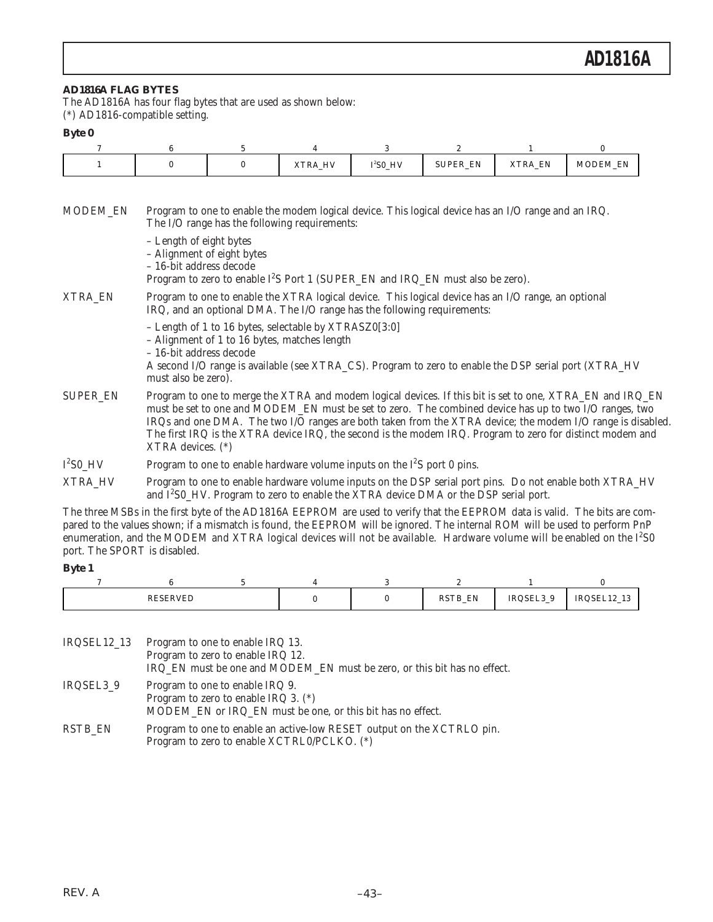**AD1816A FLAG BYTES**

The AD1816A has four flag bytes that are used as shown below:

(*) AD1816-compatible setting.

**Byte 0**

| 7 | 6 | 5 | 4 | 3 | 2 | 1 | 0 |
|---|---|---|---|---|---|---|---|
| 1 | 0 | 0 | XTRA_HV | $I^2$S0_HV | SUPER_EN | XTRA_EN | MODEM_EN |

MODEM_EN
: Program to one to enable the modem logical device. This logical device has an I/O range and an IRQ. The I/O range has the following requirements:
  - Length of eight bytes
  - Alignment of eight bytes
  - 16-bit address decode

  Program to zero to enable $I^2$S Port 1 (SUPER_EN and IRQ_EN must also be zero).

XTRA_EN
: Program to one to enable the XTRA logical device. This logical device has an I/O range, an optional IRQ, and an optional DMA. The I/O range has the following requirements:
  - Length of 1 to 16 bytes, selectable by XTRASZ0[3:0]
  - Alignment of 1 to 16 bytes, matches length
  - 16-bit address decode

  A second I/O range is available (see XTRA_CS). Program to zero to enable the DSP serial port (XTRA_HV must also be zero).

SUPER_EN
: Program to one to merge the XTRA and modem logical devices. If this bit is set to one, XTRA_EN and IRQ_EN must be set to one and MODEM_EN must be set to zero. The combined device has up to two I/O ranges, two IRQs and one DMA. The two I/O ranges are both taken from the XTRA device; the modem I/O range is disabled. The first IRQ is the XTRA device IRQ, the second is the modem IRQ. Program to zero for distinct modem and XTRA devices. (*)

$I^2$S0_HV
: Program to one to enable hardware volume inputs on the $I^2$S port 0 pins.

XTRA_HV
: Program to one to enable hardware volume inputs on the DSP serial port pins. Do not enable both XTRA_HV and $I^2$S0_HV. Program to zero to enable the XTRA device DMA or the DSP serial port.

The three MSBs in the first byte of the AD1816A EEPROM are used to verify that the EEPROM data is valid. The bits are compared to the values shown; if a mismatch is found, the EEPROM will be ignored. The internal ROM will be used to perform PnP enumeration, and the MODEM and XTRA logical devices will not be available. Hardware volume will be enabled on the $I^2$S0 port. The SPORT is disabled.

**Byte 1**

| 7 | 6 | 5 | 4 | 3 | 2 | 1 | 0 |
|---|---|---|---|---|---|---|---|
| RESERVED | | | 0 | 0 | RSTB_EN | IRQSEL3_9 | IRQSEL12_13 |

IRQSEL12_13
: Program to one to enable IRQ 13.
  Program to zero to enable IRQ 12.
  IRQ_EN must be one and MODEM_EN must be zero, or this bit has no effect.

IRQSEL3_9
: Program to one to enable IRQ 9.
  Program to zero to enable IRQ 3. (*)
  MODEM_EN or IRQ_EN must be one, or this bit has no effect.

RSTB_EN
: Program to one to enable an active-low RESET output on the XCTRLO pin.
  Program to zero to enable XCTRL0/PCLKO. (*)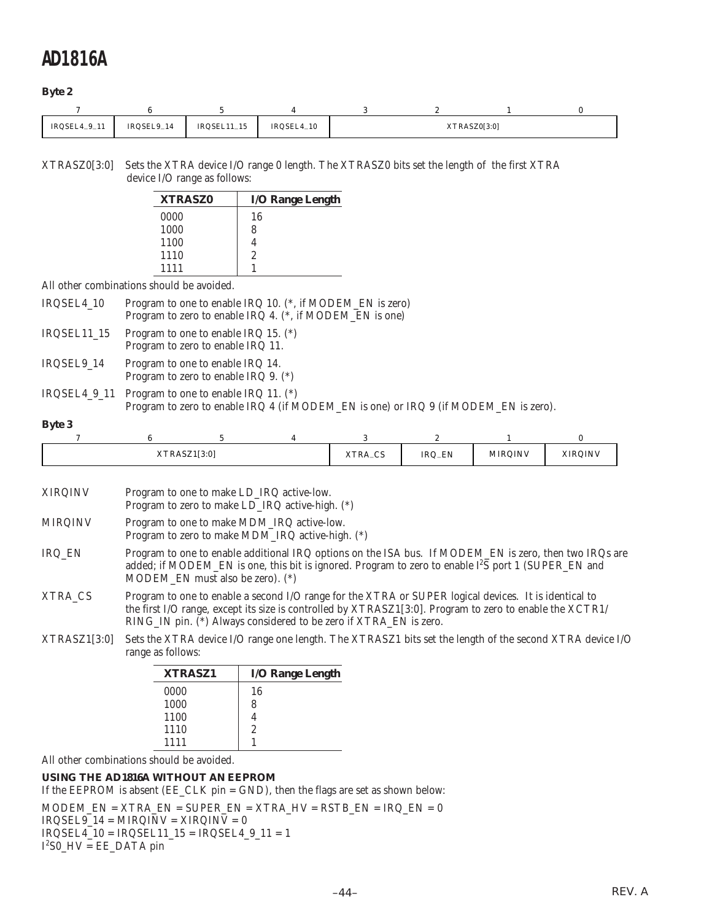**Byte 2**

| 7 | 6 | 5 | 4 | 3 | 2 | 1 | 0 |
|---|---|---|---|---|---|---|---|
| IRQSEL4_9_11 | IRQSEL9_14 | IRQSEL11_15 | IRQSEL4_10 | XTRASZ0[3:0] | | | |

XTRASZ0[3:0] Sets the XTRA device I/O range 0 length. The XTRASZ0 bits set the length of the first XTRA device I/O range as follows:

| XTRASZ0 | I/O Range Length |
|---|---|
| 0000 | 16 |
| 1000 | 8 |
| 1100 | 4 |
| 1110 | 2 |
| 1111 | 1 |

All other combinations should be avoided.

IRQSEL4_10 Program to one to enable IRQ 10. (*, if MODEM_EN is zero)
Program to zero to enable IRQ 4. (*, if MODEM_EN is one)

IRQSEL11_15 Program to one to enable IRQ 15. (*)
Program to zero to enable IRQ 11.

IRQSEL9_14 Program to one to enable IRQ 14.
Program to zero to enable IRQ 9. (*)

IRQSEL4_9_11 Program to one to enable IRQ 11. (*)
Program to zero to enable IRQ 4 (if MODEM_EN is one) or IRQ 9 (if MODEM_EN is zero).

**Byte 3**

| 7 | 6 | 5 | 4 | 3 | 2 | 1 | 0 |
|---|---|---|---|---|---|---|---|
| XTRASZ1[3:0] | | | | XTRA_CS | IRQ_EN | MIRQINV | XIRQINV |

XIRQINV Program to one to make LD_IRQ active-low.
Program to zero to make LD_IRQ active-high. (*)

MIRQINV Program to one to make MDM_IRQ active-low.
Program to zero to make MDM_IRQ active-high. (*)

IRQ_EN Program to one to enable additional IRQ options on the ISA bus. If MODEM_EN is zero, then two IRQs are added; if MODEM_EN is one, this bit is ignored. Program to zero to enable $I^2S$ port 1 (SUPER_EN and MODEM_EN must also be zero). (*)

XTRA_CS Program to one to enable a second I/O range for the XTRA or SUPER logical devices. It is identical to the first I/O range, except its size is controlled by XTRASZ1[3:0]. Program to zero to enable the XCTR1/RING_IN pin. (*) Always considered to be zero if XTRA_EN is zero.

XTRASZ1[3:0] Sets the XTRA device I/O range one length. The XTRASZ1 bits set the length of the second XTRA device I/O range as follows:

| XTRASZ1 | I/O Range Length |
|---|---|
| 0000 | 16 |
| 1000 | 8 |
| 1100 | 4 |
| 1110 | 2 |
| 1111 | 1 |

All other combinations should be avoided.

**USING THE AD1816A WITHOUT AN EEPROM**

If the EEPROM is absent (EE_CLK pin = GND), then the flags are set as shown below:

MODEM_EN = XTRA_EN = SUPER_EN = XTRA_HV = RSTB_EN = IRQ_EN = 0
IRQSEL9_14 = MIRQINV = XIRQINV = 0
IRQSEL4_10 = IRQSEL11_15 = IRQSEL4_9_11 = 1
$I^2S0$_HV = EE_DATA pin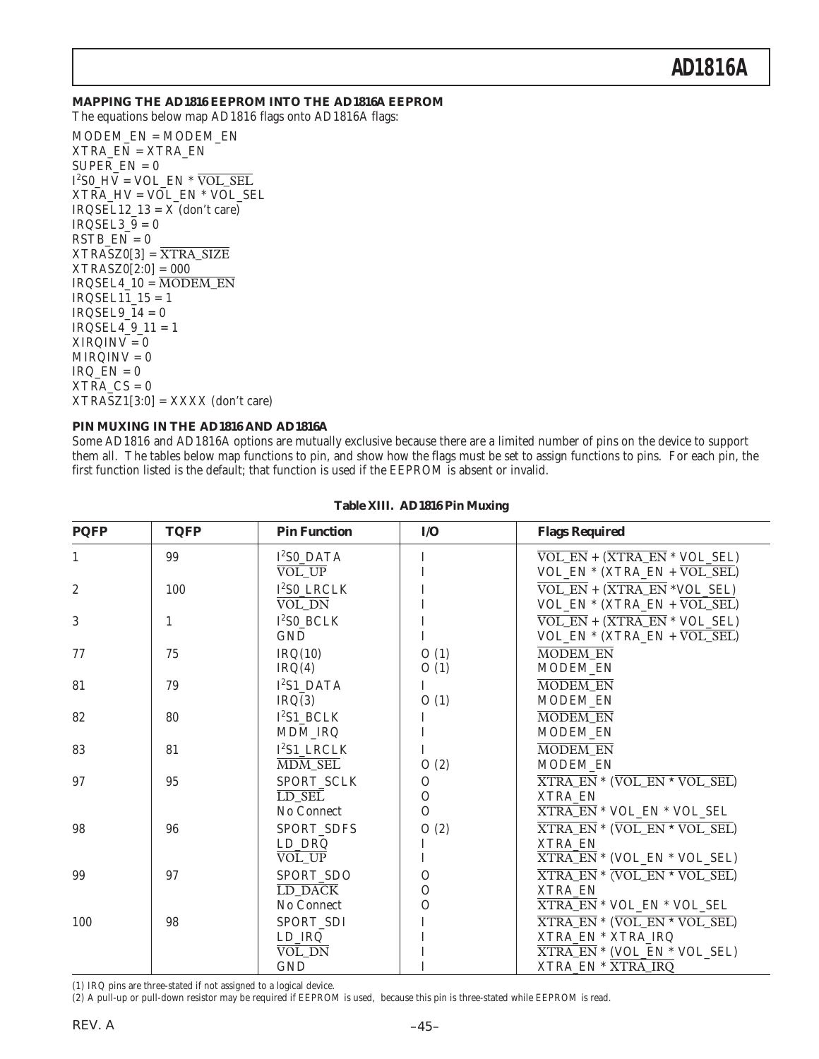## MAPPING THE AD1816 EEPROM INTO THE AD1816A EEPROM

The equations below map AD1816 flags onto AD1816A flags:

MODEM_EN = MODEM_EN
XTRA_EN = XTRA_EN
SUPER_EN = 0
$I^2$S0_HV = VOL_EN * $\overline{\text{VOL\_SEL}}$
XTRA_HV = VOL_EN * VOL_SEL
IRQSEL12_13 = X (don't care)
IRQSEL3_9 = 0
RSTB_EN = 0
XTRASZ0[3] = $\overline{\text{XTRA\_SIZE}}$
XTRASZ0[2:0] = 000
IRQSEL4_10 = $\overline{\text{MODEM\_EN}}$
IRQSEL11_15 = 1
IRQSEL9_14 = 0
IRQSEL4_9_11 = 1
XIRQINV = 0
MIRQINV = 0
IRQ_EN = 0
XTRA_CS = 0
XTRASZ1[3:0] = XXXX (don't care)

## PIN MUXING IN THE AD1816 AND AD1816A

Some AD1816 and AD1816A options are mutually exclusive because there are a limited number of pins on the device to support them all. The tables below map functions to pin, and show how the flags must be set to assign functions to pins. For each pin, the first function listed is the default; that function is used if the EEPROM is absent or invalid.

**Table XIII. AD1816 Pin Muxing**

| PQFP | TQFP | Pin Function | I/O | Flags Required |
|---|---|---|---|---|
| 1 | 99 | $I^2$S0_DATA | I | $\overline{\text{VOL\_EN}}$ + ($\overline{\text{XTRA\_EN}}$ * VOL_SEL) |
| | | $\overline{\text{VOL\_UP}}$ | I | VOL_EN * (XTRA_EN + $\overline{\text{VOL\_SEL}}$) |
| 2 | 100 | $I^2$S0_LRCLK | I | $\overline{\text{VOL\_EN}}$ + ($\overline{\text{XTRA\_EN}}$ *VOL_SEL) |
| | | $\overline{\text{VOL\_DN}}$ | I | VOL_EN * (XTRA_EN + $\overline{\text{VOL\_SEL}}$) |
| 3 | 1 | $I^2$S0_BCLK | I | $\overline{\text{VOL\_EN}}$ + ($\overline{\text{XTRA\_EN}}$ * VOL_SEL) |
| | | GND | I | VOL_EN * (XTRA_EN + $\overline{\text{VOL\_SEL}}$) |
| 77 | 75 | IRQ(10) | O (1) | $\overline{\text{MODEM\_EN}}$ |
| | | IRQ(4) | O (1) | MODEM_EN |
| 81 | 79 | $I^2$S1_DATA | I | $\overline{\text{MODEM\_EN}}$ |
| | | IRQ(3) | O (1) | MODEM_EN |
| 82 | 80 | $I^2$S1_BCLK | I | $\overline{\text{MODEM\_EN}}$ |
| | | MDM_IRQ | I | MODEM_EN |
| 83 | 81 | $I^2$S1_LRCLK | I | $\overline{\text{MODEM\_EN}}$ |
| | | $\overline{\text{MDM\_SEL}}$ | O (2) | MODEM_EN |
| 97 | 95 | SPORT_SCLK | O | $\overline{\text{XTRA\_EN}}$ * ($\overline{\text{VOL\_EN * VOL\_SEL}}$) |
| | | $\overline{\text{LD\_SEL}}$ | O | XTRA_EN |
| | | No Connect | O | $\overline{\text{XTRA\_EN}}$ * VOL_EN * VOL_SEL |
| 98 | 96 | SPORT_SDFS | O (2) | $\overline{\text{XTRA\_EN}}$ * ($\overline{\text{VOL\_EN * VOL\_SEL}}$) |
| | | LD_DRQ | I | XTRA_EN |
| | | $\overline{\text{VOL\_UP}}$ | I | $\overline{\text{XTRA\_EN}}$ * (VOL_EN * VOL_SEL) |
| 99 | 97 | SPORT_SDO | O | $\overline{\text{XTRA\_EN}}$ * ($\overline{\text{VOL\_EN * VOL\_SEL}}$) |
| | | $\overline{\text{LD\_DACK}}$ | O | XTRA_EN |
| | | No Connect | O | $\overline{\text{XTRA\_EN}}$ * VOL_EN * VOL_SEL |
| 100 | 98 | SPORT_SDI | I | $\overline{\text{XTRA\_EN}}$ * ($\overline{\text{VOL\_EN * VOL\_SEL}}$) |
| | | LD_IRQ | I | XTRA_EN * XTRA_IRQ |
| | | $\overline{\text{VOL\_DN}}$ | I | $\overline{\text{XTRA\_EN}}$ * (VOL_EN * VOL_SEL) |
| | | GND | I | XTRA_EN * $\overline{\text{XTRA\_IRQ}}$ |

(1) IRQ pins are three-stated if not assigned to a logical device.
(2) A pull-up or pull-down resistor may be required if EEPROM is used, because this pin is three-stated while EEPROM is read.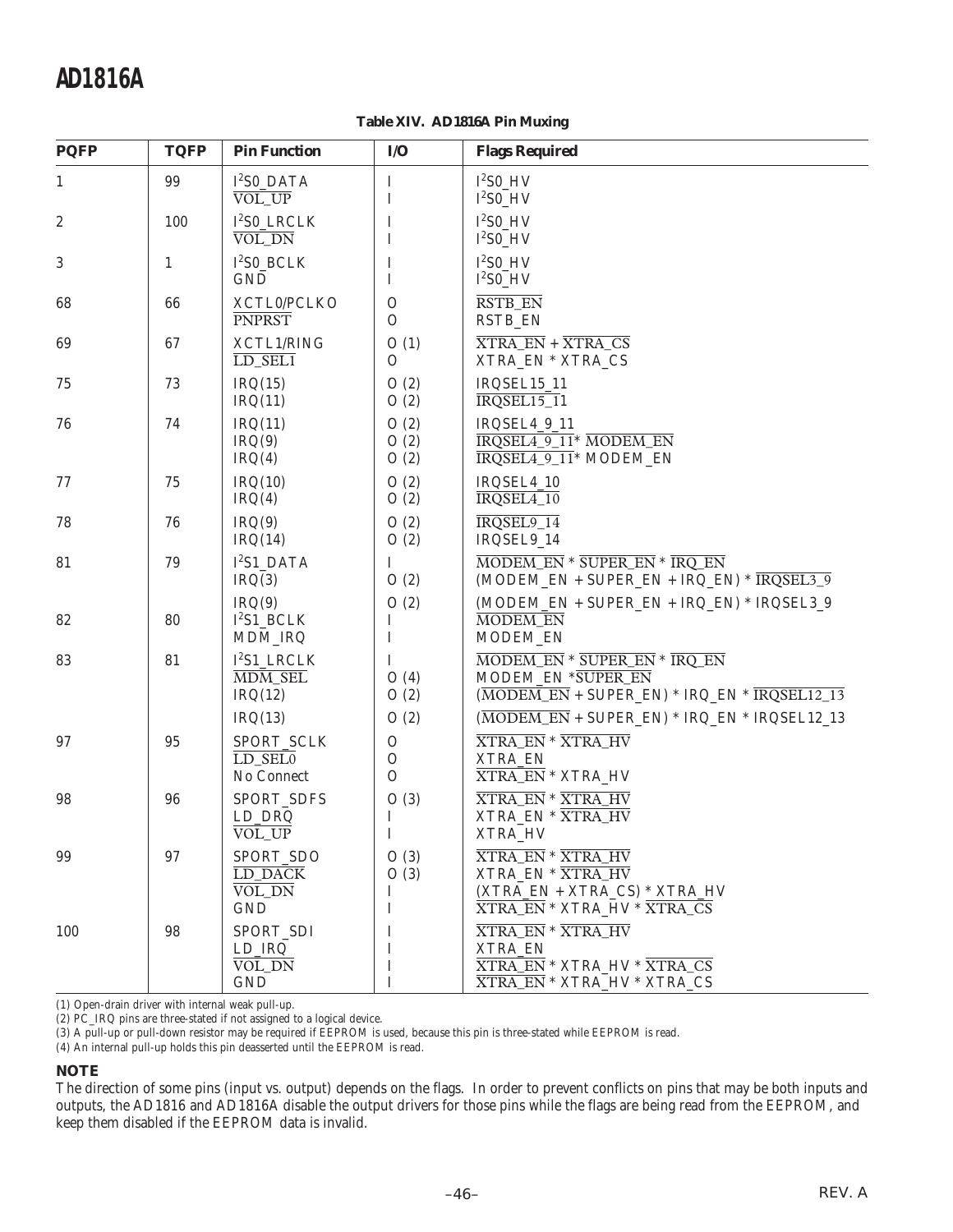**Table XIV. AD1816A Pin Muxing**

| PQFP | TQFP | Pin Function | I/O | Flags Required |
|---|---|---|---|---|
| 1 | 99 | I$^2$S0_DATA<br>$\overline{\text{VOL\_UP}}$ | I<br>I | I$^2$S0_HV<br>$\overline{\text{I}^2\text{S0\_HV}}$ |
| 2 | 100 | I$^2$S0_LRCLK<br>$\overline{\text{VOL\_DN}}$ | I<br>I | I$^2$S0_HV<br>$\overline{\text{I}^2\text{S0\_HV}}$ |
| 3 | 1 | I$^2$S0_BCLK<br>GND | I<br>I | I$^2$S0_HV<br>$\overline{\text{I}^2\text{S0\_HV}}$ |
| 68 | 66 | XCTL0/PCLKO<br>$\overline{\text{PNPRST}}$ | O<br>O | $\overline{\text{RSTB\_EN}}$<br>RSTB_EN |
| 69 | 67 | XCTL1/RING<br>$\overline{\text{LD\_SEL1}}$ | O (1)<br>O | $\overline{\text{XTRA\_EN}}$ + $\overline{\text{XTRA\_CS}}$<br>XTRA_EN * XTRA_CS |
| 75 | 73 | IRQ(15)<br>IRQ(11) | O (2)<br>O (2) | IRQSEL15_11<br>$\overline{\text{IRQSEL15\_11}}$ |
| 76 | 74 | IRQ(11)<br>IRQ(9)<br>IRQ(4) | O (2)<br>O (2)<br>O (2) | IRQSEL4_9_11<br>$\overline{\text{IRQSEL4\_9\_11}}$ * $\overline{\text{MODEM\_EN}}$<br>$\overline{\text{IRQSEL4\_9\_11}}$ * MODEM_EN |
| 77 | 75 | IRQ(10)<br>IRQ(4) | O (2)<br>O (2) | IRQSEL4_10<br>$\overline{\text{IRQSEL4\_10}}$ |
| 78 | 76 | IRQ(9)<br>IRQ(14) | O (2)<br>O (2) | $\overline{\text{IRQSEL9\_14}}$<br>IRQSEL9_14 |
| 81 | 79 | I$^2$S1_DATA<br>IRQ(3)<br>IRQ(9) | I<br>O (2)<br>O (2) | $\overline{\text{MODEM\_EN}}$ * $\overline{\text{SUPER\_EN}}$ * $\overline{\text{IRQ\_EN}}$<br>(MODEM_EN + SUPER_EN + IRQ_EN) * $\overline{\text{IRQSEL3\_9}}$<br>(MODEM_EN + SUPER_EN + IRQ_EN) * IRQSEL3_9 |
| 82 | 80 | I$^2$S1_BCLK<br>MDM_IRQ | I<br>I | $\overline{\text{MODEM\_EN}}$<br>MODEM_EN |
| 83 | 81 | I$^2$S1_LRCLK<br>$\overline{\text{MDM\_SEL}}$<br>IRQ(12)<br>IRQ(13) | I<br>O (4)<br>O (2)<br>O (2) | $\overline{\text{MODEM\_EN}}$ * $\overline{\text{SUPER\_EN}}$ * $\overline{\text{IRQ\_EN}}$<br>MODEM_EN * $\overline{\text{SUPER\_EN}}$<br>($\overline{\text{MODEM\_EN}}$ + SUPER_EN) * IRQ_EN * $\overline{\text{IRQSEL12\_13}}$<br>($\overline{\text{MODEM\_EN}}$ + SUPER_EN) * IRQ_EN * IRQSEL12_13 |
| 97 | 95 | SPORT_SCLK<br>$\overline{\text{LD\_SEL0}}$<br>No Connect | O<br>O<br>O | $\overline{\text{XTRA\_EN}}$ * $\overline{\text{XTRA\_HV}}$<br>XTRA_EN<br>$\overline{\text{XTRA\_EN}}$ * XTRA_HV |
| 98 | 96 | SPORT_SDFS<br>LD_DRQ<br>$\overline{\text{VOL\_UP}}$ | O (3)<br>I<br>I | $\overline{\text{XTRA\_EN}}$ * $\overline{\text{XTRA\_HV}}$<br>XTRA_EN * $\overline{\text{XTRA\_HV}}$<br>XTRA_HV |
| 99 | 97 | SPORT_SDO<br>$\overline{\text{LD\_DACK}}$<br>$\overline{\text{VOL\_DN}}$<br>GND | O (3)<br>O (3)<br>I<br>I | $\overline{\text{XTRA\_EN}}$ * $\overline{\text{XTRA\_HV}}$<br>XTRA_EN * $\overline{\text{XTRA\_HV}}$<br>(XTRA_EN + XTRA_CS) * XTRA_HV<br>$\overline{\text{XTRA\_EN}}$ * XTRA_HV * $\overline{\text{XTRA\_CS}}$ |
| 100 | 98 | SPORT_SDI<br>LD_IRQ<br>$\overline{\text{VOL\_DN}}$<br>GND | I<br>I<br>I<br>I | $\overline{\text{XTRA\_EN}}$ * $\overline{\text{XTRA\_HV}}$<br>XTRA_EN<br>$\overline{\text{XTRA\_EN}}$ * XTRA_HV * $\overline{\text{XTRA\_CS}}$<br>$\overline{\text{XTRA\_EN}}$ * XTRA_HV * XTRA_CS |

(1) Open-drain driver with internal weak pull-up.
(2) PC_IRQ pins are three-stated if not assigned to a logical device.
(3) A pull-up or pull-down resistor may be required if EEPROM is used, because this pin is three-stated while EEPROM is read.
(4) An internal pull-up holds this pin deasserted until the EEPROM is read.

**NOTE**

The direction of some pins (input vs. output) depends on the flags. In order to prevent conflicts on pins that may be both inputs and outputs, the AD1816 and AD1816A disable the output drivers for those pins while the flags are being read from the EEPROM, and keep them disabled if the EEPROM data is invalid.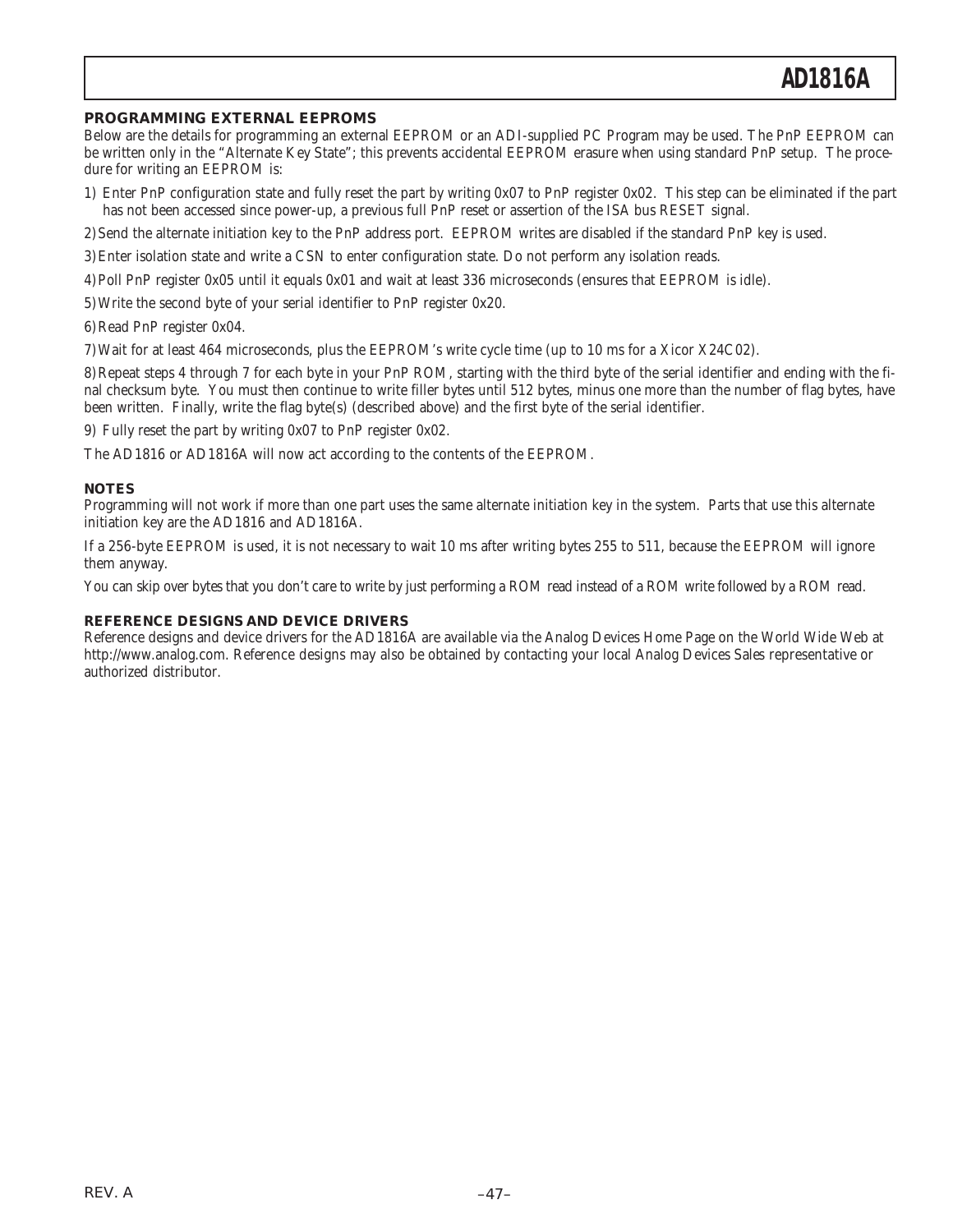## PROGRAMMING EXTERNAL EEPROMS

Below are the details for programming an external EEPROM or an ADI-supplied PC Program may be used. The PnP EEPROM can be written only in the "Alternate Key State"; this prevents accidental EEPROM erasure when using standard PnP setup. The procedure for writing an EEPROM is:

1) Enter PnP configuration state and fully reset the part by writing 0x07 to PnP register 0x02. This step can be eliminated if the part has not been accessed since power-up, a previous full PnP reset or assertion of the ISA bus RESET signal.

2) Send the alternate initiation key to the PnP address port. EEPROM writes are disabled if the standard PnP key is used.

3) Enter isolation state and write a CSN to enter configuration state. Do not perform any isolation reads.

4) Poll PnP register 0x05 until it equals 0x01 and wait at least 336 microseconds (ensures that EEPROM is idle).

5) Write the second byte of your serial identifier to PnP register 0x20.

6) Read PnP register 0x04.

7) Wait for at least 464 microseconds, plus the EEPROM's write cycle time (up to 10 ms for a Xicor X24C02).

8) Repeat steps 4 through 7 for each byte in your PnP ROM, starting with the third byte of the serial identifier and ending with the final checksum byte. You must then continue to write filler bytes until 512 bytes, minus one more than the number of flag bytes, have been written. Finally, write the flag byte(s) (described above) and the first byte of the serial identifier.

9) Fully reset the part by writing 0x07 to PnP register 0x02.

The AD1816 or AD1816A will now act according to the contents of the EEPROM.

## NOTES

Programming will not work if more than one part uses the same alternate initiation key in the system. Parts that use this alternate initiation key are the AD1816 and AD1816A.

If a 256-byte EEPROM is used, it is not necessary to wait 10 ms after writing bytes 255 to 511, because the EEPROM will ignore them anyway.

You can skip over bytes that you don't care to write by just performing a ROM read instead of a ROM write followed by a ROM read.

## REFERENCE DESIGNS AND DEVICE DRIVERS

Reference designs and device drivers for the AD1816A are available via the Analog Devices Home Page on the World Wide Web at http://www.analog.com. Reference designs may also be obtained by contacting your local Analog Devices Sales representative or authorized distributor.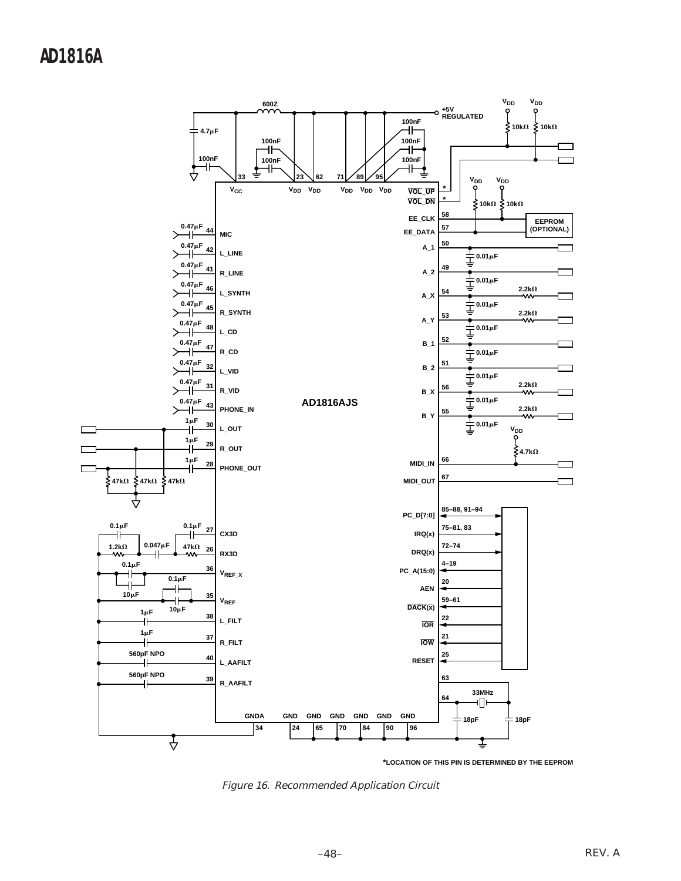*LOCATION OF THIS PIN IS DETERMINED BY THE EEPROM

*Figure 16. Recommended Application Circuit*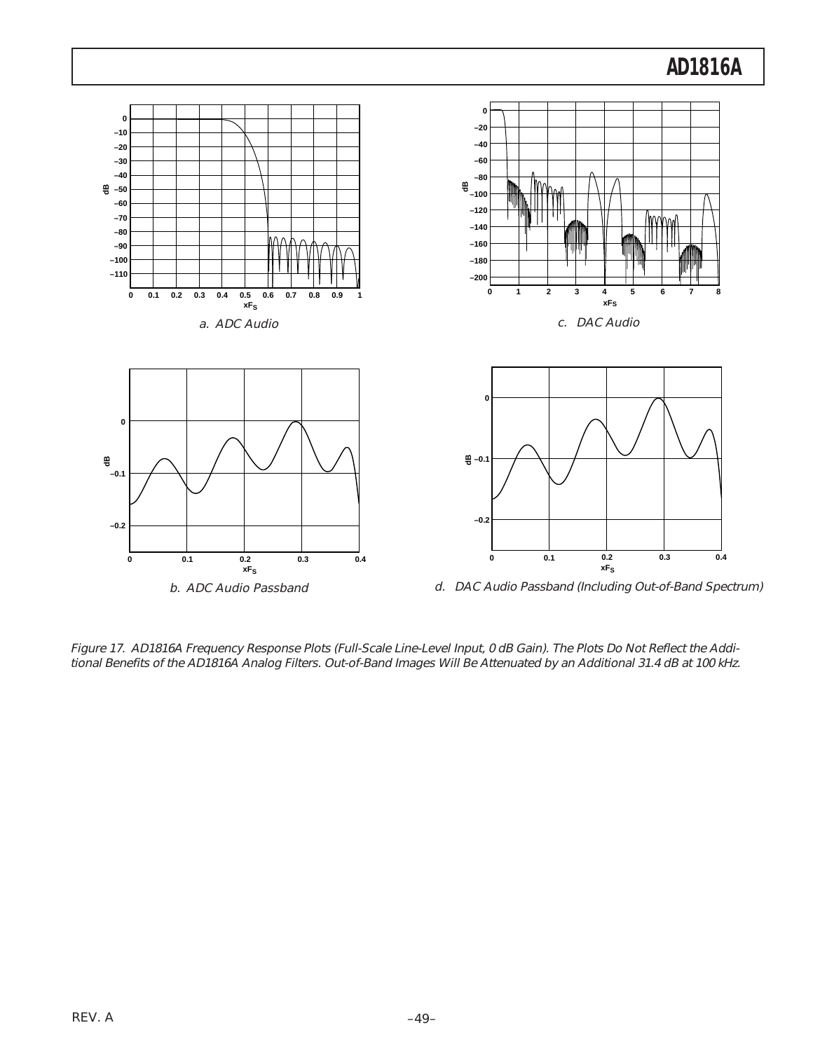a. ADC Audio

c. DAC Audio

b. ADC Audio Passband

d. DAC Audio Passband (Including Out-of-Band Spectrum)

*Figure 17. AD1816A Frequency Response Plots (Full-Scale Line-Level Input, 0 dB Gain). The Plots Do Not Reflect the Additional Benefits of the AD1816A Analog Filters. Out-of-Band Images Will Be Attenuated by an Additional 31.4 dB at 100 kHz.*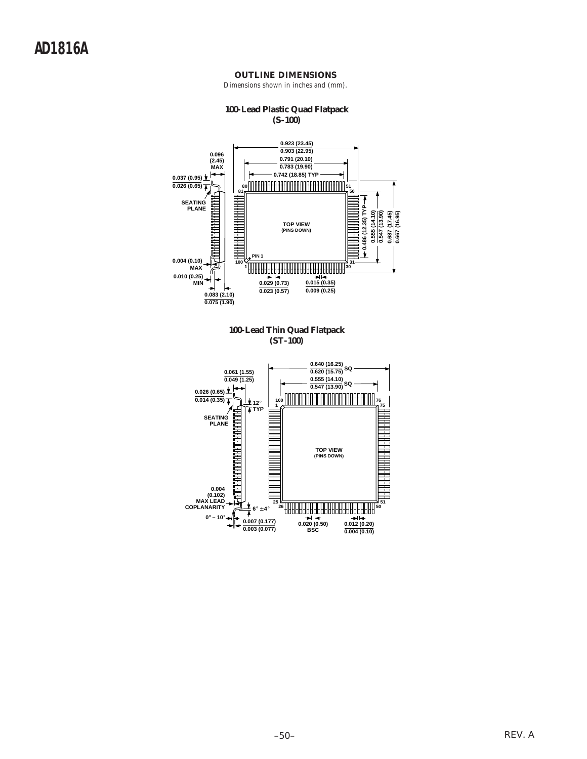## OUTLINE DIMENSIONS

*Dimensions shown in inches and (mm).*

### 100-Lead Plastic Quad Flatpack (S-100)

0.923 (23.45)
0.903 (22.95)

0.791 (20.10)
0.783 (19.90)

0.742 (18.85) TYP

0.096 (2.45) MAX

0.037 (0.95)
0.026 (0.65)

SEATING PLANE

80 81 51 50

TOP VIEW (PINS DOWN)

PIN 1

100 1 30 31

0.486 (12.35) TYP

0.555 (14.10)
0.547 (13.90)

0.687 (17.45)
0.667 (16.95)

0.004 (0.10) MAX

0.010 (0.25) MIN

0.083 (2.10)
0.075 (1.90)

0.029 (0.73)
0.023 (0.57)

0.015 (0.35)
0.009 (0.25)

### 100-Lead Thin Quad Flatpack (ST-100)

0.640 (16.25)
0.620 (15.75) SQ

0.555 (14.10)
0.547 (13.90) SQ

0.061 (1.55)
0.049 (1.25)

0.026 (0.65)
0.014 (0.35)

12° TYP

SEATING PLANE

100 1 76 75

TOP VIEW (PINS DOWN)

25 26 50 51

0.004 (0.102) MAX LEAD COPLANARITY

6° ±4°

0° – 10°

0.007 (0.177)
0.003 (0.077)

0.020 (0.50) BSC

0.012 (0.20)
0.004 (0.10)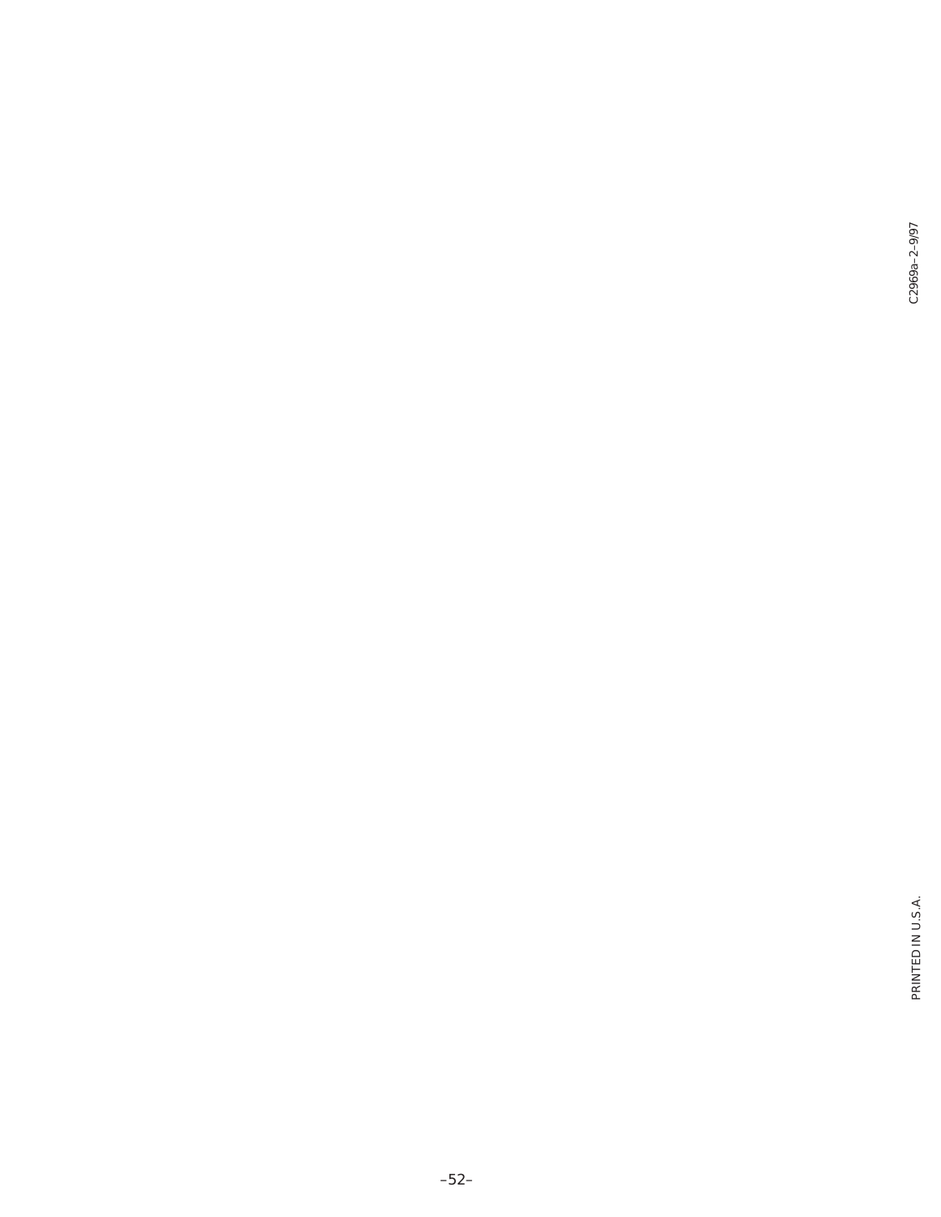C2969a–2–9/97

PRINTED IN U.S.A.